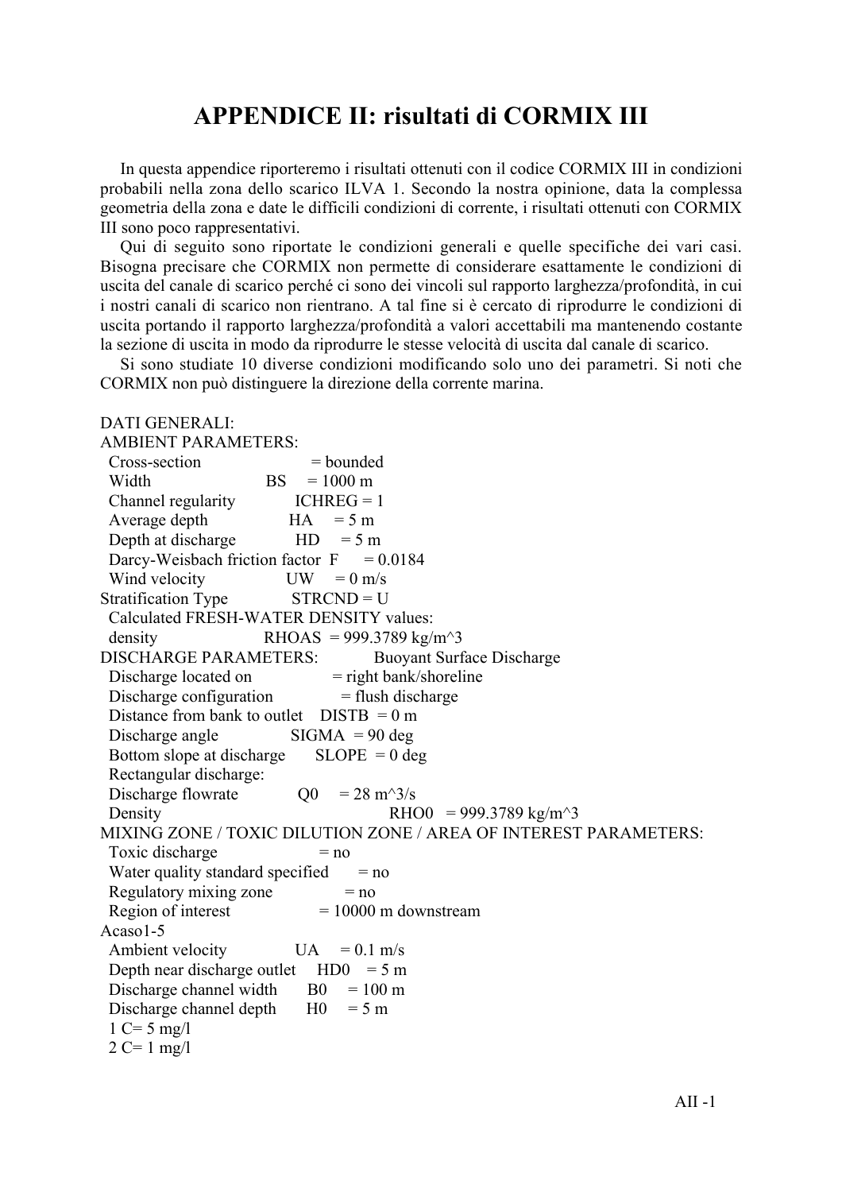# APPENDICE II: risultati di CORMIX III

In questa appendice riporteremo i risultati ottenuti con il codice CORMIX III in condizioni probabili nella zona dello scarico ILVA 1. Secondo la nostra opinione, data la complessa geometria della zona e date le difficili condizioni di corrente, i risultati ottenuti con CORMIX III sono poco rappresentativi.

Qui di seguito sono riportate le condizioni generali e quelle specifiche dei vari casi. Bisogna precisare che CORMIX non permette di considerare esattamente le condizioni di uscita del canale di scarico perché ci sono dei vincoli sul rapporto larghezza/profondità, in cui i nostri canali di scarico non rientrano. A tal fine si è cercato di riprodurre le condizioni di uscita portando il rapporto larghezza/profondità a valori accettabili ma mantenendo costante la sezione di uscita in modo da riprodurre le stesse velocità di uscita dal canale di scarico.

Si sono studiate 10 diverse condizioni modificando solo uno dei parametri. Si noti che CORMIX non può distinguere la direzione della corrente marina.

```
DATI GENERALI:
AMBIENT PARAMETERS:
  Cross-section                      = bounded
  Width                    BS     = 1000 m
  Channel regularity          ICHREG = 1
  Average depth              HA     = 5 m
  Depth at discharge          HD     = 5 m
  Darcy-Weisbach friction factor  F      = 0.0184
  Wind velocity              UW     = 0 m/s
Stratification Type          STRCND = U
  Calculated FRESH-WATER DENSITY values:
  density                  RHOAS  = 999.3789 kg/m^3
DISCHARGE PARAMETERS:            Buoyant Surface Discharge
  Discharge located on             = right bank/shoreline
  Discharge configuration           = flush discharge
  Distance from bank to outlet    DISTB  = 0 m
  Discharge angle             SIGMA  = 90 deg
  Bottom slope at discharge       SLOPE  = 0 deg
  Rectangular discharge:
  Discharge flowrate           Q0     = 28 m^3/s
  Density                                RHO0   = 999.3789 kg/m^3
MIXING ZONE / TOXIC DILUTION ZONE / AREA OF INTEREST PARAMETERS:
  Toxic discharge                 = no
  Water quality standard specified      = no
  Regulatory mixing zone              = no
  Region of interest               = 10000 m downstream
Acaso1-5
  Ambient velocity             UA     = 0.1 m/s
  Depth near discharge outlet     HD0    = 5 m
  Discharge channel width       B0     = 100 m
  Discharge channel depth       H0     = 5 m
  1 C= 5 mg/l
  2 C= 1 mg/l
```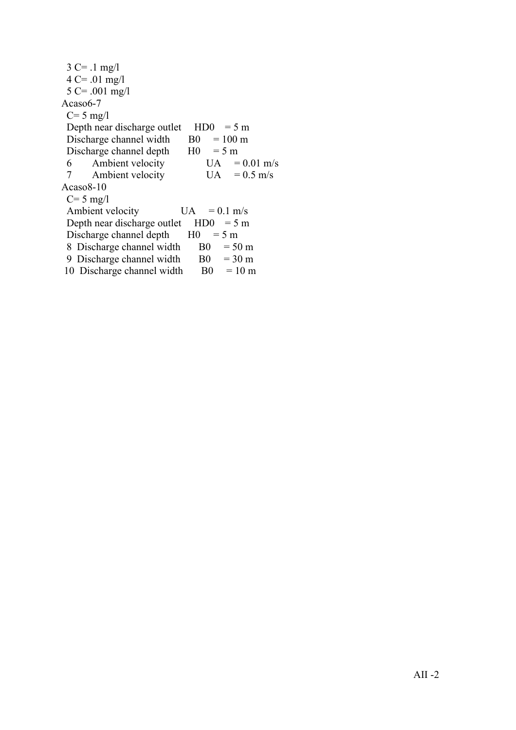3 C= .1 mg/l
4 C= .01 mg/l
5 C= .001 mg/l

Acaso6-7

C= 5 mg/l
Depth near discharge outlet HD0 = 5 m
Discharge channel width B0 = 100 m
Discharge channel depth H0 = 5 m
6 Ambient velocity UA = 0.01 m/s
7 Ambient velocity UA = 0.5 m/s

Acaso8-10

C= 5 mg/l
Ambient velocity UA = 0.1 m/s
Depth near discharge outlet HD0 = 5 m
Discharge channel depth H0 = 5 m
8 Discharge channel width B0 = 50 m
9 Discharge channel width B0 = 30 m
10 Discharge channel width B0 = 10 m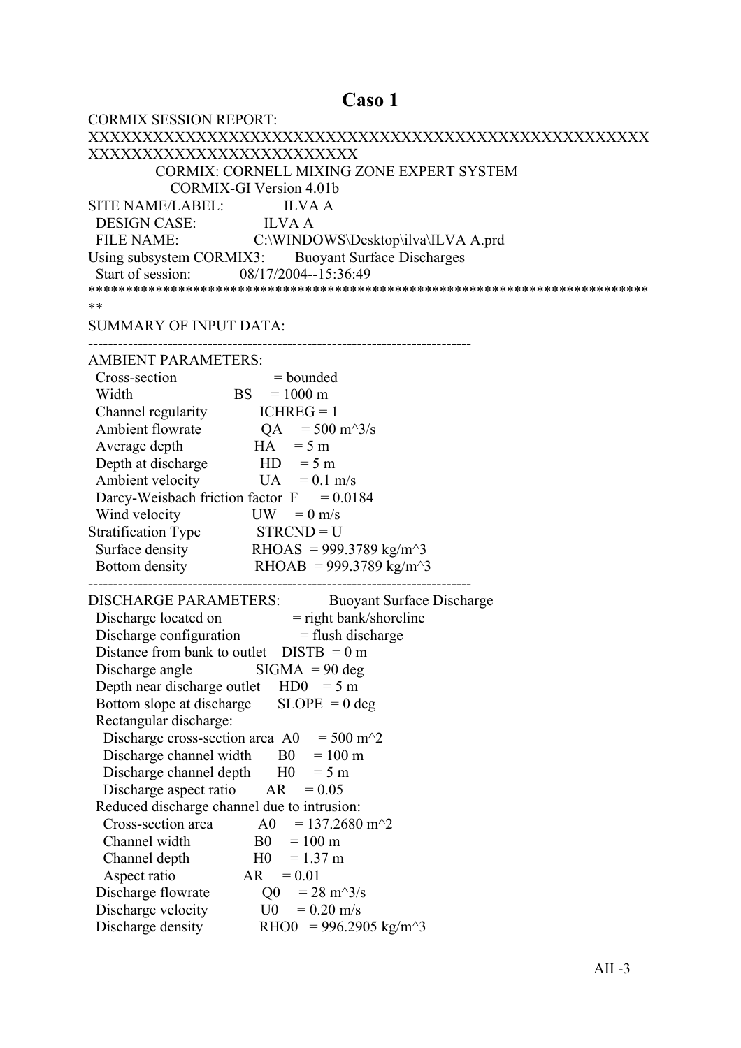# Caso 1

CORMIX SESSION REPORT:
XXXXXXXXXXXXXXXXXXXXXXXXXXXXXXXXXXXXXXXXXXXXXXXXXXXXXXXXXXXXXXXXXXXXXXXXXXXXXXX

```
              CORMIX: CORNELL MIXING ZONE EXPERT SYSTEM
                CORMIX-GI Version 4.01b
SITE NAME/LABEL:          ILVA A
  DESIGN CASE:            ILVA A
  FILE NAME:              C:\WINDOWS\Desktop\ilva\ILVA A.prd
Using subsystem CORMIX3:     Buoyant Surface Discharges
  Start of session:       08/17/2004--15:36:49
****************************************************************************
SUMMARY OF INPUT DATA:
---------------------------------------------------------------------------
AMBIENT PARAMETERS:
  Cross-section                   = bounded
  Width                   BS      = 1000 m
  Channel regularity      ICHREG  = 1
  Ambient flowrate        QA      = 500 m^3/s
  Average depth           HA      = 5 m
  Depth at discharge      HD      = 5 m
  Ambient velocity        UA      = 0.1 m/s
  Darcy-Weisbach friction factor  F  = 0.0184
  Wind velocity           UW      = 0 m/s
Stratification Type       STRCND  = U
  Surface density         RHOAS   = 999.3789 kg/m^3
  Bottom density          RHOAB   = 999.3789 kg/m^3
---------------------------------------------------------------------------
DISCHARGE PARAMETERS:         Buoyant Surface Discharge
  Discharge located on              = right bank/shoreline
  Discharge configuration           = flush discharge
  Distance from bank to outlet   DISTB  = 0 m
  Discharge angle                SIGMA  = 90 deg
  Depth near discharge outlet    HD0    = 5 m
  Bottom slope at discharge      SLOPE  = 0 deg
  Rectangular discharge:
    Discharge cross-section area  A0   = 500 m^2
    Discharge channel width       B0   = 100 m
    Discharge channel depth       H0   = 5 m
    Discharge aspect ratio        AR   = 0.05
  Reduced discharge channel due to intrusion:
    Cross-section area            A0   = 137.2680 m^2
    Channel width                 B0   = 100 m
    Channel depth                 H0   = 1.37 m
    Aspect ratio                  AR   = 0.01
  Discharge flowrate              Q0   = 28 m^3/s
  Discharge velocity              U0   = 0.20 m/s
  Discharge density               RHO0 = 996.2905 kg/m^3
```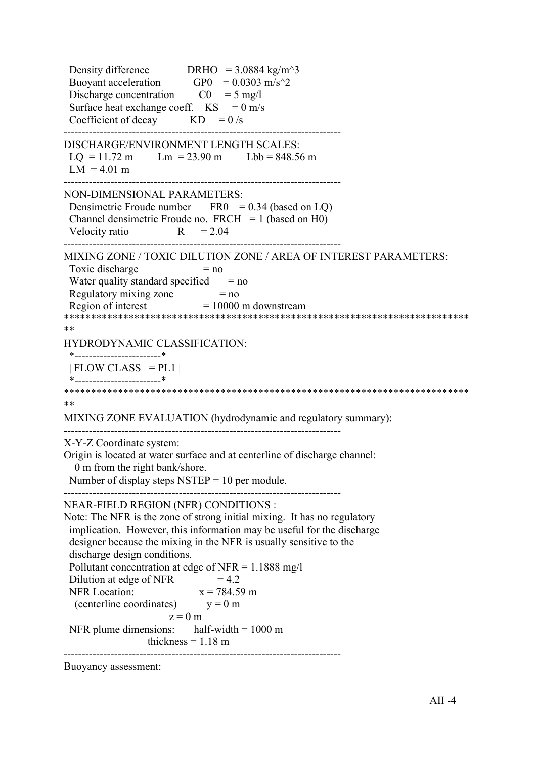Density difference DRHO = 3.0884 kg/m^3
Buoyant acceleration GP0 = 0.0303 m/s^2
Discharge concentration C0 = 5 mg/l
Surface heat exchange coeff. KS = 0 m/s
Coefficient of decay KD = 0 /s

---

DISCHARGE/ENVIRONMENT LENGTH SCALES:
LQ = 11.72 m Lm = 23.90 m Lbb = 848.56 m
LM = 4.01 m

---

NON-DIMENSIONAL PARAMETERS:
Densimetric Froude number FR0 = 0.34 (based on LQ)
Channel densimetric Froude no. FRCH = 1 (based on H0)
Velocity ratio R = 2.04

---

MIXING ZONE / TOXIC DILUTION ZONE / AREA OF INTEREST PARAMETERS:
Toxic discharge = no
Water quality standard specified = no
Regulatory mixing zone = no
Region of interest = 10000 m downstream

```
*****************************************************************************
**
HYDRODYNAMIC CLASSIFICATION:
  *------------------------*
  | FLOW CLASS   = PL1 |
  *------------------------*
*****************************************************************************
**
```

MIXING ZONE EVALUATION (hydrodynamic and regulatory summary):

---

X-Y-Z Coordinate system:
Origin is located at water surface and at centerline of discharge channel:
0 m from the right bank/shore.
Number of display steps NSTEP = 10 per module.

---

NEAR-FIELD REGION (NFR) CONDITIONS :
Note: The NFR is the zone of strong initial mixing. It has no regulatory implication. However, this information may be useful for the discharge designer because the mixing in the NFR is usually sensitive to the discharge design conditions.
Pollutant concentration at edge of NFR = 1.1888 mg/l
Dilution at edge of NFR = 4.2
NFR Location: x = 784.59 m
(centerline coordinates) y = 0 m
z = 0 m
NFR plume dimensions: half-width = 1000 m
thickness = 1.18 m

---

Buoyancy assessment: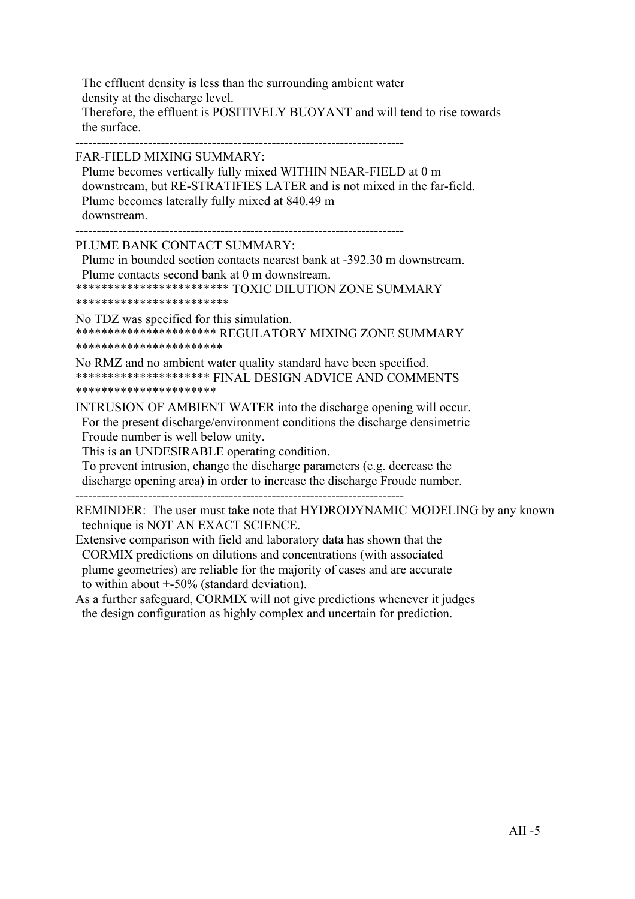The effluent density is less than the surrounding ambient water
density at the discharge level.
Therefore, the effluent is POSITIVELY BUOYANT and will tend to rise towards
the surface.

-----------------------------------------------------------------------------

FAR-FIELD MIXING SUMMARY:
Plume becomes vertically fully mixed WITHIN NEAR-FIELD at 0 m
downstream, but RE-STRATIFIES LATER and is not mixed in the far-field.
Plume becomes laterally fully mixed at 840.49 m
downstream.

-----------------------------------------------------------------------------

PLUME BANK CONTACT SUMMARY:
Plume in bounded section contacts nearest bank at -392.30 m downstream.
Plume contacts second bank at 0 m downstream.

************************ TOXIC DILUTION ZONE SUMMARY ************************

No TDZ was specified for this simulation.

********************** REGULATORY MIXING ZONE SUMMARY ***********************

No RMZ and no ambient water quality standard have been specified.

********************* FINAL DESIGN ADVICE AND COMMENTS **********************

INTRUSION OF AMBIENT WATER into the discharge opening will occur.
For the present discharge/environment conditions the discharge densimetric
Froude number is well below unity.
This is an UNDESIRABLE operating condition.
To prevent intrusion, change the discharge parameters (e.g. decrease the
discharge opening area) in order to increase the discharge Froude number.

-----------------------------------------------------------------------------

REMINDER: The user must take note that HYDRODYNAMIC MODELING by any known
technique is NOT AN EXACT SCIENCE.
Extensive comparison with field and laboratory data has shown that the
CORMIX predictions on dilutions and concentrations (with associated
plume geometries) are reliable for the majority of cases and are accurate
to within about +-50% (standard deviation).
As a further safeguard, CORMIX will not give predictions whenever it judges
the design configuration as highly complex and uncertain for prediction.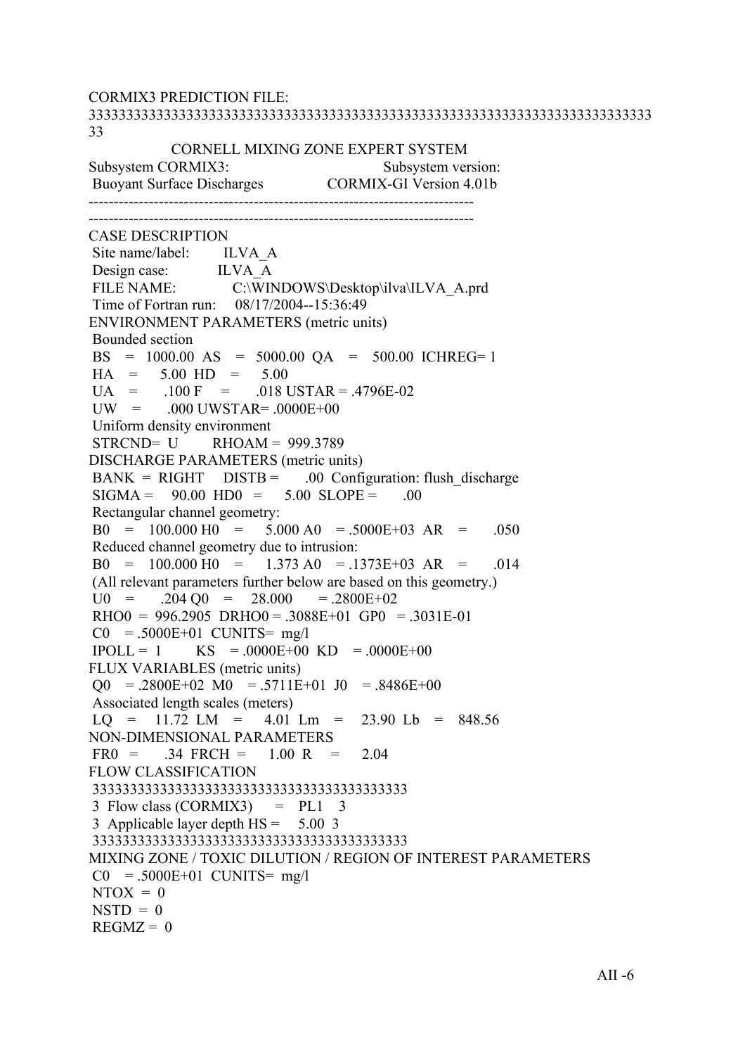CORMIX3 PREDICTION FILE:

3333333333333333333333333333333333333333333333333333333333333333333333333
33

```
                CORNELL MIXING ZONE EXPERT SYSTEM
Subsystem CORMIX3:                        Subsystem version:
 Buoyant Surface Discharges            CORMIX-GI Version 4.01b
-----------------------------------------------------------------------------
-----------------------------------------------------------------------------
CASE DESCRIPTION
 Site name/label:        ILVA_A
 Design case:            ILVA_A
 FILE NAME:              C:\WINDOWS\Desktop\ilva\ILVA_A.prd
 Time of Fortran run:    08/17/2004--15:36:49
ENVIRONMENT PARAMETERS (metric units)
 Bounded section
 BS   =  1000.00  AS   =  5000.00  QA   =   500.00  ICHREG= 1
 HA   =     5.00  HD   =     5.00
 UA   =     .100  F    =     .018  USTAR = .4796E-02
 UW   =     .000  UWSTAR= .0000E+00
 Uniform density environment
 STRCND=  U        RHOAM =  999.3789
DISCHARGE PARAMETERS (metric units)
 BANK  =  RIGHT    DISTB =      .00  Configuration: flush_discharge
 SIGMA =    90.00  HD0  =     5.00  SLOPE =      .00
 Rectangular channel geometry:
 B0   =   100.000 H0   =    5.000 A0   = .5000E+03  AR   =     .050
 Reduced channel geometry due to intrusion:
 B0   =   100.000 H0   =    1.373 A0   = .1373E+03  AR   =     .014
 (All relevant parameters further below are based on this geometry.)
 U0   =     .204 Q0   =    28.000      = .2800E+02
 RHO0  =  996.2905  DRHO0 = .3088E+01  GP0  = .3031E-01
 C0   = .5000E+01  CUNITS=  mg/l
 IPOLL =  1        KS   = .0000E+00  KD   = .0000E+00
FLUX VARIABLES (metric units)
 Q0   = .2800E+02  M0   = .5711E+01  J0   = .8486E+00
 Associated length scales (meters)
 LQ   =    11.72  LM   =     4.01  Lm   =    23.90  Lb   =   848.56
NON-DIMENSIONAL PARAMETERS
 FR0  =      .34  FRCH =     1.00  R    =     2.04
FLOW CLASSIFICATION
 333333333333333333333333333333333333333333
 3  Flow class (CORMIX3)     =   PL1   3
 3  Applicable layer depth HS =    5.00  3
 333333333333333333333333333333333333333333
MIXING ZONE / TOXIC DILUTION / REGION OF INTEREST PARAMETERS
 C0   = .5000E+01  CUNITS=  mg/l
 NTOX  =  0
 NSTD  =  0
 REGMZ =  0
```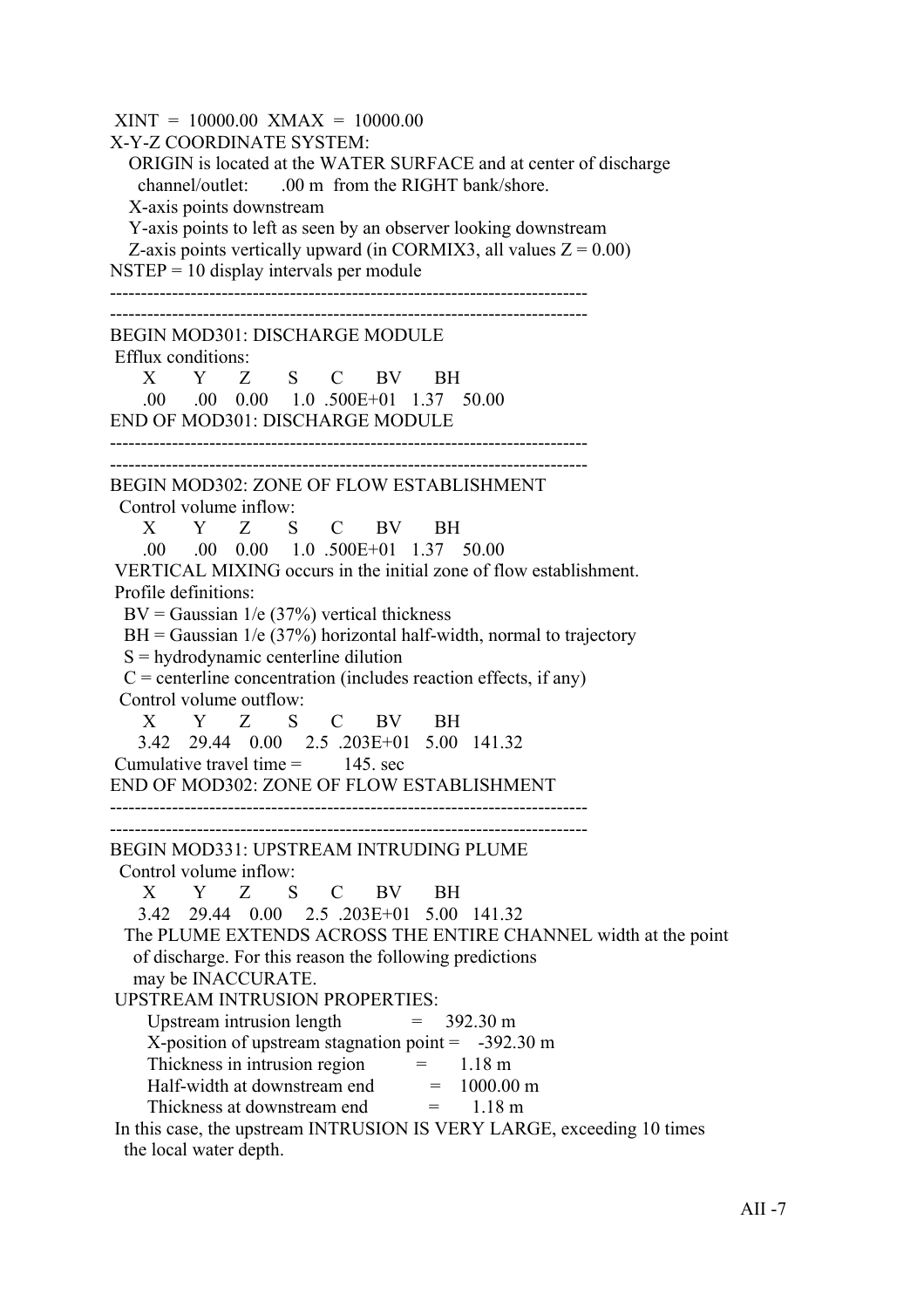```
 XINT  =  10000.00  XMAX  =  10000.00
X-Y-Z COORDINATE SYSTEM:
   ORIGIN is located at the WATER SURFACE and at center of discharge
     channel/outlet:      .00 m  from the RIGHT bank/shore.
   X-axis points downstream
   Y-axis points to left as seen by an observer looking downstream
   Z-axis points vertically upward (in CORMIX3, all values Z = 0.00)
NSTEP = 10 display intervals per module
-----------------------------------------------------------------------------
-----------------------------------------------------------------------------
BEGIN MOD301: DISCHARGE MODULE
 Efflux conditions:
     X       Y      Z       S      C      BV      BH
    .00     .00    0.00    1.0  .500E+01   1.37   50.00
END OF MOD301: DISCHARGE MODULE
-----------------------------------------------------------------------------
-----------------------------------------------------------------------------
BEGIN MOD302: ZONE OF FLOW ESTABLISHMENT
  Control volume inflow:
     X       Y      Z       S      C      BV      BH
    .00     .00    0.00    1.0  .500E+01   1.37   50.00
 VERTICAL MIXING occurs in the initial zone of flow establishment.
 Profile definitions:
   BV = Gaussian 1/e (37%) vertical thickness
   BH = Gaussian 1/e (37%) horizontal half-width, normal to trajectory
   S = hydrodynamic centerline dilution
   C = centerline concentration (includes reaction effects, if any)
  Control volume outflow:
     X       Y      Z       S      C      BV      BH
   3.42   29.44   0.00    2.5  .203E+01   5.00  141.32
 Cumulative travel time =        145. sec
END OF MOD302: ZONE OF FLOW ESTABLISHMENT
-----------------------------------------------------------------------------
-----------------------------------------------------------------------------
BEGIN MOD331: UPSTREAM INTRUDING PLUME
  Control volume inflow:
     X       Y      Z       S      C      BV      BH
   3.42   29.44   0.00    2.5  .203E+01   5.00  141.32
   The PLUME EXTENDS ACROSS THE ENTIRE CHANNEL width at the point
     of discharge. For this reason the following predictions
     may be INACCURATE.
 UPSTREAM INTRUSION PROPERTIES:
      Upstream intrusion length              =    392.30 m
      X-position of upstream stagnation point =   -392.30 m
      Thickness in intrusion region          =      1.18 m
      Half-width at downstream end           =   1000.00 m
      Thickness at downstream end            =      1.18 m
 In this case, the upstream INTRUSION IS VERY LARGE, exceeding 10 times
   the local water depth.
```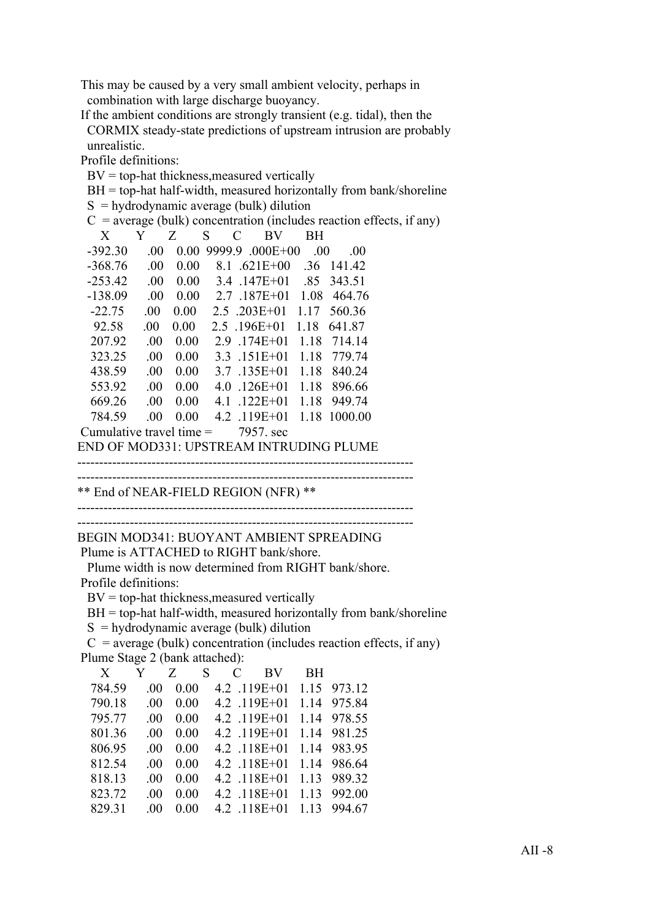This may be caused by a very small ambient velocity, perhaps in combination with large discharge buoyancy.

If the ambient conditions are strongly transient (e.g. tidal), then the CORMIX steady-state predictions of upstream intrusion are probably unrealistic.

Profile definitions:

- BV = top-hat thickness,measured vertically
- BH = top-hat half-width, measured horizontally from bank/shoreline
- S = hydrodynamic average (bulk) dilution
- C = average (bulk) concentration (includes reaction effects, if any)

| X | Y | Z | S | C | BV | BH |
|---|---|---|---|---|---|---|
| -392.30 | .00 | 0.00 | 9999.9 | .000E+00 | .00 | .00 |
| -368.76 | .00 | 0.00 | 8.1 | .621E+00 | .36 | 141.42 |
| -253.42 | .00 | 0.00 | 3.4 | .147E+01 | .85 | 343.51 |
| -138.09 | .00 | 0.00 | 2.7 | .187E+01 | 1.08 | 464.76 |
| -22.75 | .00 | 0.00 | 2.5 | .203E+01 | 1.17 | 560.36 |
| 92.58 | .00 | 0.00 | 2.5 | .196E+01 | 1.18 | 641.87 |
| 207.92 | .00 | 0.00 | 2.9 | .174E+01 | 1.18 | 714.14 |
| 323.25 | .00 | 0.00 | 3.3 | .151E+01 | 1.18 | 779.74 |
| 438.59 | .00 | 0.00 | 3.7 | .135E+01 | 1.18 | 840.24 |
| 553.92 | .00 | 0.00 | 4.0 | .126E+01 | 1.18 | 896.66 |
| 669.26 | .00 | 0.00 | 4.1 | .122E+01 | 1.18 | 949.74 |
| 784.59 | .00 | 0.00 | 4.2 | .119E+01 | 1.18 | 1000.00 |

Cumulative travel time = 7957. sec

END OF MOD331: UPSTREAM INTRUDING PLUME

---

---

** End of NEAR-FIELD REGION (NFR) **

---

---

BEGIN MOD341: BUOYANT AMBIENT SPREADING

Plume is ATTACHED to RIGHT bank/shore.

Plume width is now determined from RIGHT bank/shore.

Profile definitions:

- BV = top-hat thickness,measured vertically
- BH = top-hat half-width, measured horizontally from bank/shoreline
- S = hydrodynamic average (bulk) dilution
- C = average (bulk) concentration (includes reaction effects, if any)

Plume Stage 2 (bank attached):

| X | Y | Z | S | C | BV | BH |
|---|---|---|---|---|---|---|
| 784.59 | .00 | 0.00 | 4.2 | .119E+01 | 1.15 | 973.12 |
| 790.18 | .00 | 0.00 | 4.2 | .119E+01 | 1.14 | 975.84 |
| 795.77 | .00 | 0.00 | 4.2 | .119E+01 | 1.14 | 978.55 |
| 801.36 | .00 | 0.00 | 4.2 | .119E+01 | 1.14 | 981.25 |
| 806.95 | .00 | 0.00 | 4.2 | .118E+01 | 1.14 | 983.95 |
| 812.54 | .00 | 0.00 | 4.2 | .118E+01 | 1.14 | 986.64 |
| 818.13 | .00 | 0.00 | 4.2 | .118E+01 | 1.13 | 989.32 |
| 823.72 | .00 | 0.00 | 4.2 | .118E+01 | 1.13 | 992.00 |
| 829.31 | .00 | 0.00 | 4.2 | .118E+01 | 1.13 | 994.67 |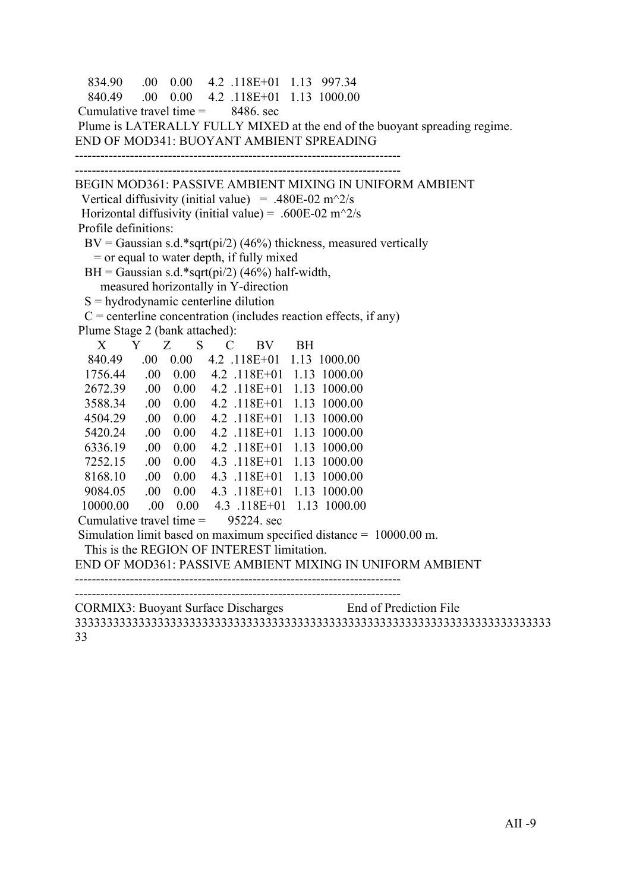```
   834.90      .00    0.00     4.2  .118E+01   1.13   997.34
   840.49      .00    0.00     4.2  .118E+01   1.13  1000.00
 Cumulative travel time =        8486. sec
 Plume is LATERALLY FULLY MIXED at the end of the buoyant spreading regime.
END OF MOD341: BUOYANT AMBIENT SPREADING
-----------------------------------------------------------------------------
-----------------------------------------------------------------------------
BEGIN MOD361: PASSIVE AMBIENT MIXING IN UNIFORM AMBIENT
  Vertical diffusivity (initial value)   =  .480E-02 m^2/s
  Horizontal diffusivity (initial value) =  .600E-02 m^2/s
 Profile definitions:
   BV = Gaussian s.d.*sqrt(pi/2) (46%) thickness, measured vertically
      = or equal to water depth, if fully mixed
   BH = Gaussian s.d.*sqrt(pi/2) (46%) half-width,
        measured horizontally in Y-direction
   S = hydrodynamic centerline dilution
   C = centerline concentration (includes reaction effects, if any)
 Plume Stage 2 (bank attached):
      X        Y       Z        S       C        BV       BH
    840.49      .00    0.00     4.2  .118E+01   1.13  1000.00
   1756.44      .00    0.00     4.2  .118E+01   1.13  1000.00
   2672.39      .00    0.00     4.2  .118E+01   1.13  1000.00
   3588.34      .00    0.00     4.2  .118E+01   1.13  1000.00
   4504.29      .00    0.00     4.2  .118E+01   1.13  1000.00
   5420.24      .00    0.00     4.2  .118E+01   1.13  1000.00
   6336.19      .00    0.00     4.2  .118E+01   1.13  1000.00
   7252.15      .00    0.00     4.3  .118E+01   1.13  1000.00
   8168.10      .00    0.00     4.3  .118E+01   1.13  1000.00
   9084.05      .00    0.00     4.3  .118E+01   1.13  1000.00
  10000.00      .00    0.00     4.3  .118E+01   1.13  1000.00
 Cumulative travel time =       95224. sec
 Simulation limit based on maximum specified distance =  10000.00 m.
   This is the REGION OF INTEREST limitation.
END OF MOD361: PASSIVE AMBIENT MIXING IN UNIFORM AMBIENT
-----------------------------------------------------------------------------
-----------------------------------------------------------------------------
CORMIX3: Buoyant Surface Discharges                End of Prediction File
33333333333333333333333333333333333333333333333333333333333333333333333333333333
33
```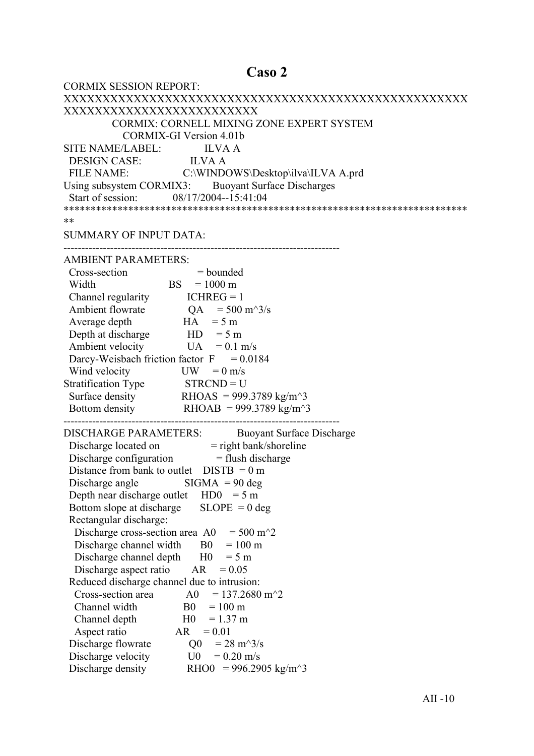# Caso 2

CORMIX SESSION REPORT:
XXXXXXXXXXXXXXXXXXXXXXXXXXXXXXXXXXXXXXXXXXXXXXXXXXXXXXXXXXXXXXXXXXXXXXXXXXXXX

```
            CORMIX: CORNELL MIXING ZONE EXPERT SYSTEM
               CORMIX-GI Version 4.01b
SITE NAME/LABEL:           ILVA A
  DESIGN CASE:             ILVA A
  FILE NAME:               C:\WINDOWS\Desktop\ilva\ILVA A.prd
Using subsystem CORMIX3:     Buoyant Surface Discharges
  Start of session:        08/17/2004--15:41:04
***************************************************************************
**
SUMMARY OF INPUT DATA:
---------------------------------------------------------------------------
AMBIENT PARAMETERS:
  Cross-section                   = bounded
  Width                   BS      = 1000 m
  Channel regularity      ICHREG  = 1
  Ambient flowrate        QA      = 500 m^3/s
  Average depth           HA      = 5 m
  Depth at discharge      HD      = 5 m
  Ambient velocity        UA      = 0.1 m/s
  Darcy-Weisbach friction factor  F = 0.0184
  Wind velocity           UW      = 0 m/s
Stratification Type       STRCND  = U
  Surface density         RHOAS   = 999.3789 kg/m^3
  Bottom density          RHOAB   = 999.3789 kg/m^3
---------------------------------------------------------------------------
DISCHARGE PARAMETERS:           Buoyant Surface Discharge
  Discharge located on            = right bank/shoreline
  Discharge configuration         = flush discharge
  Distance from bank to outlet  DISTB  = 0 m
  Discharge angle               SIGMA  = 90 deg
  Depth near discharge outlet   HD0    = 5 m
  Bottom slope at discharge     SLOPE  = 0 deg
  Rectangular discharge:
    Discharge cross-section area  A0   = 500 m^2
    Discharge channel width       B0   = 100 m
    Discharge channel depth       H0   = 5 m
    Discharge aspect ratio        AR   = 0.05
  Reduced discharge channel due to intrusion:
    Cross-section area     A0     = 137.2680 m^2
    Channel width          B0     = 100 m
    Channel depth          H0     = 1.37 m
    Aspect ratio           AR     = 0.01
  Discharge flowrate       Q0     = 28 m^3/s
  Discharge velocity       U0     = 0.20 m/s
  Discharge density        RHO0   = 996.2905 kg/m^3
```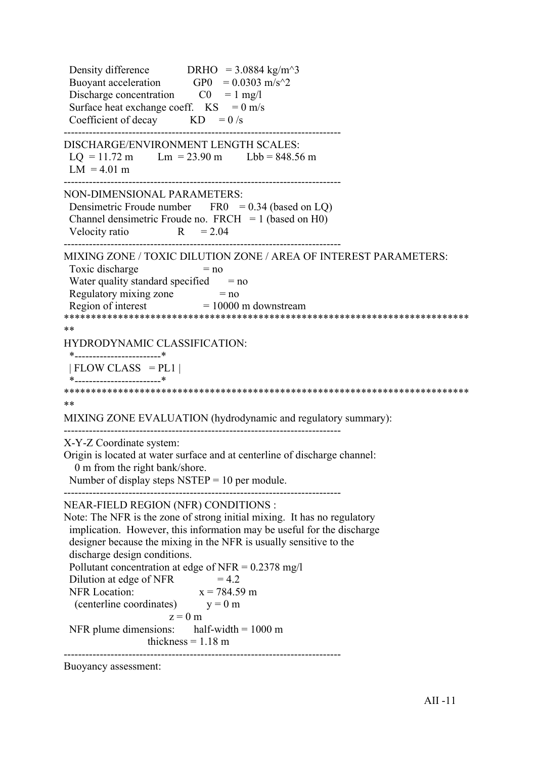```
  Density difference           DRHO   = 3.0884 kg/m^3
  Buoyant acceleration          GP0    = 0.0303 m/s^2
  Discharge concentration        C0     = 1 mg/l
  Surface heat exchange coeff.   KS     = 0 m/s
  Coefficient of decay           KD     = 0 /s
-----------------------------------------------------------------------------
DISCHARGE/ENVIRONMENT LENGTH SCALES:
  LQ  = 11.72 m       Lm  = 23.90 m       Lbb = 848.56 m
  LM  = 4.01 m
-----------------------------------------------------------------------------
NON-DIMENSIONAL PARAMETERS:
  Densimetric Froude number      FR0   = 0.34 (based on LQ)
  Channel densimetric Froude no.  FRCH  = 1 (based on H0)
  Velocity ratio                 R     = 2.04
-----------------------------------------------------------------------------
MIXING ZONE / TOXIC DILUTION ZONE / AREA OF INTEREST PARAMETERS:
  Toxic discharge                = no
  Water quality standard specified      = no
  Regulatory mixing zone              = no
  Region of interest               = 10000 m downstream
*****************************************************************************
**
HYDRODYNAMIC CLASSIFICATION:
  *------------------------*
  | FLOW CLASS  = PL1 |
  *------------------------*
*****************************************************************************
**
MIXING ZONE EVALUATION (hydrodynamic and regulatory summary):
-----------------------------------------------------------------------------
X-Y-Z Coordinate system:
Origin is located at water surface and at centerline of discharge channel:
   0 m from the right bank/shore.
  Number of display steps NSTEP = 10 per module.
-----------------------------------------------------------------------------
NEAR-FIELD REGION (NFR) CONDITIONS :
Note: The NFR is the zone of strong initial mixing.  It has no regulatory
  implication.  However, this information may be useful for the discharge
  designer because the mixing in the NFR is usually sensitive to the
  discharge design conditions.
  Pollutant concentration at edge of NFR = 0.2378 mg/l
  Dilution at edge of NFR            = 4.2
  NFR Location:                 x = 784.59 m
    (centerline coordinates)         y = 0 m
                              z = 0 m
  NFR plume dimensions:      half-width = 1000 m
                        thickness = 1.18 m
-----------------------------------------------------------------------------
Buoyancy assessment:
```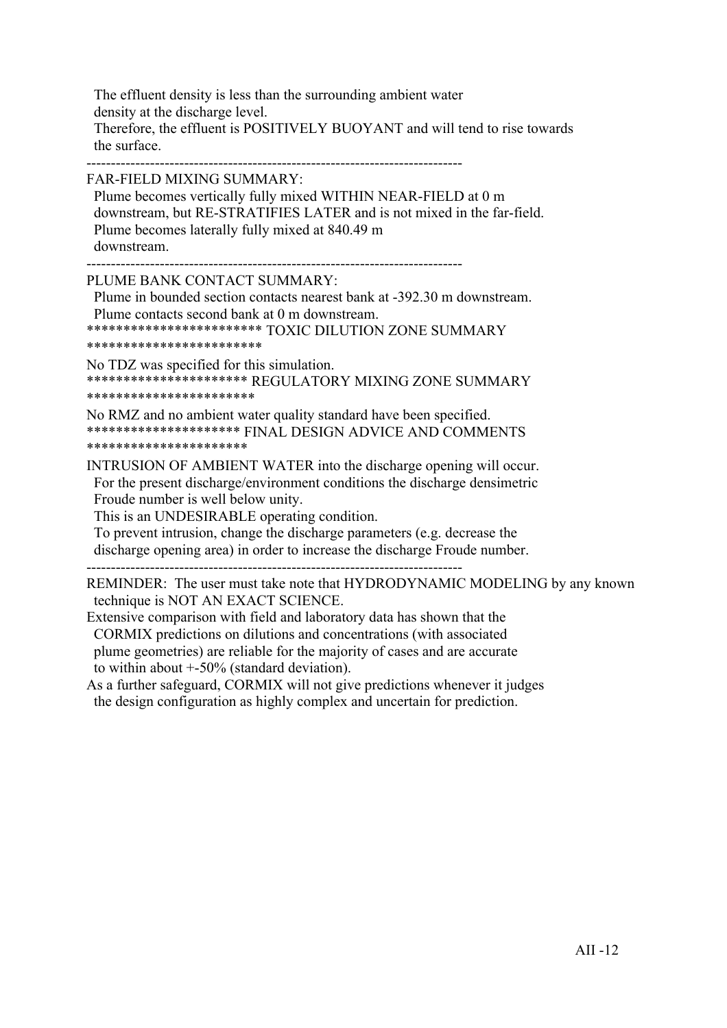The effluent density is less than the surrounding ambient water density at the discharge level.
Therefore, the effluent is POSITIVELY BUOYANT and will tend to rise towards the surface.

-----------------------------------------------------------------------------

FAR-FIELD MIXING SUMMARY:
Plume becomes vertically fully mixed WITHIN NEAR-FIELD at 0 m downstream, but RE-STRATIFIES LATER and is not mixed in the far-field.
Plume becomes laterally fully mixed at 840.49 m downstream.

-----------------------------------------------------------------------------

PLUME BANK CONTACT SUMMARY:
Plume in bounded section contacts nearest bank at -392.30 m downstream.
Plume contacts second bank at 0 m downstream.

************************ TOXIC DILUTION ZONE SUMMARY ************************

No TDZ was specified for this simulation.

********************** REGULATORY MIXING ZONE SUMMARY ***********************

No RMZ and no ambient water quality standard have been specified.

********************* FINAL DESIGN ADVICE AND COMMENTS **********************

INTRUSION OF AMBIENT WATER into the discharge opening will occur.
For the present discharge/environment conditions the discharge densimetric Froude number is well below unity.
This is an UNDESIRABLE operating condition.
To prevent intrusion, change the discharge parameters (e.g. decrease the discharge opening area) in order to increase the discharge Froude number.

-----------------------------------------------------------------------------

REMINDER: The user must take note that HYDRODYNAMIC MODELING by any known technique is NOT AN EXACT SCIENCE.
Extensive comparison with field and laboratory data has shown that the CORMIX predictions on dilutions and concentrations (with associated plume geometries) are reliable for the majority of cases and are accurate to within about +-50% (standard deviation).
As a further safeguard, CORMIX will not give predictions whenever it judges the design configuration as highly complex and uncertain for prediction.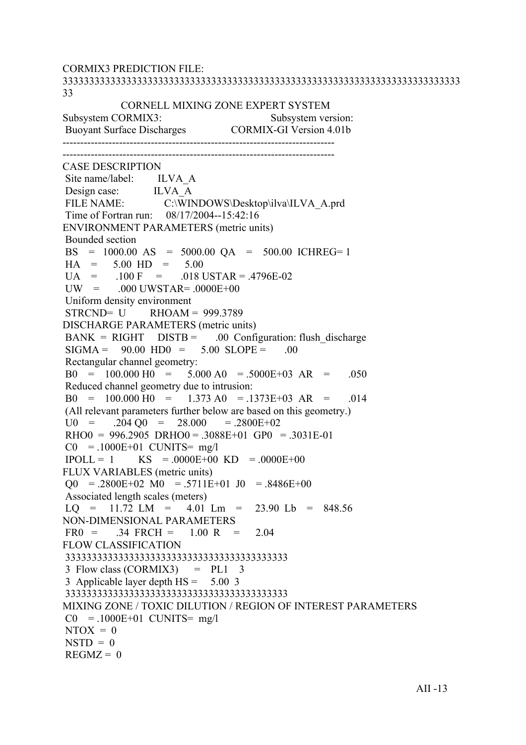```
CORMIX3 PREDICTION FILE:
3333333333333333333333333333333333333333333333333333333333333333333333333
33
                CORNELL MIXING ZONE EXPERT SYSTEM
Subsystem CORMIX3:                          Subsystem version:
 Buoyant Surface Discharges              CORMIX-GI Version 4.01b
---------------------------------------------------------------------------
---------------------------------------------------------------------------
CASE DESCRIPTION
 Site name/label:        ILVA_A
 Design case:            ILVA_A
 FILE NAME:              C:\WINDOWS\Desktop\ilva\ILVA_A.prd
 Time of Fortran run:    08/17/2004--15:42:16
ENVIRONMENT PARAMETERS (metric units)
 Bounded section
 BS   =  1000.00  AS   =  5000.00  QA   =   500.00  ICHREG= 1
 HA   =     5.00  HD   =     5.00
 UA   =     .100  F    =     .018  USTAR = .4796E-02
 UW   =     .000  UWSTAR= .0000E+00
 Uniform density environment
 STRCND=  U       RHOAM =  999.3789
DISCHARGE PARAMETERS (metric units)
 BANK  =  RIGHT    DISTB =     .00  Configuration: flush_discharge
 SIGMA =    90.00  HD0   =    5.00  SLOPE =     .00
 Rectangular channel geometry:
 B0   =   100.000 H0   =    5.000 A0   = .5000E+03  AR   =    .050
 Reduced channel geometry due to intrusion:
 B0   =   100.000 H0   =    1.373 A0   = .1373E+03  AR   =    .014
 (All relevant parameters further below are based on this geometry.)
 U0   =     .204 Q0   =    28.000      = .2800E+02
 RHO0  =  996.2905  DRHO0 = .3088E+01  GP0   = .3031E-01
 C0   = .1000E+01  CUNITS=  mg/l
 IPOLL =  1        KS   = .0000E+00  KD   = .0000E+00
FLUX VARIABLES (metric units)
 Q0   = .2800E+02  M0   = .5711E+01  J0   = .8486E+00
 Associated length scales (meters)
 LQ   =    11.72  LM   =     4.01  Lm   =    23.90  Lb   =   848.56
NON-DIMENSIONAL PARAMETERS
 FR0  =      .34  FRCH =     1.00  R    =     2.04
FLOW CLASSIFICATION
 3333333333333333333333333333333333333333
 3  Flow class (CORMIX3)    =   PL1    3
 3  Applicable layer depth HS =    5.00  3
 3333333333333333333333333333333333333333
MIXING ZONE / TOXIC DILUTION / REGION OF INTEREST PARAMETERS
 C0   = .1000E+01  CUNITS=  mg/l
 NTOX  =  0
 NSTD  =  0
 REGMZ =  0
```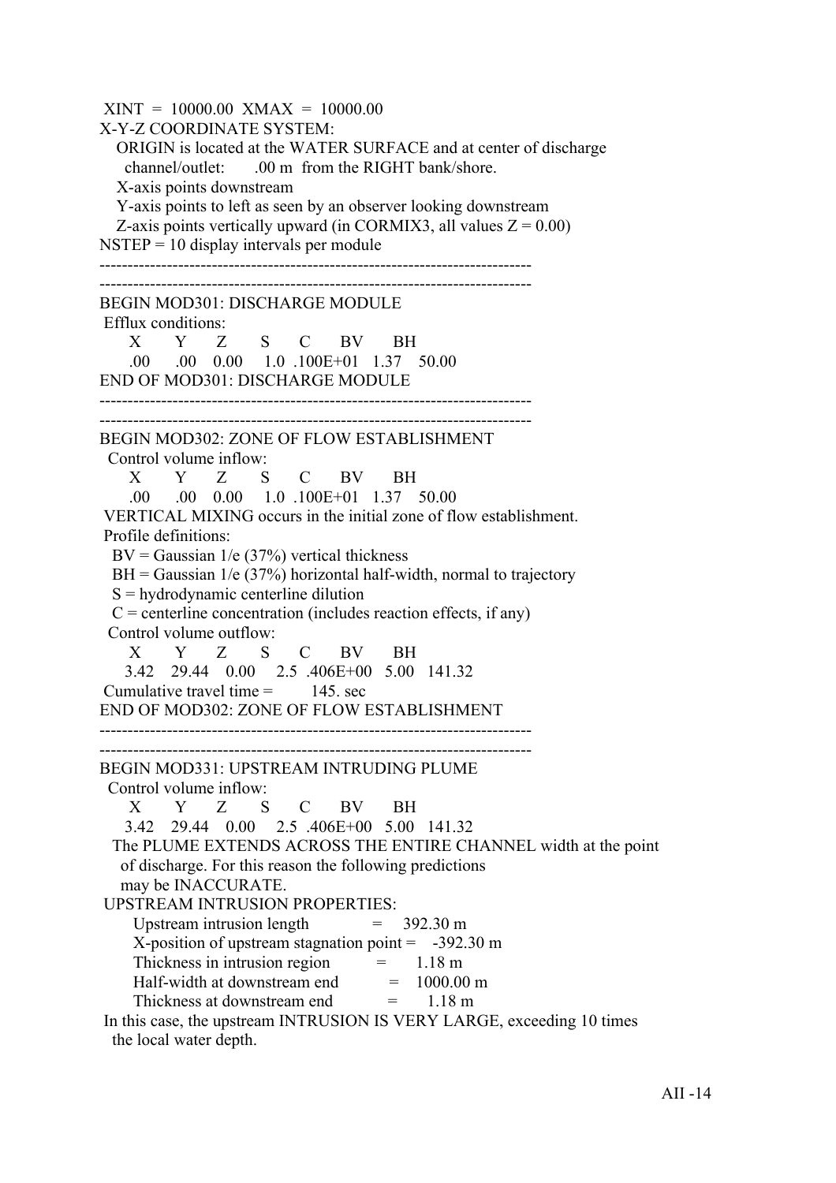XINT = 10000.00 XMAX = 10000.00

X-Y-Z COORDINATE SYSTEM:

ORIGIN is located at the WATER SURFACE and at center of discharge channel/outlet: .00 m from the RIGHT bank/shore.

X-axis points downstream

Y-axis points to left as seen by an observer looking downstream

Z-axis points vertically upward (in CORMIX3, all values Z = 0.00)

NSTEP = 10 display intervals per module

---

---

BEGIN MOD301: DISCHARGE MODULE

Efflux conditions:

| X | Y | Z | S | C | BV | BH |
|---|---|---|---|---|---|---|
| .00 | .00 | 0.00 | 1.0 | .100E+01 | 1.37 | 50.00 |

END OF MOD301: DISCHARGE MODULE

---

---

BEGIN MOD302: ZONE OF FLOW ESTABLISHMENT

Control volume inflow:

| X | Y | Z | S | C | BV | BH |
|---|---|---|---|---|---|---|
| .00 | .00 | 0.00 | 1.0 | .100E+01 | 1.37 | 50.00 |

VERTICAL MIXING occurs in the initial zone of flow establishment.

Profile definitions:

BV = Gaussian 1/e (37%) vertical thickness

BH = Gaussian 1/e (37%) horizontal half-width, normal to trajectory

S = hydrodynamic centerline dilution

C = centerline concentration (includes reaction effects, if any)

Control volume outflow:

| X | Y | Z | S | C | BV | BH |
|---|---|---|---|---|---|---|
| 3.42 | 29.44 | 0.00 | 2.5 | .406E+00 | 5.00 | 141.32 |

Cumulative travel time = 145. sec

END OF MOD302: ZONE OF FLOW ESTABLISHMENT

---

---

BEGIN MOD331: UPSTREAM INTRUDING PLUME

Control volume inflow:

| X | Y | Z | S | C | BV | BH |
|---|---|---|---|---|---|---|
| 3.42 | 29.44 | 0.00 | 2.5 | .406E+00 | 5.00 | 141.32 |

The PLUME EXTENDS ACROSS THE ENTIRE CHANNEL width at the point of discharge. For this reason the following predictions may be INACCURATE.

UPSTREAM INTRUSION PROPERTIES:

Upstream intrusion length = 392.30 m

X-position of upstream stagnation point = -392.30 m

Thickness in intrusion region = 1.18 m

Half-width at downstream end = 1000.00 m

Thickness at downstream end = 1.18 m

In this case, the upstream INTRUSION IS VERY LARGE, exceeding 10 times the local water depth.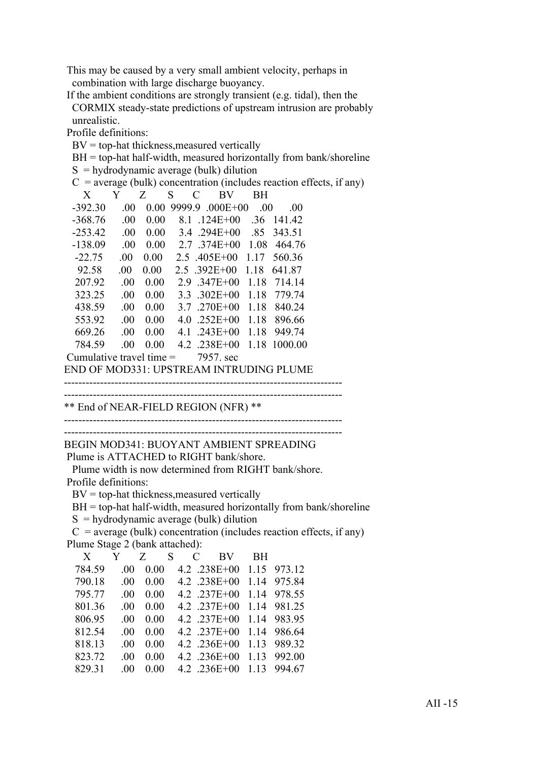This may be caused by a very small ambient velocity, perhaps in combination with large discharge buoyancy.
If the ambient conditions are strongly transient (e.g. tidal), then the CORMIX steady-state predictions of upstream intrusion are probably unrealistic.

Profile definitions:
BV = top-hat thickness,measured vertically
BH = top-hat half-width, measured horizontally from bank/shoreline
S = hydrodynamic average (bulk) dilution
C = average (bulk) concentration (includes reaction effects, if any)

| X | Y | Z | S | C | BV | BH |
|---|---|---|---|---|---|---|
| -392.30 | .00 | 0.00 | 9999.9 | .000E+00 | .00 | .00 |
| -368.76 | .00 | 0.00 | 8.1 | .124E+00 | .36 | 141.42 |
| -253.42 | .00 | 0.00 | 3.4 | .294E+00 | .85 | 343.51 |
| -138.09 | .00 | 0.00 | 2.7 | .374E+00 | 1.08 | 464.76 |
| -22.75 | .00 | 0.00 | 2.5 | .405E+00 | 1.17 | 560.36 |
| 92.58 | .00 | 0.00 | 2.5 | .392E+00 | 1.18 | 641.87 |
| 207.92 | .00 | 0.00 | 2.9 | .347E+00 | 1.18 | 714.14 |
| 323.25 | .00 | 0.00 | 3.3 | .302E+00 | 1.18 | 779.74 |
| 438.59 | .00 | 0.00 | 3.7 | .270E+00 | 1.18 | 840.24 |
| 553.92 | .00 | 0.00 | 4.0 | .252E+00 | 1.18 | 896.66 |
| 669.26 | .00 | 0.00 | 4.1 | .243E+00 | 1.18 | 949.74 |
| 784.59 | .00 | 0.00 | 4.2 | .238E+00 | 1.18 | 1000.00 |

Cumulative travel time = 7957. sec
END OF MOD331: UPSTREAM INTRUDING PLUME

-----------------------------------------------------------------------------
-----------------------------------------------------------------------------

** End of NEAR-FIELD REGION (NFR) **

-----------------------------------------------------------------------------
-----------------------------------------------------------------------------

BEGIN MOD341: BUOYANT AMBIENT SPREADING
Plume is ATTACHED to RIGHT bank/shore.
Plume width is now determined from RIGHT bank/shore.

Profile definitions:
BV = top-hat thickness,measured vertically
BH = top-hat half-width, measured horizontally from bank/shoreline
S = hydrodynamic average (bulk) dilution
C = average (bulk) concentration (includes reaction effects, if any)

Plume Stage 2 (bank attached):

| X | Y | Z | S | C | BV | BH |
|---|---|---|---|---|---|---|
| 784.59 | .00 | 0.00 | 4.2 | .238E+00 | 1.15 | 973.12 |
| 790.18 | .00 | 0.00 | 4.2 | .238E+00 | 1.14 | 975.84 |
| 795.77 | .00 | 0.00 | 4.2 | .237E+00 | 1.14 | 978.55 |
| 801.36 | .00 | 0.00 | 4.2 | .237E+00 | 1.14 | 981.25 |
| 806.95 | .00 | 0.00 | 4.2 | .237E+00 | 1.14 | 983.95 |
| 812.54 | .00 | 0.00 | 4.2 | .237E+00 | 1.14 | 986.64 |
| 818.13 | .00 | 0.00 | 4.2 | .236E+00 | 1.13 | 989.32 |
| 823.72 | .00 | 0.00 | 4.2 | .236E+00 | 1.13 | 992.00 |
| 829.31 | .00 | 0.00 | 4.2 | .236E+00 | 1.13 | 994.67 |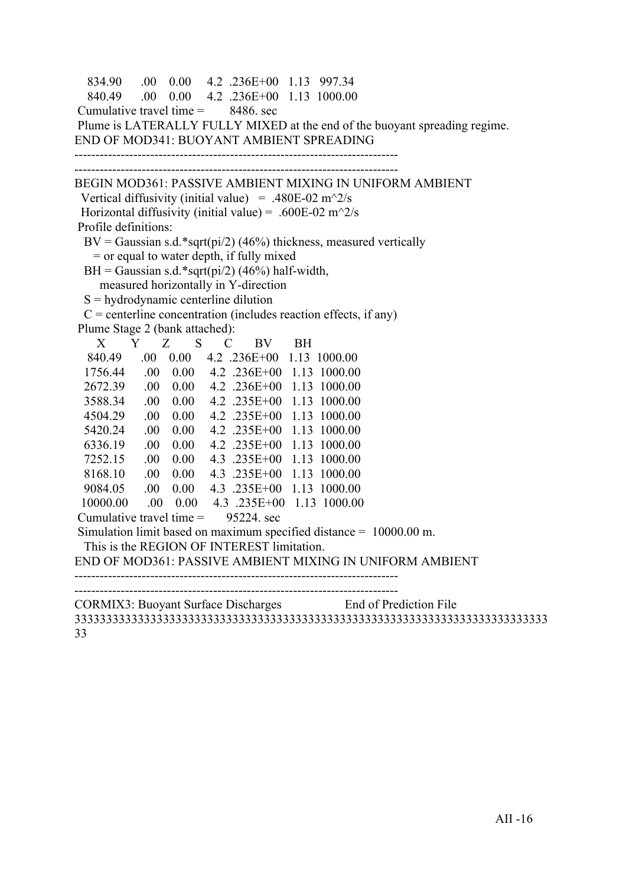```
   834.90      .00    0.00     4.2  .236E+00   1.13   997.34
   840.49      .00    0.00     4.2  .236E+00   1.13  1000.00
 Cumulative travel time =        8486. sec
 Plume is LATERALLY FULLY MIXED at the end of the buoyant spreading regime.
END OF MOD341: BUOYANT AMBIENT SPREADING
-----------------------------------------------------------------------------
-----------------------------------------------------------------------------
BEGIN MOD361: PASSIVE AMBIENT MIXING IN UNIFORM AMBIENT
  Vertical diffusivity (initial value)   =  .480E-02 m^2/s
  Horizontal diffusivity (initial value) =  .600E-02 m^2/s
 Profile definitions:
   BV = Gaussian s.d.*sqrt(pi/2) (46%) thickness, measured vertically
      = or equal to water depth, if fully mixed
   BH = Gaussian s.d.*sqrt(pi/2) (46%) half-width,
        measured horizontally in Y-direction
   S = hydrodynamic centerline dilution
   C = centerline concentration (includes reaction effects, if any)
 Plume Stage 2 (bank attached):
      X        Y       Z        S       C        BV       BH
    840.49      .00    0.00     4.2  .236E+00   1.13  1000.00
   1756.44      .00    0.00     4.2  .236E+00   1.13  1000.00
   2672.39      .00    0.00     4.2  .236E+00   1.13  1000.00
   3588.34      .00    0.00     4.2  .235E+00   1.13  1000.00
   4504.29      .00    0.00     4.2  .235E+00   1.13  1000.00
   5420.24      .00    0.00     4.2  .235E+00   1.13  1000.00
   6336.19      .00    0.00     4.2  .235E+00   1.13  1000.00
   7252.15      .00    0.00     4.3  .235E+00   1.13  1000.00
   8168.10      .00    0.00     4.3  .235E+00   1.13  1000.00
   9084.05      .00    0.00     4.3  .235E+00   1.13  1000.00
  10000.00      .00    0.00     4.3  .235E+00   1.13  1000.00
 Cumulative travel time =       95224. sec
 Simulation limit based on maximum specified distance =  10000.00 m.
   This is the REGION OF INTEREST limitation.
END OF MOD361: PASSIVE AMBIENT MIXING IN UNIFORM AMBIENT
-----------------------------------------------------------------------------
-----------------------------------------------------------------------------
CORMIX3: Buoyant Surface Discharges                  End of Prediction File
333333333333333333333333333333333333333333333333333333333333333333333333333333
33
```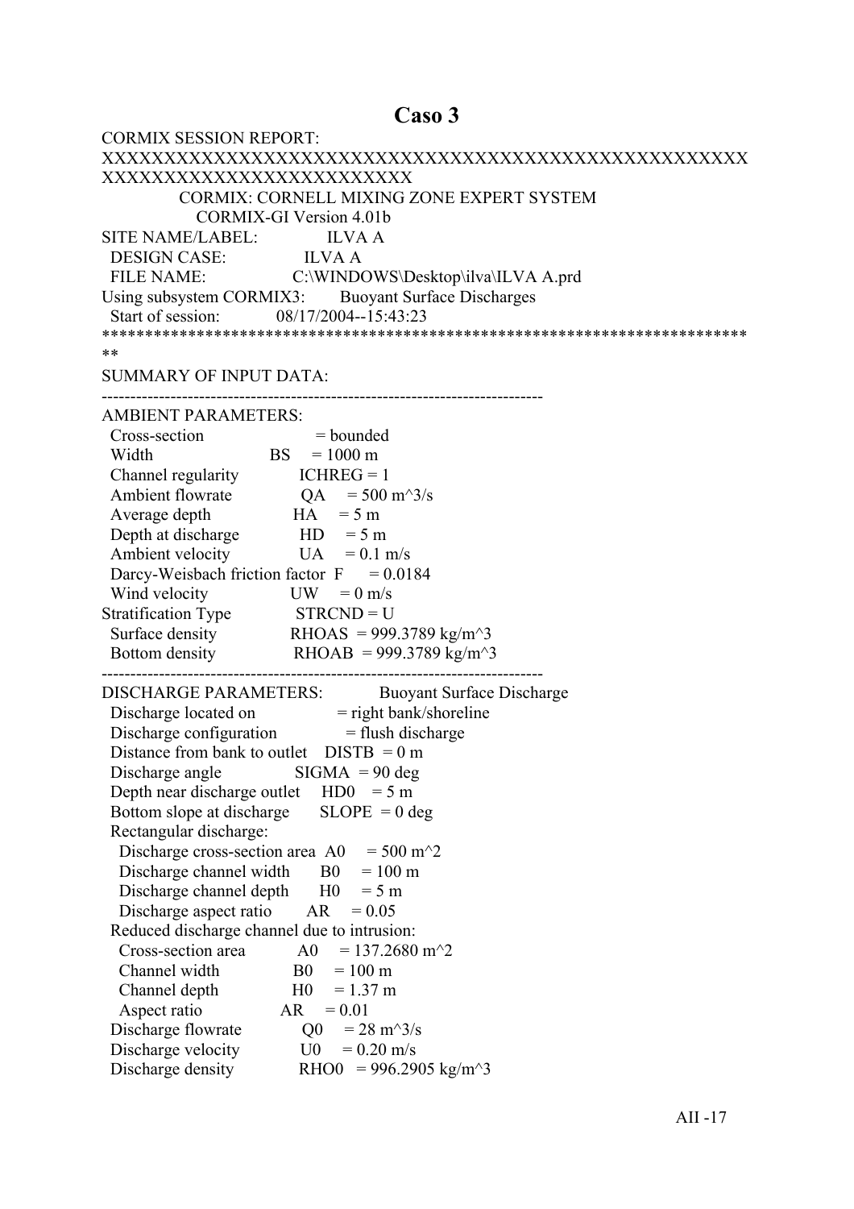# Caso 3

```
CORMIX SESSION REPORT:
XXXXXXXXXXXXXXXXXXXXXXXXXXXXXXXXXXXXXXXXXXXXXXXXXXXXXX
XXXXXXXXXXXXXXXXXXXXXXXXXX
          CORMIX: CORNELL MIXING ZONE EXPERT SYSTEM
            CORMIX-GI Version 4.01b
SITE NAME/LABEL:            ILVA A
  DESIGN CASE:              ILVA A
  FILE NAME:                C:\WINDOWS\Desktop\ilva\ILVA A.prd
Using subsystem CORMIX3:     Buoyant Surface Discharges
  Start of session:         08/17/2004--15:43:23
****************************************************************************
**
SUMMARY OF INPUT DATA:
---------------------------------------------------------------------------
AMBIENT PARAMETERS:
  Cross-section                 = bounded
  Width                    BS    = 1000 m
  Channel regularity       ICHREG = 1
  Ambient flowrate         QA    = 500 m^3/s
  Average depth            HA    = 5 m
  Depth at discharge       HD    = 5 m
  Ambient velocity         UA    = 0.1 m/s
  Darcy-Weisbach friction factor  F    = 0.0184
  Wind velocity            UW    = 0 m/s
Stratification Type        STRCND = U
  Surface density          RHOAS  = 999.3789 kg/m^3
  Bottom density           RHOAB  = 999.3789 kg/m^3
---------------------------------------------------------------------------
DISCHARGE PARAMETERS:            Buoyant Surface Discharge
  Discharge located on           = right bank/shoreline
  Discharge configuration        = flush discharge
  Distance from bank to outlet   DISTB  = 0 m
  Discharge angle                SIGMA  = 90 deg
  Depth near discharge outlet    HD0    = 5 m
  Bottom slope at discharge      SLOPE  = 0 deg
  Rectangular discharge:
    Discharge cross-section area  A0    = 500 m^2
    Discharge channel width       B0    = 100 m
    Discharge channel depth       H0    = 5 m
    Discharge aspect ratio        AR    = 0.05
  Reduced discharge channel due to intrusion:
    Cross-section area        A0    = 137.2680 m^2
    Channel width             B0    = 100 m
    Channel depth             H0    = 1.37 m
    Aspect ratio              AR    = 0.01
  Discharge flowrate          Q0    = 28 m^3/s
  Discharge velocity          U0    = 0.20 m/s
  Discharge density           RHO0  = 996.2905 kg/m^3
```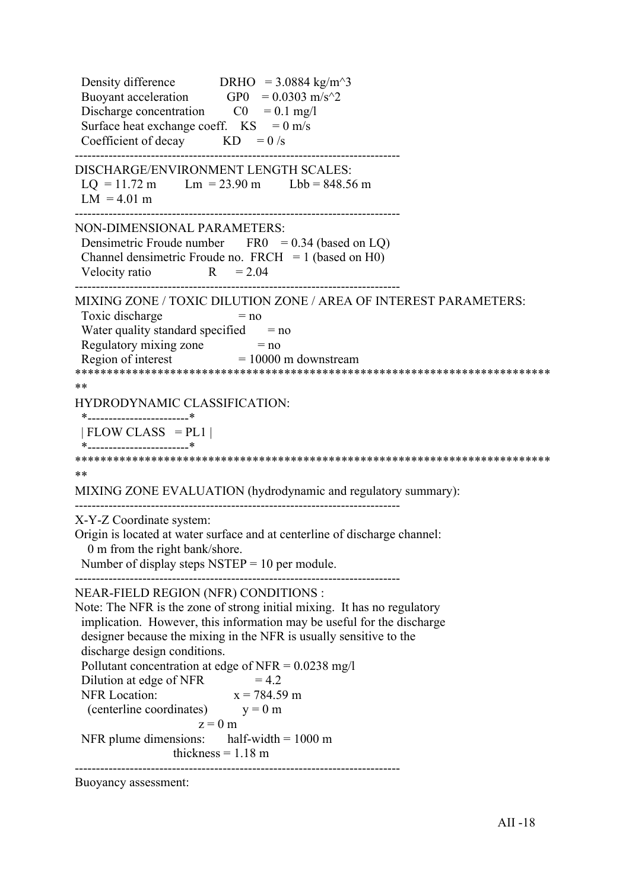```
  Density difference           DRHO  = 3.0884 kg/m^3
  Buoyant acceleration         GP0   = 0.0303 m/s^2
  Discharge concentration      C0    = 0.1 mg/l
  Surface heat exchange coeff.   KS    = 0 m/s
  Coefficient of decay         KD    = 0 /s
-----------------------------------------------------------------------------
DISCHARGE/ENVIRONMENT LENGTH SCALES:
  LQ  = 11.72 m      Lm  = 23.90 m      Lbb = 848.56 m
  LM  = 4.01 m
-----------------------------------------------------------------------------
NON-DIMENSIONAL PARAMETERS:
  Densimetric Froude number     FR0   = 0.34 (based on LQ)
  Channel densimetric Froude no.  FRCH  = 1 (based on H0)
  Velocity ratio                R     = 2.04
-----------------------------------------------------------------------------
MIXING ZONE / TOXIC DILUTION ZONE / AREA OF INTEREST PARAMETERS:
  Toxic discharge                 = no
  Water quality standard specified      = no
  Regulatory mixing zone            = no
  Region of interest              = 10000 m downstream
*****************************************************************************
**
HYDRODYNAMIC CLASSIFICATION:
  *------------------------*
  | FLOW CLASS  = PL1 |
  *------------------------*
*****************************************************************************
**
MIXING ZONE EVALUATION (hydrodynamic and regulatory summary):
-----------------------------------------------------------------------------
X-Y-Z Coordinate system:
Origin is located at water surface and at centerline of discharge channel:
   0 m from the right bank/shore.
  Number of display steps NSTEP = 10 per module.
-----------------------------------------------------------------------------
NEAR-FIELD REGION (NFR) CONDITIONS :
Note: The NFR is the zone of strong initial mixing.  It has no regulatory
  implication.  However, this information may be useful for the discharge
  designer because the mixing in the NFR is usually sensitive to the
  discharge design conditions.
  Pollutant concentration at edge of NFR = 0.0238 mg/l
  Dilution at edge of NFR              = 4.2
  NFR Location:                    x = 784.59 m
   (centerline coordinates)          y = 0 m
                                   z = 0 m
  NFR plume dimensions:      half-width = 1000 m
                        thickness = 1.18 m
-----------------------------------------------------------------------------
Buoyancy assessment:
```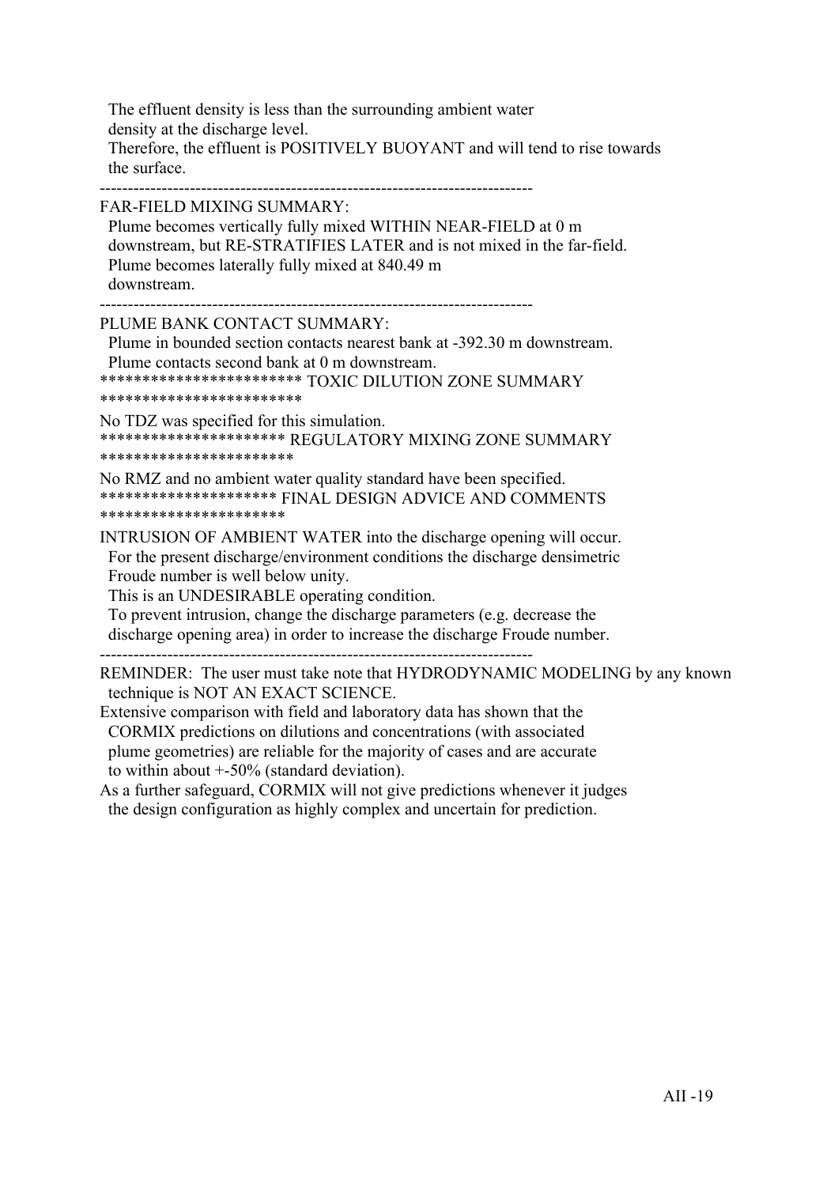The effluent density is less than the surrounding ambient water
density at the discharge level.
Therefore, the effluent is POSITIVELY BUOYANT and will tend to rise towards
the surface.

-----------------------------------------------------------------------------

FAR-FIELD MIXING SUMMARY:
Plume becomes vertically fully mixed WITHIN NEAR-FIELD at 0 m
downstream, but RE-STRATIFIES LATER and is not mixed in the far-field.
Plume becomes laterally fully mixed at 840.49 m
downstream.

-----------------------------------------------------------------------------

PLUME BANK CONTACT SUMMARY:
Plume in bounded section contacts nearest bank at -392.30 m downstream.
Plume contacts second bank at 0 m downstream.

************************ TOXIC DILUTION ZONE SUMMARY ************************

No TDZ was specified for this simulation.

********************** REGULATORY MIXING ZONE SUMMARY ***********************

No RMZ and no ambient water quality standard have been specified.

********************* FINAL DESIGN ADVICE AND COMMENTS **********************

INTRUSION OF AMBIENT WATER into the discharge opening will occur.
For the present discharge/environment conditions the discharge densimetric
Froude number is well below unity.
This is an UNDESIRABLE operating condition.
To prevent intrusion, change the discharge parameters (e.g. decrease the
discharge opening area) in order to increase the discharge Froude number.

-----------------------------------------------------------------------------

REMINDER: The user must take note that HYDRODYNAMIC MODELING by any known
technique is NOT AN EXACT SCIENCE.
Extensive comparison with field and laboratory data has shown that the
CORMIX predictions on dilutions and concentrations (with associated
plume geometries) are reliable for the majority of cases and are accurate
to within about +-50% (standard deviation).
As a further safeguard, CORMIX will not give predictions whenever it judges
the design configuration as highly complex and uncertain for prediction.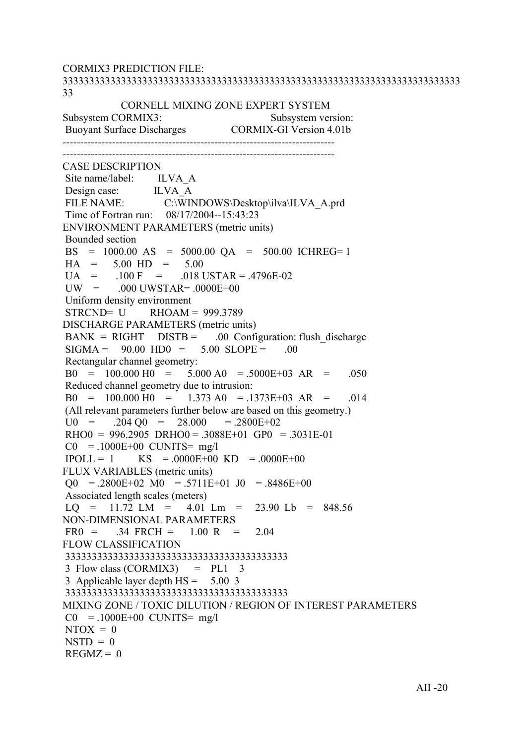CORMIX3 PREDICTION FILE:

```
333333333333333333333333333333333333333333333333333333333333333333333333
33
                CORNELL MIXING ZONE EXPERT SYSTEM
Subsystem CORMIX3:                         Subsystem version:
 Buoyant Surface Discharges              CORMIX-GI Version 4.01b
---------------------------------------------------------------------------
---------------------------------------------------------------------------
CASE DESCRIPTION
 Site name/label:        ILVA_A
 Design case:            ILVA_A
 FILE NAME:              C:\WINDOWS\Desktop\ilva\ILVA_A.prd
 Time of Fortran run:    08/17/2004--15:43:23
ENVIRONMENT PARAMETERS (metric units)
 Bounded section
 BS   =  1000.00  AS   =  5000.00  QA   =   500.00  ICHREG= 1
 HA   =     5.00  HD   =     5.00
 UA   =     .100  F    =     .018  USTAR = .4796E-02
 UW   =     .000  UWSTAR= .0000E+00
 Uniform density environment
 STRCND=  U       RHOAM =  999.3789
DISCHARGE PARAMETERS (metric units)
 BANK  =  RIGHT    DISTB =     .00  Configuration: flush_discharge
 SIGMA =    90.00  HD0   =    5.00  SLOPE =     .00
 Rectangular channel geometry:
 B0   =   100.000 H0   =    5.000 A0   = .5000E+03  AR   =    .050
 Reduced channel geometry due to intrusion:
 B0   =   100.000 H0   =    1.373 A0   = .1373E+03  AR   =    .014
 (All relevant parameters further below are based on this geometry.)
 U0   =     .204 Q0   =    28.000      = .2800E+02
 RHO0  =  996.2905  DRHO0 = .3088E+01  GP0   = .3031E-01
 C0   = .1000E+00  CUNITS=  mg/l
 IPOLL =  1       KS   = .0000E+00  KD   = .0000E+00
FLUX VARIABLES (metric units)
 Q0   = .2800E+02  M0   = .5711E+01  J0   = .8486E+00
 Associated length scales (meters)
 LQ   =    11.72  LM   =    4.01  Lm   =    23.90  Lb   =   848.56
NON-DIMENSIONAL PARAMETERS
 FR0  =      .34  FRCH =    1.00  R    =     2.04
FLOW CLASSIFICATION
 3333333333333333333333333333333333333333
 3  Flow class (CORMIX3)     =   PL1    3
 3  Applicable layer depth HS =    5.00  3
 3333333333333333333333333333333333333333
MIXING ZONE / TOXIC DILUTION / REGION OF INTEREST PARAMETERS
 C0   = .1000E+00  CUNITS=  mg/l
 NTOX  =  0
 NSTD  =  0
 REGMZ =  0
```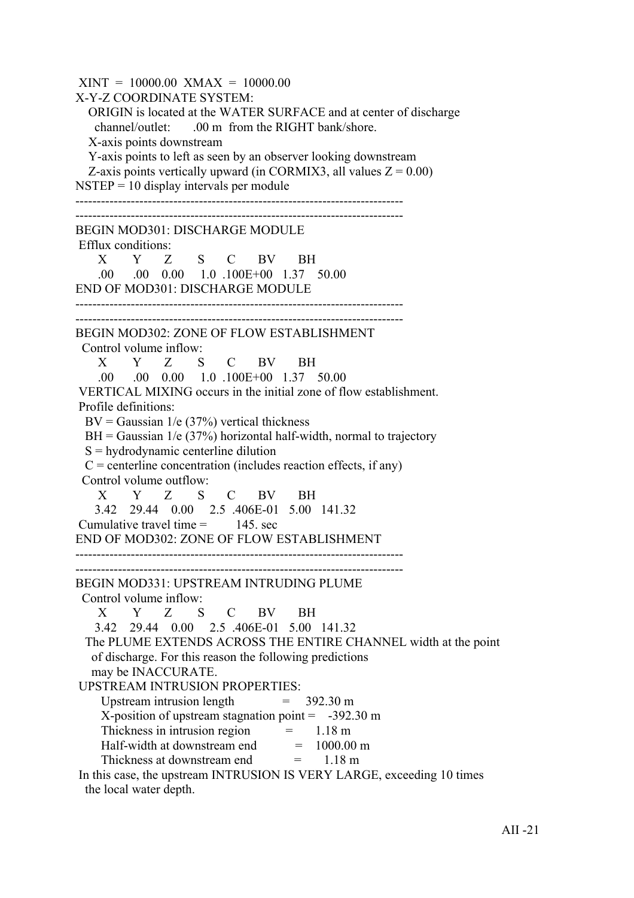XINT = 10000.00 XMAX = 10000.00

X-Y-Z COORDINATE SYSTEM:

ORIGIN is located at the WATER SURFACE and at center of discharge channel/outlet: .00 m from the RIGHT bank/shore.

X-axis points downstream

Y-axis points to left as seen by an observer looking downstream

Z-axis points vertically upward (in CORMIX3, all values Z = 0.00)

NSTEP = 10 display intervals per module

---

---

BEGIN MOD301: DISCHARGE MODULE

Efflux conditions:

| X | Y | Z | S | C | BV | BH |
|---|---|---|---|---|---|---|
| .00 | .00 | 0.00 | 1.0 | .100E+00 | 1.37 | 50.00 |

END OF MOD301: DISCHARGE MODULE

---

---

BEGIN MOD302: ZONE OF FLOW ESTABLISHMENT

Control volume inflow:

| X | Y | Z | S | C | BV | BH |
|---|---|---|---|---|---|---|
| .00 | .00 | 0.00 | 1.0 | .100E+00 | 1.37 | 50.00 |

VERTICAL MIXING occurs in the initial zone of flow establishment.

Profile definitions:

BV = Gaussian 1/e (37%) vertical thickness

BH = Gaussian 1/e (37%) horizontal half-width, normal to trajectory

S = hydrodynamic centerline dilution

C = centerline concentration (includes reaction effects, if any)

Control volume outflow:

| X | Y | Z | S | C | BV | BH |
|---|---|---|---|---|---|---|
| 3.42 | 29.44 | 0.00 | 2.5 | .406E-01 | 5.00 | 141.32 |

Cumulative travel time = 145. sec

END OF MOD302: ZONE OF FLOW ESTABLISHMENT

---

---

BEGIN MOD331: UPSTREAM INTRUDING PLUME

Control volume inflow:

| X | Y | Z | S | C | BV | BH |
|---|---|---|---|---|---|---|
| 3.42 | 29.44 | 0.00 | 2.5 | .406E-01 | 5.00 | 141.32 |

The PLUME EXTENDS ACROSS THE ENTIRE CHANNEL width at the point of discharge. For this reason the following predictions may be INACCURATE.

UPSTREAM INTRUSION PROPERTIES:

Upstream intrusion length = 392.30 m

X-position of upstream stagnation point = -392.30 m

Thickness in intrusion region = 1.18 m

Half-width at downstream end = 1000.00 m

Thickness at downstream end = 1.18 m

In this case, the upstream INTRUSION IS VERY LARGE, exceeding 10 times the local water depth.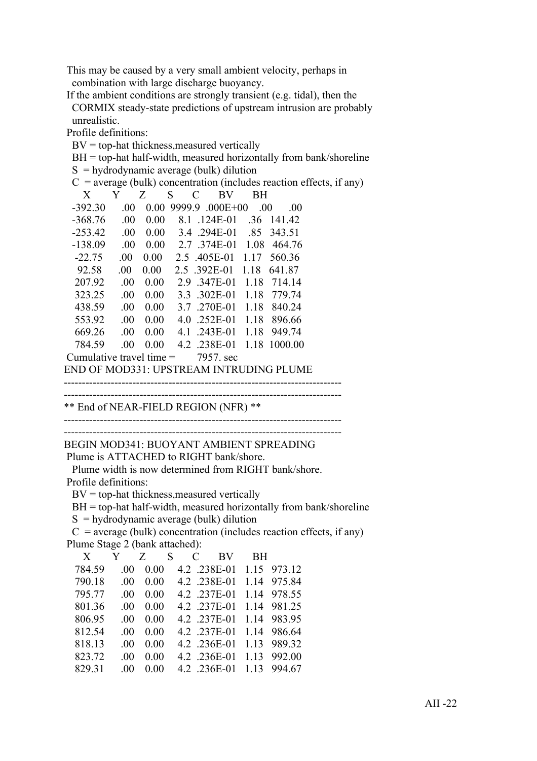This may be caused by a very small ambient velocity, perhaps in
  combination with large discharge buoyancy.
If the ambient conditions are strongly transient (e.g. tidal), then the
  CORMIX steady-state predictions of upstream intrusion are probably
  unrealistic.
Profile definitions:
  BV = top-hat thickness,measured vertically
  BH = top-hat half-width, measured horizontally from bank/shoreline
  S = hydrodynamic average (bulk) dilution
  C = average (bulk) concentration (includes reaction effects, if any)

| X | Y | Z | S | C | BV | BH |
|---|---|---|---|---|---|---|
| -392.30 | .00 | 0.00 | 9999.9 | .000E+00 | .00 | .00 |
| -368.76 | .00 | 0.00 | 8.1 | .124E-01 | .36 | 141.42 |
| -253.42 | .00 | 0.00 | 3.4 | .294E-01 | .85 | 343.51 |
| -138.09 | .00 | 0.00 | 2.7 | .374E-01 | 1.08 | 464.76 |
| -22.75 | .00 | 0.00 | 2.5 | .405E-01 | 1.17 | 560.36 |
| 92.58 | .00 | 0.00 | 2.5 | .392E-01 | 1.18 | 641.87 |
| 207.92 | .00 | 0.00 | 2.9 | .347E-01 | 1.18 | 714.14 |
| 323.25 | .00 | 0.00 | 3.3 | .302E-01 | 1.18 | 779.74 |
| 438.59 | .00 | 0.00 | 3.7 | .270E-01 | 1.18 | 840.24 |
| 553.92 | .00 | 0.00 | 4.0 | .252E-01 | 1.18 | 896.66 |
| 669.26 | .00 | 0.00 | 4.1 | .243E-01 | 1.18 | 949.74 |
| 784.59 | .00 | 0.00 | 4.2 | .238E-01 | 1.18 | 1000.00 |

Cumulative travel time = 7957. sec
END OF MOD331: UPSTREAM INTRUDING PLUME

---

** End of NEAR-FIELD REGION (NFR) **

---

BEGIN MOD341: BUOYANT AMBIENT SPREADING
Plume is ATTACHED to RIGHT bank/shore.
  Plume width is now determined from RIGHT bank/shore.
Profile definitions:
  BV = top-hat thickness,measured vertically
  BH = top-hat half-width, measured horizontally from bank/shoreline
  S = hydrodynamic average (bulk) dilution
  C = average (bulk) concentration (includes reaction effects, if any)
Plume Stage 2 (bank attached):

| X | Y | Z | S | C | BV | BH |
|---|---|---|---|---|---|---|
| 784.59 | .00 | 0.00 | 4.2 | .238E-01 | 1.15 | 973.12 |
| 790.18 | .00 | 0.00 | 4.2 | .238E-01 | 1.14 | 975.84 |
| 795.77 | .00 | 0.00 | 4.2 | .237E-01 | 1.14 | 978.55 |
| 801.36 | .00 | 0.00 | 4.2 | .237E-01 | 1.14 | 981.25 |
| 806.95 | .00 | 0.00 | 4.2 | .237E-01 | 1.14 | 983.95 |
| 812.54 | .00 | 0.00 | 4.2 | .237E-01 | 1.14 | 986.64 |
| 818.13 | .00 | 0.00 | 4.2 | .236E-01 | 1.13 | 989.32 |
| 823.72 | .00 | 0.00 | 4.2 | .236E-01 | 1.13 | 992.00 |
| 829.31 | .00 | 0.00 | 4.2 | .236E-01 | 1.13 | 994.67 |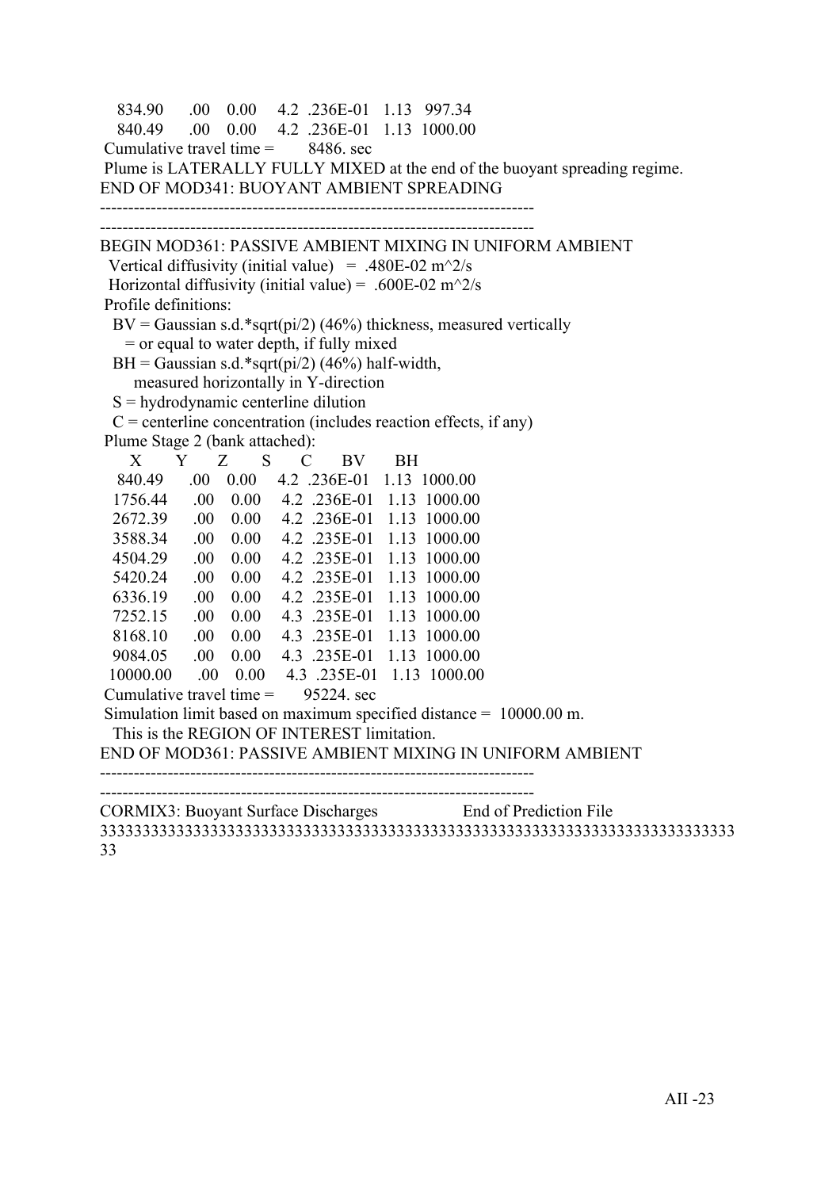```
   834.90      .00    0.00     4.2  .236E-01   1.13   997.34
   840.49      .00    0.00     4.2  .236E-01   1.13  1000.00
 Cumulative travel time =        8486. sec
 Plume is LATERALLY FULLY MIXED at the end of the buoyant spreading regime.
END OF MOD341: BUOYANT AMBIENT SPREADING
-----------------------------------------------------------------------------
-----------------------------------------------------------------------------
BEGIN MOD361: PASSIVE AMBIENT MIXING IN UNIFORM AMBIENT
  Vertical diffusivity (initial value)   =  .480E-02 m^2/s
  Horizontal diffusivity (initial value) =  .600E-02 m^2/s
 Profile definitions:
   BV = Gaussian s.d.*sqrt(pi/2) (46%) thickness, measured vertically
      = or equal to water depth, if fully mixed
   BH = Gaussian s.d.*sqrt(pi/2) (46%) half-width,
        measured horizontally in Y-direction
   S = hydrodynamic centerline dilution
   C = centerline concentration (includes reaction effects, if any)
 Plume Stage 2 (bank attached):
      X       Y       Z       S       C       BV      BH
   840.49      .00    0.00     4.2  .236E-01   1.13  1000.00
  1756.44      .00    0.00     4.2  .236E-01   1.13  1000.00
  2672.39      .00    0.00     4.2  .236E-01   1.13  1000.00
  3588.34      .00    0.00     4.2  .235E-01   1.13  1000.00
  4504.29      .00    0.00     4.2  .235E-01   1.13  1000.00
  5420.24      .00    0.00     4.2  .235E-01   1.13  1000.00
  6336.19      .00    0.00     4.2  .235E-01   1.13  1000.00
  7252.15      .00    0.00     4.3  .235E-01   1.13  1000.00
  8168.10      .00    0.00     4.3  .235E-01   1.13  1000.00
  9084.05      .00    0.00     4.3  .235E-01   1.13  1000.00
 10000.00      .00    0.00     4.3  .235E-01   1.13  1000.00
 Cumulative travel time =       95224. sec
 Simulation limit based on maximum specified distance =  10000.00 m.
   This is the REGION OF INTEREST limitation.
END OF MOD361: PASSIVE AMBIENT MIXING IN UNIFORM AMBIENT
-----------------------------------------------------------------------------
-----------------------------------------------------------------------------
CORMIX3: Buoyant Surface Discharges                End of Prediction File
333333333333333333333333333333333333333333333333333333333333333333333333333
33
```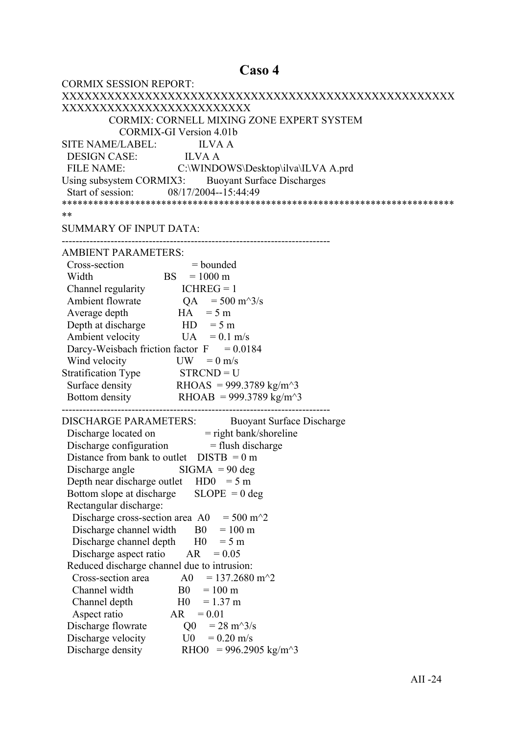# Caso 4

```
CORMIX SESSION REPORT:
XXXXXXXXXXXXXXXXXXXXXXXXXXXXXXXXXXXXXXXXXXXXXXXXXXXXXXXXXXXXXXXXXXXXXXXXXXXXXXX
              CORMIX: CORNELL MIXING ZONE EXPERT SYSTEM
                CORMIX-GI Version 4.01b
SITE NAME/LABEL:            ILVA A
  DESIGN CASE:              ILVA A
  FILE NAME:                C:\WINDOWS\Desktop\ilva\ILVA A.prd
Using subsystem CORMIX3:    Buoyant Surface Discharges
  Start of session:         08/17/2004--15:44:49
*****************************************************************************
SUMMARY OF INPUT DATA:
---------------------------------------------------------------------------
AMBIENT PARAMETERS:
  Cross-section                    = bounded
  Width                   BS       = 1000 m
  Channel regularity      ICHREG = 1
  Ambient flowrate        QA       = 500 m^3/s
  Average depth           HA       = 5 m
  Depth at discharge      HD       = 5 m
  Ambient velocity        UA       = 0.1 m/s
  Darcy-Weisbach friction factor  F      = 0.0184
  Wind velocity           UW       = 0 m/s
Stratification Type       STRCND = U
  Surface density         RHOAS  = 999.3789 kg/m^3
  Bottom density          RHOAB  = 999.3789 kg/m^3
---------------------------------------------------------------------------
DISCHARGE PARAMETERS:              Buoyant Surface Discharge
  Discharge located on             = right bank/shoreline
  Discharge configuration          = flush discharge
  Distance from bank to outlet    DISTB  = 0 m
  Discharge angle                 SIGMA  = 90 deg
  Depth near discharge outlet     HD0    = 5 m
  Bottom slope at discharge       SLOPE  = 0 deg
  Rectangular discharge:
    Discharge cross-section area  A0     = 500 m^2
    Discharge channel width       B0     = 100 m
    Discharge channel depth       H0     = 5 m
    Discharge aspect ratio        AR     = 0.05
  Reduced discharge channel due to intrusion:
    Cross-section area            A0     = 137.2680 m^2
    Channel width                 B0     = 100 m
    Channel depth                 H0     = 1.37 m
    Aspect ratio                  AR     = 0.01
  Discharge flowrate              Q0     = 28 m^3/s
  Discharge velocity              U0     = 0.20 m/s
  Discharge density               RHO0   = 996.2905 kg/m^3
```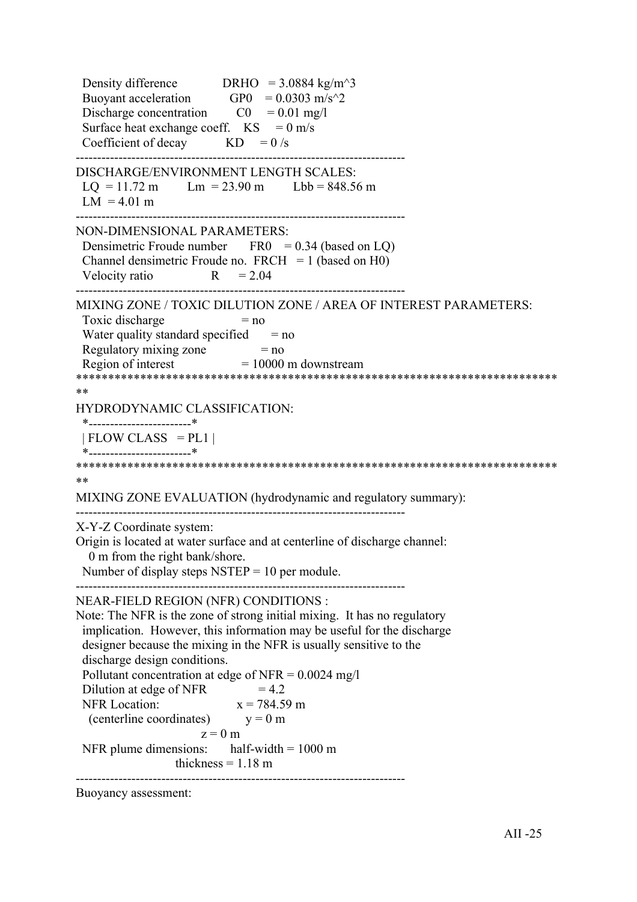Density difference DRHO = 3.0884 kg/m^3
Buoyant acceleration GP0 = 0.0303 m/s^2
Discharge concentration C0 = 0.01 mg/l
Surface heat exchange coeff. KS = 0 m/s
Coefficient of decay KD = 0 /s

-----------------------------------------------------------------------------

DISCHARGE/ENVIRONMENT LENGTH SCALES:
LQ = 11.72 m Lm = 23.90 m Lbb = 848.56 m
LM = 4.01 m

-----------------------------------------------------------------------------

NON-DIMENSIONAL PARAMETERS:
Densimetric Froude number FR0 = 0.34 (based on LQ)
Channel densimetric Froude no. FRCH = 1 (based on H0)
Velocity ratio R = 2.04

-----------------------------------------------------------------------------

MIXING ZONE / TOXIC DILUTION ZONE / AREA OF INTEREST PARAMETERS:
Toxic discharge = no
Water quality standard specified = no
Regulatory mixing zone = no
Region of interest = 10000 m downstream

*****************************************************************************

HYDRODYNAMIC CLASSIFICATION:

```
*------------------------*
| FLOW CLASS  = PL1 |
*------------------------*
```

*****************************************************************************

MIXING ZONE EVALUATION (hydrodynamic and regulatory summary):

-----------------------------------------------------------------------------

X-Y-Z Coordinate system:
Origin is located at water surface and at centerline of discharge channel:
0 m from the right bank/shore.
Number of display steps NSTEP = 10 per module.

-----------------------------------------------------------------------------

NEAR-FIELD REGION (NFR) CONDITIONS :
Note: The NFR is the zone of strong initial mixing. It has no regulatory implication. However, this information may be useful for the discharge designer because the mixing in the NFR is usually sensitive to the discharge design conditions.
Pollutant concentration at edge of NFR = 0.0024 mg/l
Dilution at edge of NFR = 4.2
NFR Location: x = 784.59 m
(centerline coordinates) y = 0 m
z = 0 m
NFR plume dimensions: half-width = 1000 m
thickness = 1.18 m

-----------------------------------------------------------------------------

Buoyancy assessment: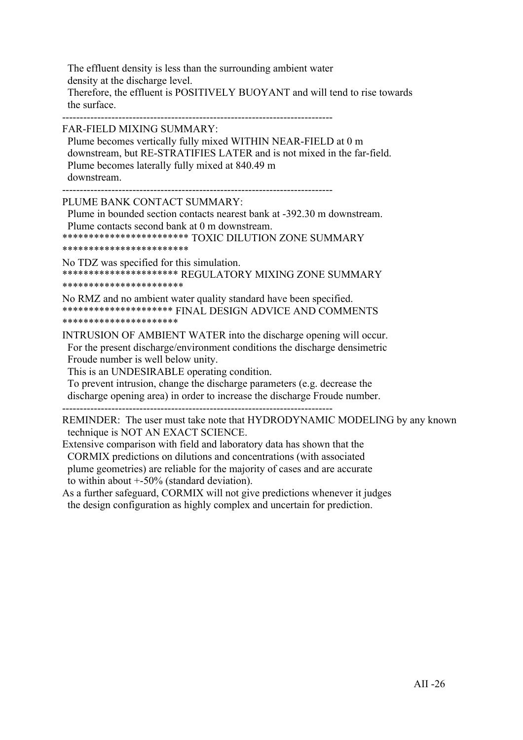The effluent density is less than the surrounding ambient water density at the discharge level.
Therefore, the effluent is POSITIVELY BUOYANT and will tend to rise towards the surface.

-----------------------------------------------------------------------------

FAR-FIELD MIXING SUMMARY:
Plume becomes vertically fully mixed WITHIN NEAR-FIELD at 0 m downstream, but RE-STRATIFIES LATER and is not mixed in the far-field.
Plume becomes laterally fully mixed at 840.49 m downstream.

-----------------------------------------------------------------------------

PLUME BANK CONTACT SUMMARY:
Plume in bounded section contacts nearest bank at -392.30 m downstream.
Plume contacts second bank at 0 m downstream.

************************ TOXIC DILUTION ZONE SUMMARY ************************

No TDZ was specified for this simulation.

********************** REGULATORY MIXING ZONE SUMMARY ***********************

No RMZ and no ambient water quality standard have been specified.

********************* FINAL DESIGN ADVICE AND COMMENTS **********************

INTRUSION OF AMBIENT WATER into the discharge opening will occur.
For the present discharge/environment conditions the discharge densimetric Froude number is well below unity.
This is an UNDESIRABLE operating condition.
To prevent intrusion, change the discharge parameters (e.g. decrease the discharge opening area) in order to increase the discharge Froude number.

-----------------------------------------------------------------------------

REMINDER: The user must take note that HYDRODYNAMIC MODELING by any known technique is NOT AN EXACT SCIENCE.
Extensive comparison with field and laboratory data has shown that the CORMIX predictions on dilutions and concentrations (with associated plume geometries) are reliable for the majority of cases and are accurate to within about +-50% (standard deviation).
As a further safeguard, CORMIX will not give predictions whenever it judges the design configuration as highly complex and uncertain for prediction.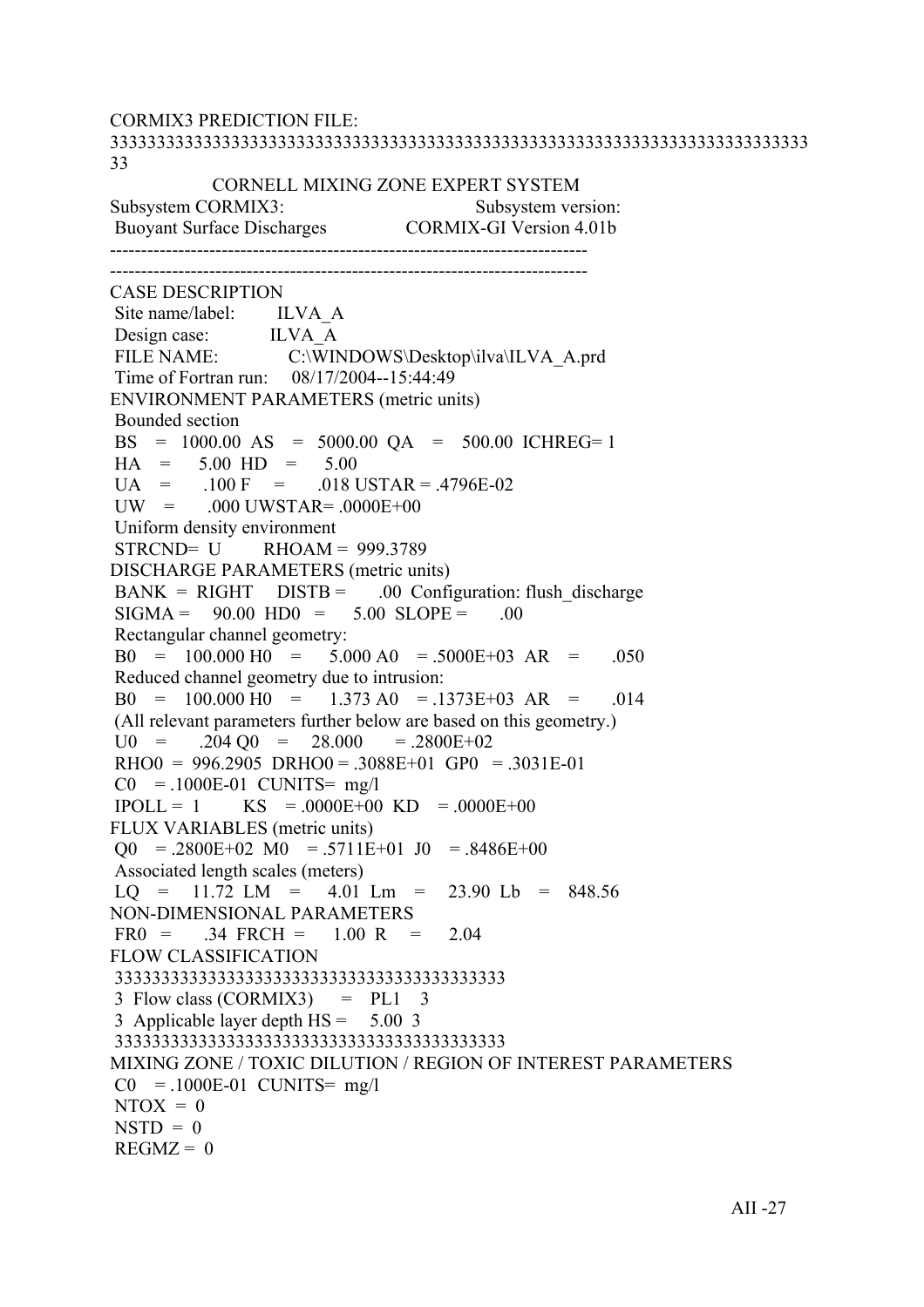CORMIX3 PREDICTION FILE:

```
3333333333333333333333333333333333333333333333333333333333333333333333
33
                CORNELL MIXING ZONE EXPERT SYSTEM
Subsystem CORMIX3:                          Subsystem version:
 Buoyant Surface Discharges              CORMIX-GI Version 4.01b
-----------------------------------------------------------------------------
-----------------------------------------------------------------------------
CASE DESCRIPTION
 Site name/label:        ILVA_A
 Design case:            ILVA_A
 FILE NAME:              C:\WINDOWS\Desktop\ilva\ILVA_A.prd
 Time of Fortran run:    08/17/2004--15:44:49
ENVIRONMENT PARAMETERS (metric units)
 Bounded section
 BS   =  1000.00  AS   =  5000.00  QA   =   500.00  ICHREG= 1
 HA   =     5.00  HD   =     5.00
 UA   =     .100  F    =     .018  USTAR = .4796E-02
 UW   =     .000  UWSTAR= .0000E+00
 Uniform density environment
 STRCND=  U       RHOAM =  999.3789
DISCHARGE PARAMETERS (metric units)
 BANK  =  RIGHT    DISTB =     .00  Configuration: flush_discharge
 SIGMA =    90.00  HD0  =    5.00  SLOPE =     .00
 Rectangular channel geometry:
 B0   =   100.000 H0   =    5.000 A0   = .5000E+03  AR   =     .050
 Reduced channel geometry due to intrusion:
 B0   =   100.000 H0   =    1.373 A0   = .1373E+03  AR   =     .014
 (All relevant parameters further below are based on this geometry.)
 U0   =     .204 Q0   =    28.000      = .2800E+02
 RHO0  =  996.2905  DRHO0 = .3088E+01  GP0   = .3031E-01
 C0   = .1000E-01  CUNITS=  mg/l
 IPOLL =  1       KS   = .0000E+00  KD   = .0000E+00
FLUX VARIABLES (metric units)
 Q0   = .2800E+02  M0   = .5711E+01  J0   = .8486E+00
 Associated length scales (meters)
 LQ   =    11.72  LM   =    4.01  Lm   =    23.90  Lb   =   848.56
NON-DIMENSIONAL PARAMETERS
 FR0  =      .34  FRCH =    1.00  R    =     2.04
FLOW CLASSIFICATION
 333333333333333333333333333333333333333333
 3  Flow class (CORMIX3)     =   PL1    3
 3  Applicable layer depth HS =    5.00  3
 333333333333333333333333333333333333333333
MIXING ZONE / TOXIC DILUTION / REGION OF INTEREST PARAMETERS
 C0   = .1000E-01  CUNITS=  mg/l
 NTOX  =  0
 NSTD  =  0
 REGMZ =  0
```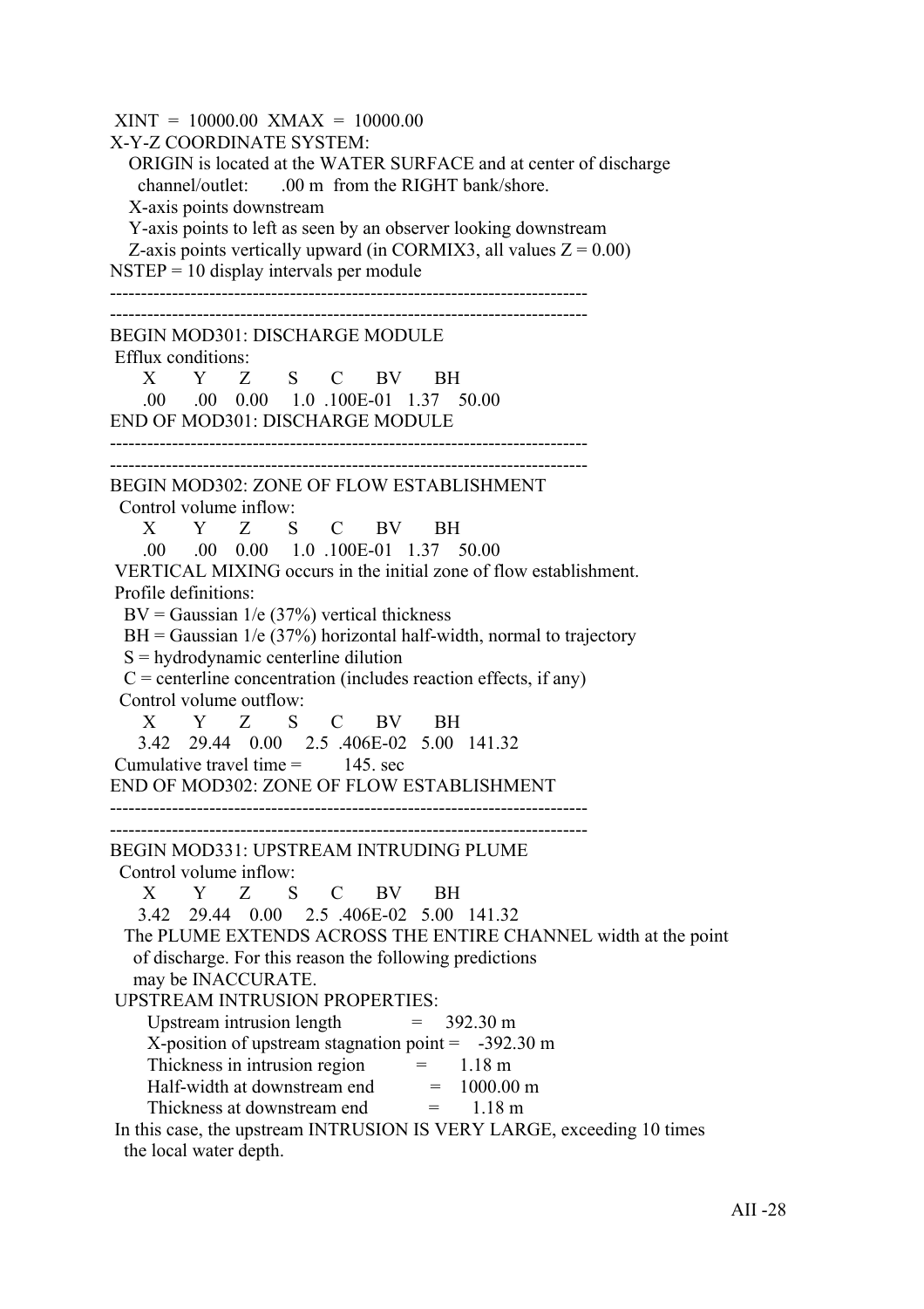```
 XINT  =  10000.00  XMAX  =  10000.00
X-Y-Z COORDINATE SYSTEM:
   ORIGIN is located at the WATER SURFACE and at center of discharge
     channel/outlet:       .00 m  from the RIGHT bank/shore.
   X-axis points downstream
   Y-axis points to left as seen by an observer looking downstream
   Z-axis points vertically upward (in CORMIX3, all values Z = 0.00)
NSTEP = 10 display intervals per module
-----------------------------------------------------------------------------
-----------------------------------------------------------------------------
BEGIN MOD301: DISCHARGE MODULE
 Efflux conditions:
      X       Y      Z       S      C      BV      BH
     .00      .00    0.00     1.0  .100E-01   1.37    50.00
END OF MOD301: DISCHARGE MODULE
-----------------------------------------------------------------------------
-----------------------------------------------------------------------------
BEGIN MOD302: ZONE OF FLOW ESTABLISHMENT
  Control volume inflow:
      X       Y      Z       S      C      BV      BH
     .00      .00    0.00     1.0  .100E-01   1.37    50.00
 VERTICAL MIXING occurs in the initial zone of flow establishment.
 Profile definitions:
   BV = Gaussian 1/e (37%) vertical thickness
   BH = Gaussian 1/e (37%) horizontal half-width, normal to trajectory
   S = hydrodynamic centerline dilution
   C = centerline concentration (includes reaction effects, if any)
  Control volume outflow:
      X       Y      Z       S      C      BV      BH
    3.42    29.44    0.00     2.5  .406E-02   5.00   141.32
 Cumulative travel time =         145. sec
END OF MOD302: ZONE OF FLOW ESTABLISHMENT
-----------------------------------------------------------------------------
-----------------------------------------------------------------------------
BEGIN MOD331: UPSTREAM INTRUDING PLUME
  Control volume inflow:
      X       Y      Z       S      C      BV      BH
    3.42    29.44    0.00     2.5  .406E-02   5.00   141.32
   The PLUME EXTENDS ACROSS THE ENTIRE CHANNEL width at the point
     of discharge. For this reason the following predictions
     may be INACCURATE.
 UPSTREAM INTRUSION PROPERTIES:
       Upstream intrusion length             =     392.30 m
       X-position of upstream stagnation point =    -392.30 m
       Thickness in intrusion region          =       1.18 m
       Half-width at downstream end           =    1000.00 m
       Thickness at downstream end            =       1.18 m
 In this case, the upstream INTRUSION IS VERY LARGE, exceeding 10 times
   the local water depth.
```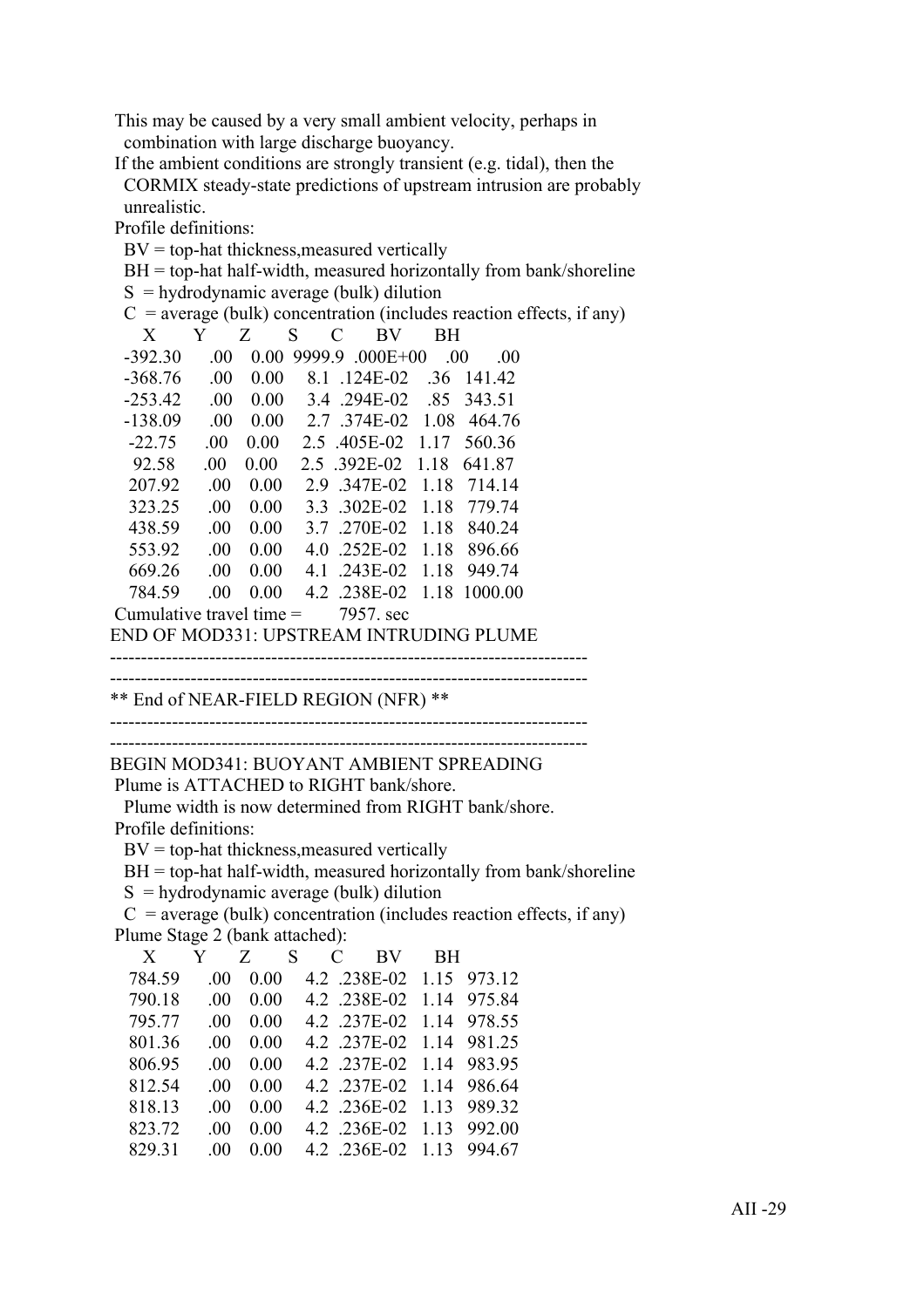This may be caused by a very small ambient velocity, perhaps in combination with large discharge buoyancy.

If the ambient conditions are strongly transient (e.g. tidal), then the CORMIX steady-state predictions of upstream intrusion are probably unrealistic.

Profile definitions:

- BV = top-hat thickness,measured vertically
- BH = top-hat half-width, measured horizontally from bank/shoreline
- S = hydrodynamic average (bulk) dilution
- C = average (bulk) concentration (includes reaction effects, if any)

| X | Y | Z | S | C | BV | BH |
|---|---|---|---|---|---|---|
| -392.30 | .00 | 0.00 | 9999.9 | .000E+00 | .00 | .00 |
| -368.76 | .00 | 0.00 | 8.1 | .124E-02 | .36 | 141.42 |
| -253.42 | .00 | 0.00 | 3.4 | .294E-02 | .85 | 343.51 |
| -138.09 | .00 | 0.00 | 2.7 | .374E-02 | 1.08 | 464.76 |
| -22.75 | .00 | 0.00 | 2.5 | .405E-02 | 1.17 | 560.36 |
| 92.58 | .00 | 0.00 | 2.5 | .392E-02 | 1.18 | 641.87 |
| 207.92 | .00 | 0.00 | 2.9 | .347E-02 | 1.18 | 714.14 |
| 323.25 | .00 | 0.00 | 3.3 | .302E-02 | 1.18 | 779.74 |
| 438.59 | .00 | 0.00 | 3.7 | .270E-02 | 1.18 | 840.24 |
| 553.92 | .00 | 0.00 | 4.0 | .252E-02 | 1.18 | 896.66 |
| 669.26 | .00 | 0.00 | 4.1 | .243E-02 | 1.18 | 949.74 |
| 784.59 | .00 | 0.00 | 4.2 | .238E-02 | 1.18 | 1000.00 |

Cumulative travel time = 7957. sec

END OF MOD331: UPSTREAM INTRUDING PLUME

---

---

** End of NEAR-FIELD REGION (NFR) **

---

---

BEGIN MOD341: BUOYANT AMBIENT SPREADING

Plume is ATTACHED to RIGHT bank/shore.

Plume width is now determined from RIGHT bank/shore.

Profile definitions:

- BV = top-hat thickness,measured vertically
- BH = top-hat half-width, measured horizontally from bank/shoreline
- S = hydrodynamic average (bulk) dilution
- C = average (bulk) concentration (includes reaction effects, if any)

Plume Stage 2 (bank attached):

| X | Y | Z | S | C | BV | BH |
|---|---|---|---|---|---|---|
| 784.59 | .00 | 0.00 | 4.2 | .238E-02 | 1.15 | 973.12 |
| 790.18 | .00 | 0.00 | 4.2 | .238E-02 | 1.14 | 975.84 |
| 795.77 | .00 | 0.00 | 4.2 | .237E-02 | 1.14 | 978.55 |
| 801.36 | .00 | 0.00 | 4.2 | .237E-02 | 1.14 | 981.25 |
| 806.95 | .00 | 0.00 | 4.2 | .237E-02 | 1.14 | 983.95 |
| 812.54 | .00 | 0.00 | 4.2 | .237E-02 | 1.14 | 986.64 |
| 818.13 | .00 | 0.00 | 4.2 | .236E-02 | 1.13 | 989.32 |
| 823.72 | .00 | 0.00 | 4.2 | .236E-02 | 1.13 | 992.00 |
| 829.31 | .00 | 0.00 | 4.2 | .236E-02 | 1.13 | 994.67 |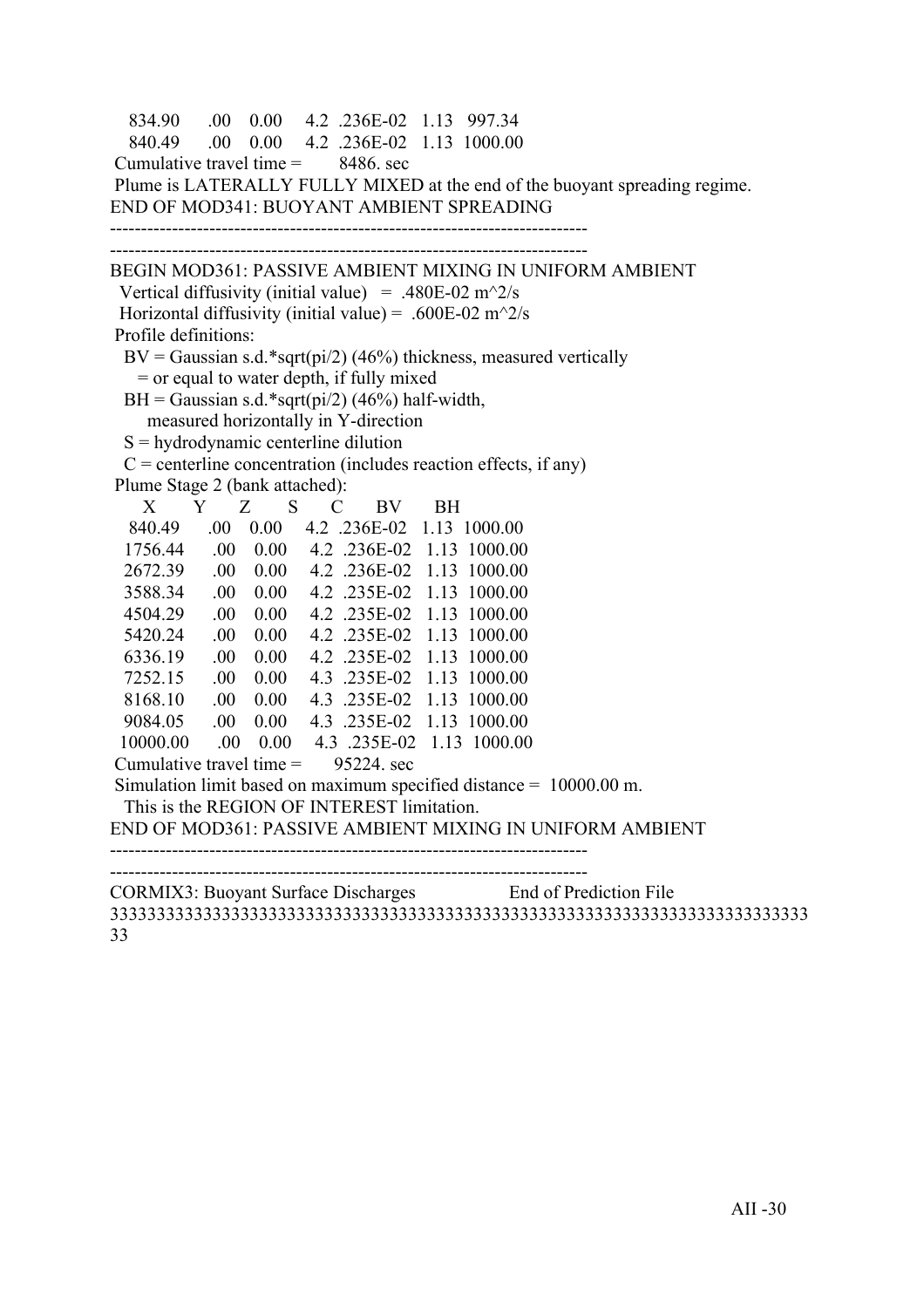```
   834.90      .00    0.00     4.2  .236E-02   1.13   997.34
   840.49      .00    0.00     4.2  .236E-02   1.13  1000.00
 Cumulative travel time =        8486. sec
 Plume is LATERALLY FULLY MIXED at the end of the buoyant spreading regime.
END OF MOD341: BUOYANT AMBIENT SPREADING
-----------------------------------------------------------------------------
-----------------------------------------------------------------------------
BEGIN MOD361: PASSIVE AMBIENT MIXING IN UNIFORM AMBIENT
  Vertical diffusivity (initial value)   =  .480E-02 m^2/s
  Horizontal diffusivity (initial value) =  .600E-02 m^2/s
 Profile definitions:
   BV = Gaussian s.d.*sqrt(pi/2) (46%) thickness, measured vertically
      = or equal to water depth, if fully mixed
   BH = Gaussian s.d.*sqrt(pi/2) (46%) half-width,
        measured horizontally in Y-direction
   S = hydrodynamic centerline dilution
   C = centerline concentration (includes reaction effects, if any)
 Plume Stage 2 (bank attached):
      X        Y       Z       S       C        BV       BH
    840.49      .00    0.00     4.2  .236E-02   1.13  1000.00
   1756.44      .00    0.00     4.2  .236E-02   1.13  1000.00
   2672.39      .00    0.00     4.2  .236E-02   1.13  1000.00
   3588.34      .00    0.00     4.2  .235E-02   1.13  1000.00
   4504.29      .00    0.00     4.2  .235E-02   1.13  1000.00
   5420.24      .00    0.00     4.2  .235E-02   1.13  1000.00
   6336.19      .00    0.00     4.2  .235E-02   1.13  1000.00
   7252.15      .00    0.00     4.3  .235E-02   1.13  1000.00
   8168.10      .00    0.00     4.3  .235E-02   1.13  1000.00
   9084.05      .00    0.00     4.3  .235E-02   1.13  1000.00
  10000.00      .00    0.00     4.3  .235E-02   1.13  1000.00
 Cumulative travel time =       95224. sec
 Simulation limit based on maximum specified distance =  10000.00 m.
   This is the REGION OF INTEREST limitation.
END OF MOD361: PASSIVE AMBIENT MIXING IN UNIFORM AMBIENT
-----------------------------------------------------------------------------
-----------------------------------------------------------------------------
CORMIX3: Buoyant Surface Discharges                  End of Prediction File
333333333333333333333333333333333333333333333333333333333333333333333333333
33
```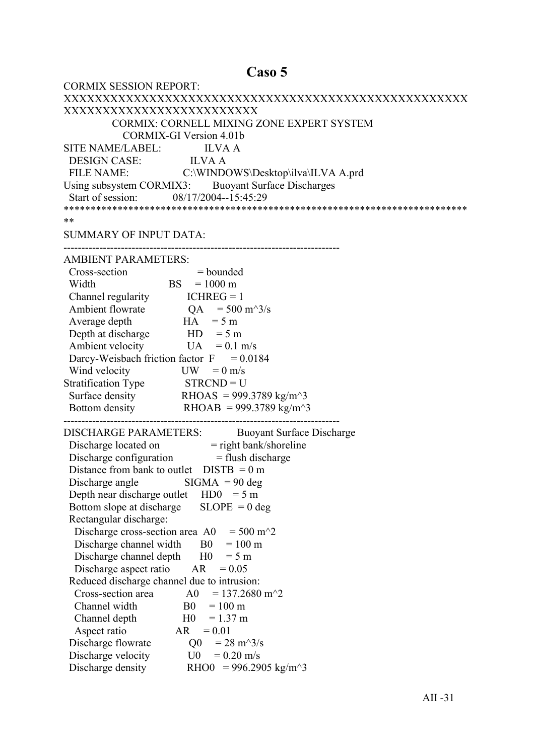# Caso 5

```
CORMIX SESSION REPORT:
XXXXXXXXXXXXXXXXXXXXXXXXXXXXXXXXXXXXXXXXXXXXXXXXXXXXXXXXXXXXXXXXXXXXXXXXXXXX
        CORMIX: CORNELL MIXING ZONE EXPERT SYSTEM
          CORMIX-GI Version 4.01b
SITE NAME/LABEL:          ILVA A
  DESIGN CASE:            ILVA A
  FILE NAME:              C:\WINDOWS\Desktop\ilva\ILVA A.prd
Using subsystem CORMIX3:     Buoyant Surface Discharges
  Start of session:       08/17/2004--15:45:29
***************************************************************************
SUMMARY OF INPUT DATA:
---------------------------------------------------------------------------
AMBIENT PARAMETERS:
  Cross-section                  = bounded
  Width                  BS     = 1000 m
  Channel regularity          ICHREG = 1
  Ambient flowrate            QA     = 500 m^3/s
  Average depth              HA     = 5 m
  Depth at discharge         HD     = 5 m
  Ambient velocity           UA     = 0.1 m/s
  Darcy-Weisbach friction factor  F     = 0.0184
  Wind velocity              UW     = 0 m/s
Stratification Type          STRCND = U
  Surface density            RHOAS  = 999.3789 kg/m^3
  Bottom density             RHOAB  = 999.3789 kg/m^3
---------------------------------------------------------------------------
DISCHARGE PARAMETERS:          Buoyant Surface Discharge
  Discharge located on            = right bank/shoreline
  Discharge configuration         = flush discharge
  Distance from bank to outlet   DISTB  = 0 m
  Discharge angle              SIGMA  = 90 deg
  Depth near discharge outlet    HD0    = 5 m
  Bottom slope at discharge      SLOPE  = 0 deg
  Rectangular discharge:
    Discharge cross-section area  A0     = 500 m^2
    Discharge channel width       B0     = 100 m
    Discharge channel depth       H0     = 5 m
    Discharge aspect ratio        AR     = 0.05
  Reduced discharge channel due to intrusion:
    Cross-section area          A0     = 137.2680 m^2
    Channel width               B0     = 100 m
    Channel depth               H0     = 1.37 m
    Aspect ratio              AR     = 0.01
  Discharge flowrate           Q0     = 28 m^3/s
  Discharge velocity           U0     = 0.20 m/s
  Discharge density            RHO0   = 996.2905 kg/m^3
```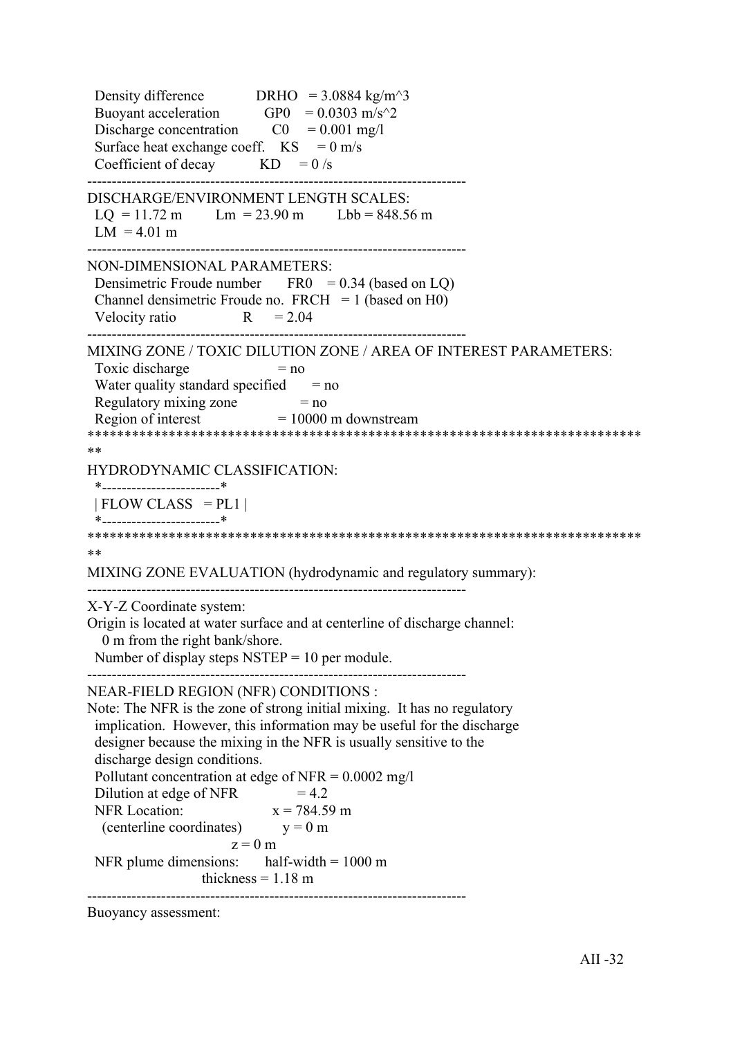Density difference DRHO = 3.0884 kg/m^3
Buoyant acceleration GP0 = 0.0303 m/s^2
Discharge concentration C0 = 0.001 mg/l
Surface heat exchange coeff. KS = 0 m/s
Coefficient of decay KD = 0 /s

---

DISCHARGE/ENVIRONMENT LENGTH SCALES:
LQ = 11.72 m Lm = 23.90 m Lbb = 848.56 m
LM = 4.01 m

---

NON-DIMENSIONAL PARAMETERS:
Densimetric Froude number FR0 = 0.34 (based on LQ)
Channel densimetric Froude no. FRCH = 1 (based on H0)
Velocity ratio R = 2.04

---

MIXING ZONE / TOXIC DILUTION ZONE / AREA OF INTEREST PARAMETERS:
Toxic discharge = no
Water quality standard specified = no
Regulatory mixing zone = no
Region of interest = 10000 m downstream

****************************************************************************

HYDRODYNAMIC CLASSIFICATION:

```
*------------------------*
| FLOW CLASS  = PL1 |
*------------------------*
```

****************************************************************************

MIXING ZONE EVALUATION (hydrodynamic and regulatory summary):

---

X-Y-Z Coordinate system:
Origin is located at water surface and at centerline of discharge channel:
0 m from the right bank/shore.
Number of display steps NSTEP = 10 per module.

---

NEAR-FIELD REGION (NFR) CONDITIONS :
Note: The NFR is the zone of strong initial mixing. It has no regulatory implication. However, this information may be useful for the discharge designer because the mixing in the NFR is usually sensitive to the discharge design conditions.
Pollutant concentration at edge of NFR = 0.0002 mg/l
Dilution at edge of NFR = 4.2
NFR Location: x = 784.59 m
(centerline coordinates) y = 0 m
z = 0 m
NFR plume dimensions: half-width = 1000 m
thickness = 1.18 m

---

Buoyancy assessment: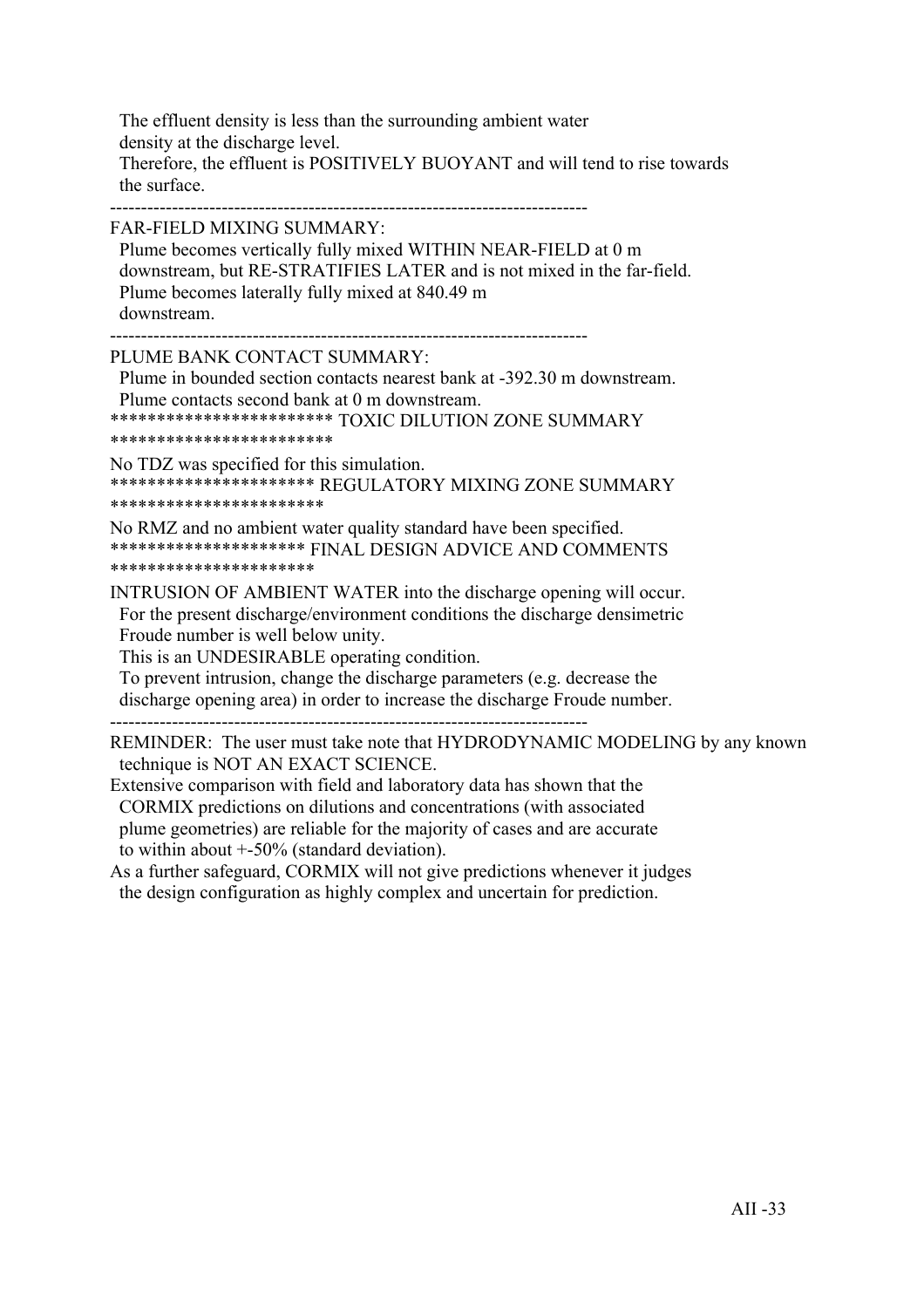The effluent density is less than the surrounding ambient water density at the discharge level.
Therefore, the effluent is POSITIVELY BUOYANT and will tend to rise towards the surface.

-----------------------------------------------------------------------------

FAR-FIELD MIXING SUMMARY:
Plume becomes vertically fully mixed WITHIN NEAR-FIELD at 0 m downstream, but RE-STRATIFIES LATER and is not mixed in the far-field.
Plume becomes laterally fully mixed at 840.49 m downstream.

-----------------------------------------------------------------------------

PLUME BANK CONTACT SUMMARY:
Plume in bounded section contacts nearest bank at -392.30 m downstream.
Plume contacts second bank at 0 m downstream.

************************ TOXIC DILUTION ZONE SUMMARY ************************

No TDZ was specified for this simulation.

********************** REGULATORY MIXING ZONE SUMMARY ***********************

No RMZ and no ambient water quality standard have been specified.

********************* FINAL DESIGN ADVICE AND COMMENTS **********************

INTRUSION OF AMBIENT WATER into the discharge opening will occur.
For the present discharge/environment conditions the discharge densimetric Froude number is well below unity.
This is an UNDESIRABLE operating condition.
To prevent intrusion, change the discharge parameters (e.g. decrease the discharge opening area) in order to increase the discharge Froude number.

-----------------------------------------------------------------------------

REMINDER: The user must take note that HYDRODYNAMIC MODELING by any known technique is NOT AN EXACT SCIENCE.
Extensive comparison with field and laboratory data has shown that the CORMIX predictions on dilutions and concentrations (with associated plume geometries) are reliable for the majority of cases and are accurate to within about +-50% (standard deviation).
As a further safeguard, CORMIX will not give predictions whenever it judges the design configuration as highly complex and uncertain for prediction.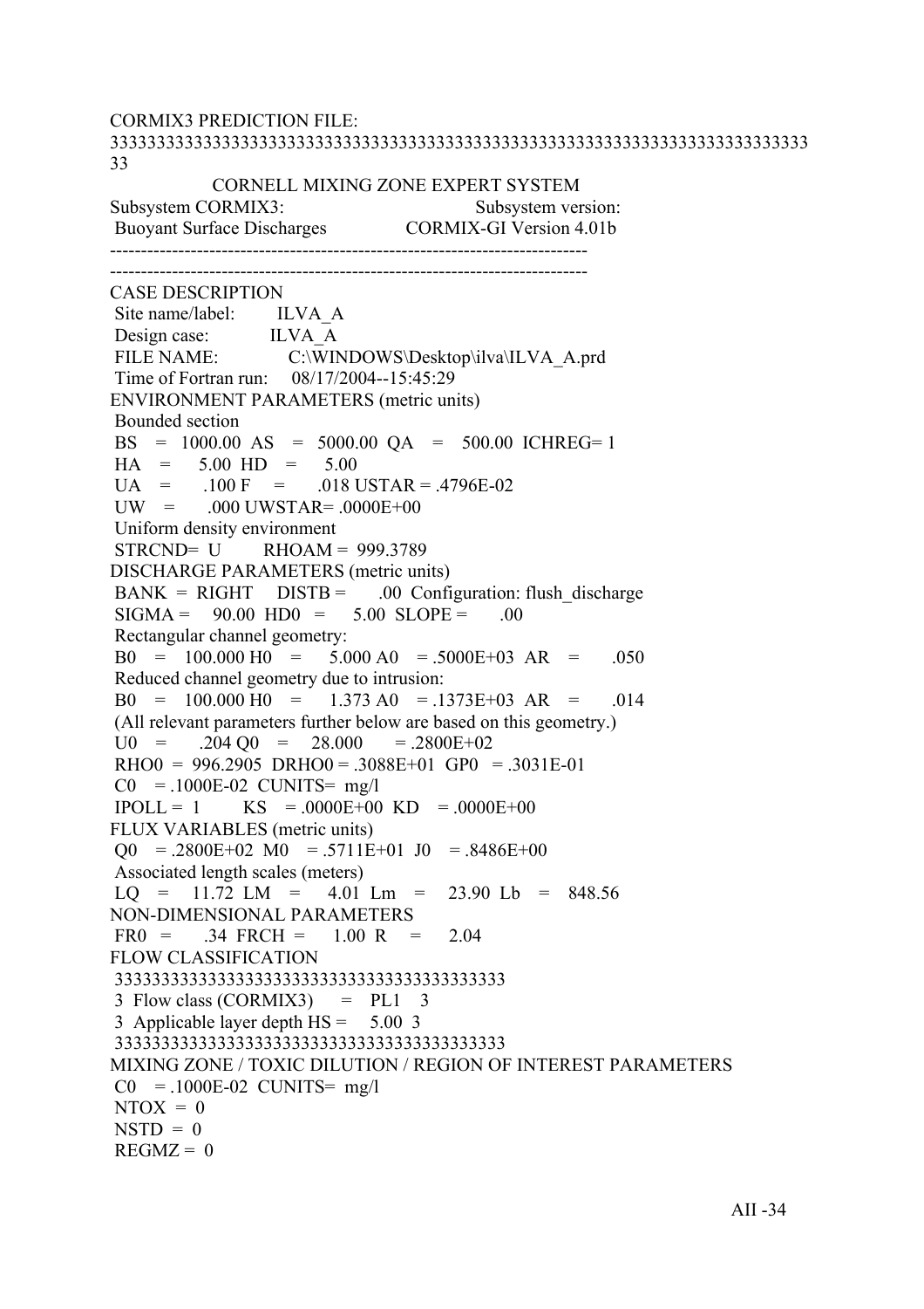```
CORMIX3 PREDICTION FILE:
3333333333333333333333333333333333333333333333333333333333333333333333333
33
              CORNELL MIXING ZONE EXPERT SYSTEM
Subsystem CORMIX3:                        Subsystem version:
 Buoyant Surface Discharges              CORMIX-GI Version 4.01b
-----------------------------------------------------------------------------
-----------------------------------------------------------------------------
CASE DESCRIPTION
 Site name/label:        ILVA_A
 Design case:            ILVA_A
 FILE NAME:              C:\WINDOWS\Desktop\ilva\ILVA_A.prd
 Time of Fortran run:    08/17/2004--15:45:29
ENVIRONMENT PARAMETERS (metric units)
 Bounded section
 BS   =  1000.00  AS   =  5000.00  QA   =   500.00  ICHREG= 1
 HA   =     5.00  HD   =     5.00
 UA   =     .100  F    =     .018  USTAR = .4796E-02
 UW   =     .000  UWSTAR= .0000E+00
 Uniform density environment
 STRCND=  U       RHOAM =  999.3789
DISCHARGE PARAMETERS (metric units)
 BANK  =  RIGHT    DISTB =     .00  Configuration: flush_discharge
 SIGMA =   90.00  HD0  =     5.00  SLOPE =     .00
 Rectangular channel geometry:
 B0   =  100.000  H0   =    5.000  A0   = .5000E+03  AR   =    .050
 Reduced channel geometry due to intrusion:
 B0   =  100.000  H0   =    1.373  A0   = .1373E+03  AR   =    .014
 (All relevant parameters further below are based on this geometry.)
 U0   =     .204  Q0   =   28.000     = .2800E+02
 RHO0  =  996.2905  DRHO0 = .3088E+01  GP0  = .3031E-01
 C0   = .1000E-02  CUNITS=  mg/l
 IPOLL =  1       KS   = .0000E+00  KD   = .0000E+00
FLUX VARIABLES (metric units)
 Q0   = .2800E+02  M0   = .5711E+01  J0   = .8486E+00
 Associated length scales (meters)
 LQ   =   11.72  LM   =    4.01  Lm   =   23.90  Lb   =  848.56
NON-DIMENSIONAL PARAMETERS
 FR0  =     .34  FRCH =    1.00  R    =    2.04
FLOW CLASSIFICATION
 333333333333333333333333333333333333333333
 3  Flow class (CORMIX3)     =   PL1   3
 3  Applicable layer depth HS =    5.00  3
 333333333333333333333333333333333333333333
MIXING ZONE / TOXIC DILUTION / REGION OF INTEREST PARAMETERS
 C0   = .1000E-02  CUNITS=  mg/l
 NTOX  =  0
 NSTD  =  0
 REGMZ =  0
```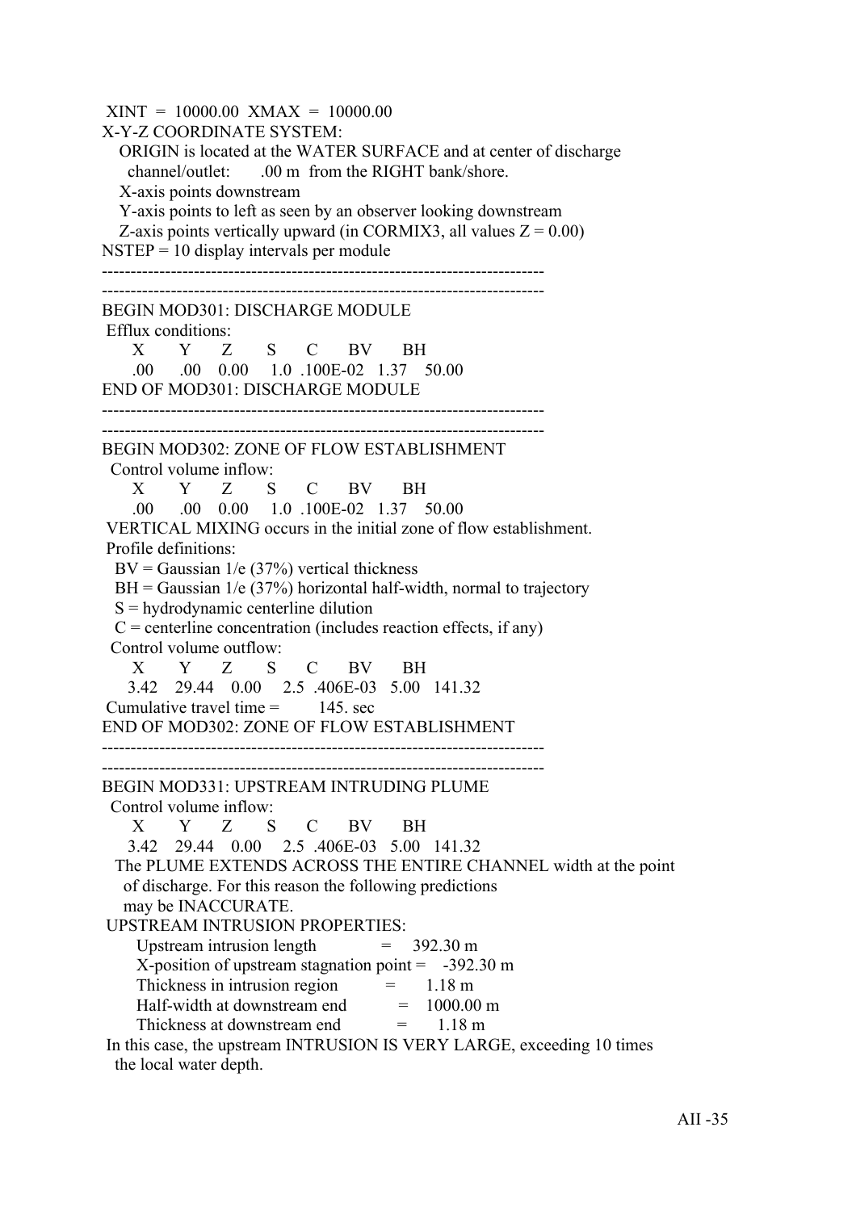XINT = 10000.00 XMAX = 10000.00

X-Y-Z COORDINATE SYSTEM:

ORIGIN is located at the WATER SURFACE and at center of discharge channel/outlet: .00 m from the RIGHT bank/shore.

X-axis points downstream

Y-axis points to left as seen by an observer looking downstream

Z-axis points vertically upward (in CORMIX3, all values Z = 0.00)

NSTEP = 10 display intervals per module

---

---

BEGIN MOD301: DISCHARGE MODULE

Efflux conditions:

| X | Y | Z | S | C | BV | BH |
|---|---|---|---|---|---|---|
| .00 | .00 | 0.00 | 1.0 | .100E-02 | 1.37 | 50.00 |

END OF MOD301: DISCHARGE MODULE

---

---

BEGIN MOD302: ZONE OF FLOW ESTABLISHMENT

Control volume inflow:

| X | Y | Z | S | C | BV | BH |
|---|---|---|---|---|---|---|
| .00 | .00 | 0.00 | 1.0 | .100E-02 | 1.37 | 50.00 |

VERTICAL MIXING occurs in the initial zone of flow establishment.

Profile definitions:

BV = Gaussian 1/e (37%) vertical thickness

BH = Gaussian 1/e (37%) horizontal half-width, normal to trajectory

S = hydrodynamic centerline dilution

C = centerline concentration (includes reaction effects, if any)

Control volume outflow:

| X | Y | Z | S | C | BV | BH |
|---|---|---|---|---|---|---|
| 3.42 | 29.44 | 0.00 | 2.5 | .406E-03 | 5.00 | 141.32 |

Cumulative travel time = 145. sec

END OF MOD302: ZONE OF FLOW ESTABLISHMENT

---

---

BEGIN MOD331: UPSTREAM INTRUDING PLUME

Control volume inflow:

| X | Y | Z | S | C | BV | BH |
|---|---|---|---|---|---|---|
| 3.42 | 29.44 | 0.00 | 2.5 | .406E-03 | 5.00 | 141.32 |

The PLUME EXTENDS ACROSS THE ENTIRE CHANNEL width at the point of discharge. For this reason the following predictions may be INACCURATE.

UPSTREAM INTRUSION PROPERTIES:

Upstream intrusion length = 392.30 m

X-position of upstream stagnation point = -392.30 m

Thickness in intrusion region = 1.18 m

Half-width at downstream end = 1000.00 m

Thickness at downstream end = 1.18 m

In this case, the upstream INTRUSION IS VERY LARGE, exceeding 10 times the local water depth.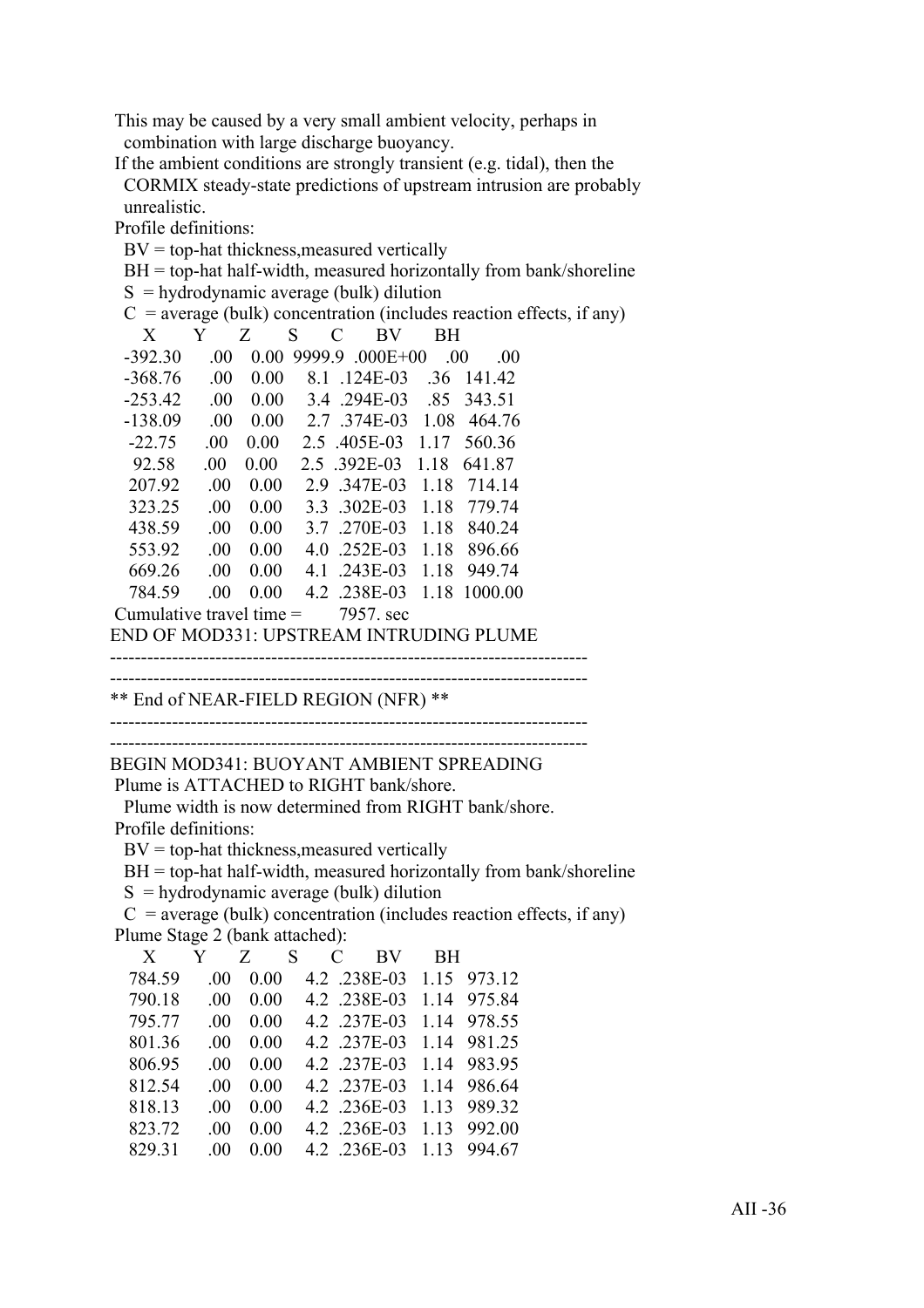This may be caused by a very small ambient velocity, perhaps in combination with large discharge buoyancy.

If the ambient conditions are strongly transient (e.g. tidal), then the CORMIX steady-state predictions of upstream intrusion are probably unrealistic.

Profile definitions:

- BV = top-hat thickness,measured vertically
- BH = top-hat half-width, measured horizontally from bank/shoreline
- S = hydrodynamic average (bulk) dilution
- C = average (bulk) concentration (includes reaction effects, if any)

| X | Y | Z | S | C | BV | BH |
|---|---|---|---|---|---|---|
| -392.30 | .00 | 0.00 | 9999.9 | .000E+00 | .00 | .00 |
| -368.76 | .00 | 0.00 | 8.1 | .124E-03 | .36 | 141.42 |
| -253.42 | .00 | 0.00 | 3.4 | .294E-03 | .85 | 343.51 |
| -138.09 | .00 | 0.00 | 2.7 | .374E-03 | 1.08 | 464.76 |
| -22.75 | .00 | 0.00 | 2.5 | .405E-03 | 1.17 | 560.36 |
| 92.58 | .00 | 0.00 | 2.5 | .392E-03 | 1.18 | 641.87 |
| 207.92 | .00 | 0.00 | 2.9 | .347E-03 | 1.18 | 714.14 |
| 323.25 | .00 | 0.00 | 3.3 | .302E-03 | 1.18 | 779.74 |
| 438.59 | .00 | 0.00 | 3.7 | .270E-03 | 1.18 | 840.24 |
| 553.92 | .00 | 0.00 | 4.0 | .252E-03 | 1.18 | 896.66 |
| 669.26 | .00 | 0.00 | 4.1 | .243E-03 | 1.18 | 949.74 |
| 784.59 | .00 | 0.00 | 4.2 | .238E-03 | 1.18 | 1000.00 |

Cumulative travel time = 7957. sec

END OF MOD331: UPSTREAM INTRUDING PLUME

---

---

** End of NEAR-FIELD REGION (NFR) **

---

---

BEGIN MOD341: BUOYANT AMBIENT SPREADING

Plume is ATTACHED to RIGHT bank/shore.

Plume width is now determined from RIGHT bank/shore.

Profile definitions:

- BV = top-hat thickness,measured vertically
- BH = top-hat half-width, measured horizontally from bank/shoreline
- S = hydrodynamic average (bulk) dilution
- C = average (bulk) concentration (includes reaction effects, if any)

Plume Stage 2 (bank attached):

| X | Y | Z | S | C | BV | BH |
|---|---|---|---|---|---|---|
| 784.59 | .00 | 0.00 | 4.2 | .238E-03 | 1.15 | 973.12 |
| 790.18 | .00 | 0.00 | 4.2 | .238E-03 | 1.14 | 975.84 |
| 795.77 | .00 | 0.00 | 4.2 | .237E-03 | 1.14 | 978.55 |
| 801.36 | .00 | 0.00 | 4.2 | .237E-03 | 1.14 | 981.25 |
| 806.95 | .00 | 0.00 | 4.2 | .237E-03 | 1.14 | 983.95 |
| 812.54 | .00 | 0.00 | 4.2 | .237E-03 | 1.14 | 986.64 |
| 818.13 | .00 | 0.00 | 4.2 | .236E-03 | 1.13 | 989.32 |
| 823.72 | .00 | 0.00 | 4.2 | .236E-03 | 1.13 | 992.00 |
| 829.31 | .00 | 0.00 | 4.2 | .236E-03 | 1.13 | 994.67 |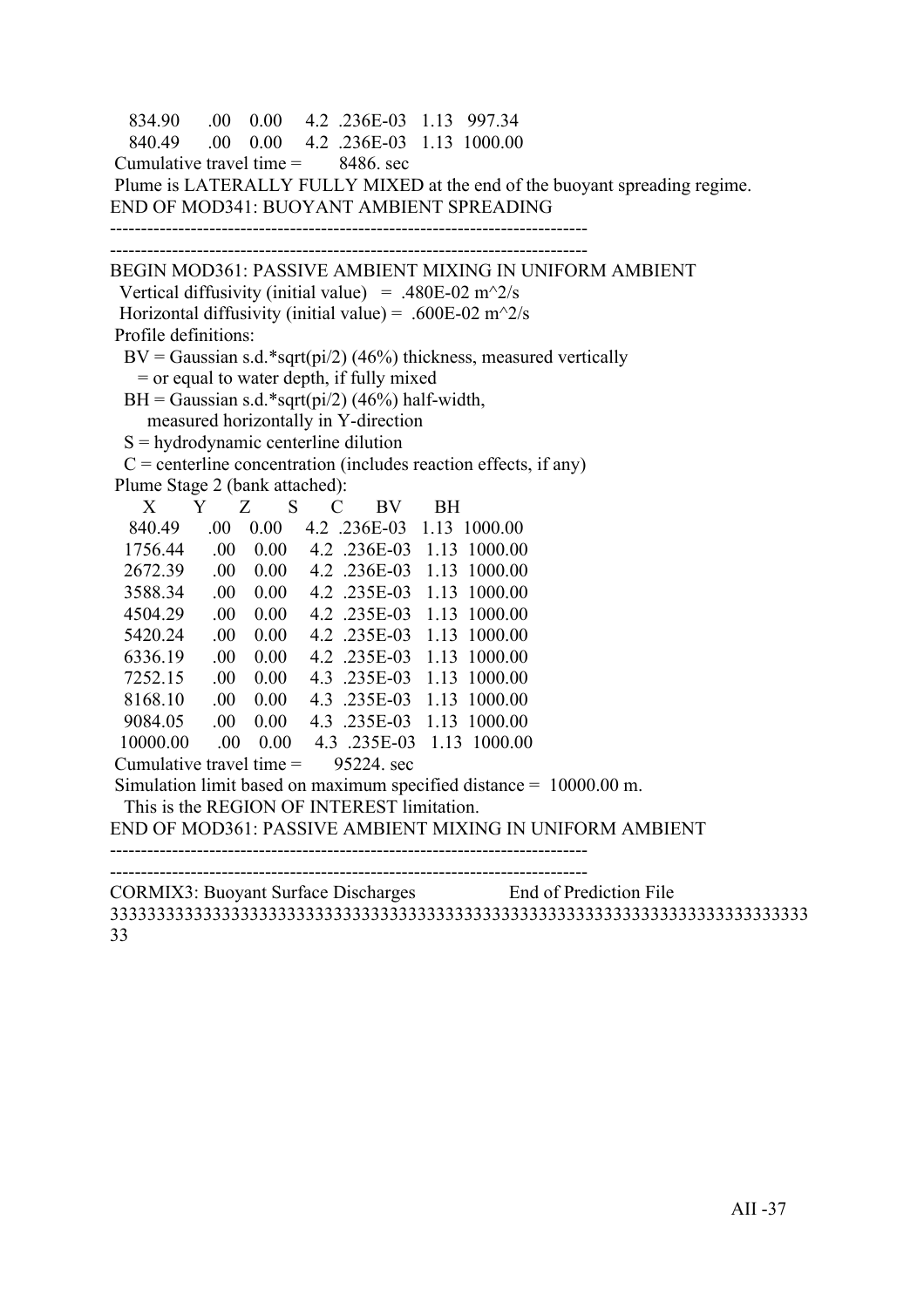```
   834.90      .00    0.00     4.2  .236E-03   1.13   997.34
   840.49      .00    0.00     4.2  .236E-03   1.13  1000.00
 Cumulative travel time =        8486. sec
 Plume is LATERALLY FULLY MIXED at the end of the buoyant spreading regime.
END OF MOD341: BUOYANT AMBIENT SPREADING
-----------------------------------------------------------------------------
-----------------------------------------------------------------------------
BEGIN MOD361: PASSIVE AMBIENT MIXING IN UNIFORM AMBIENT
  Vertical diffusivity (initial value)   =  .480E-02 m^2/s
  Horizontal diffusivity (initial value) =  .600E-02 m^2/s
 Profile definitions:
   BV = Gaussian s.d.*sqrt(pi/2) (46%) thickness, measured vertically
      = or equal to water depth, if fully mixed
   BH = Gaussian s.d.*sqrt(pi/2) (46%) half-width,
        measured horizontally in Y-direction
   S = hydrodynamic centerline dilution
   C = centerline concentration (includes reaction effects, if any)
 Plume Stage 2 (bank attached):
      X        Y       Z        S       C        BV       BH
   840.49      .00    0.00     4.2  .236E-03   1.13  1000.00
   1756.44     .00    0.00     4.2  .236E-03   1.13  1000.00
   2672.39     .00    0.00     4.2  .236E-03   1.13  1000.00
   3588.34     .00    0.00     4.2  .235E-03   1.13  1000.00
   4504.29     .00    0.00     4.2  .235E-03   1.13  1000.00
   5420.24     .00    0.00     4.2  .235E-03   1.13  1000.00
   6336.19     .00    0.00     4.2  .235E-03   1.13  1000.00
   7252.15     .00    0.00     4.3  .235E-03   1.13  1000.00
   8168.10     .00    0.00     4.3  .235E-03   1.13  1000.00
   9084.05     .00    0.00     4.3  .235E-03   1.13  1000.00
  10000.00     .00    0.00     4.3  .235E-03   1.13  1000.00
 Cumulative travel time =       95224. sec
 Simulation limit based on maximum specified distance =  10000.00 m.
   This is the REGION OF INTEREST limitation.
END OF MOD361: PASSIVE AMBIENT MIXING IN UNIFORM AMBIENT
-----------------------------------------------------------------------------
-----------------------------------------------------------------------------
CORMIX3: Buoyant Surface Discharges                  End of Prediction File
33333333333333333333333333333333333333333333333333333333333333333333333333333
33
```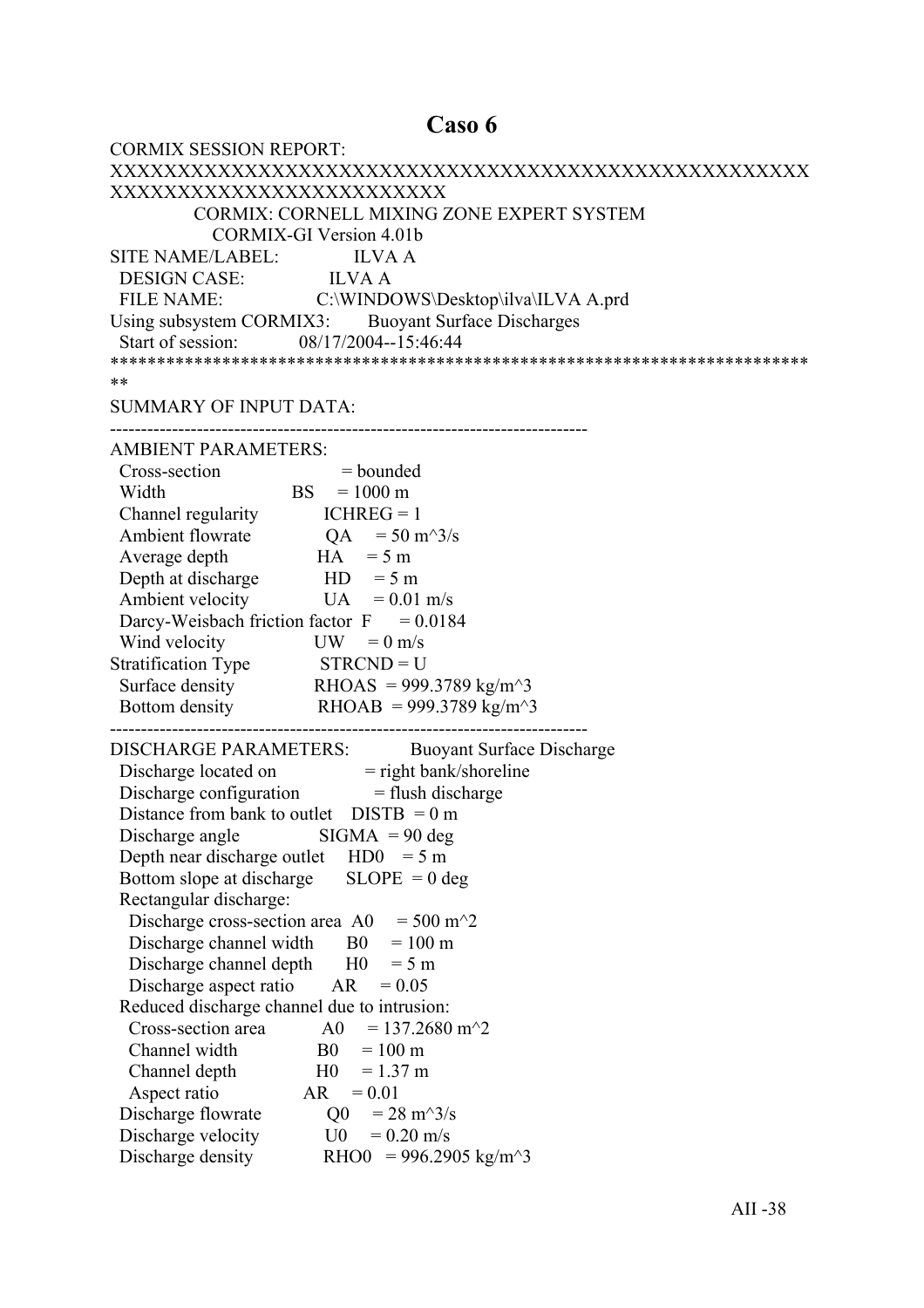# Caso 6

```
CORMIX SESSION REPORT:
XXXXXXXXXXXXXXXXXXXXXXXXXXXXXXXXXXXXXXXXXXXXXXXXXXXXXXXXXXXXXXXXXXXXXXXXXXXXXXX
        CORMIX: CORNELL MIXING ZONE EXPERT SYSTEM
          CORMIX-GI Version 4.01b
SITE NAME/LABEL:          ILVA A
  DESIGN CASE:            ILVA A
  FILE NAME:              C:\WINDOWS\Desktop\ilva\ILVA A.prd
Using subsystem CORMIX3:       Buoyant Surface Discharges
  Start of session:       08/17/2004--15:46:44
***************************************************************************
SUMMARY OF INPUT DATA:
---------------------------------------------------------------------------
AMBIENT PARAMETERS:
  Cross-section                     = bounded
  Width                    BS    = 1000 m
  Channel regularity          ICHREG = 1
  Ambient flowrate            QA    = 50 m^3/s
  Average depth              HA    = 5 m
  Depth at discharge          HD    = 5 m
  Ambient velocity            UA    = 0.01 m/s
  Darcy-Weisbach friction factor  F    = 0.0184
  Wind velocity              UW    = 0 m/s
Stratification Type           STRCND = U
  Surface density             RHOAS  = 999.3789 kg/m^3
  Bottom density              RHOAB  = 999.3789 kg/m^3
---------------------------------------------------------------------------
DISCHARGE PARAMETERS:            Buoyant Surface Discharge
  Discharge located on              = right bank/shoreline
  Discharge configuration           = flush discharge
  Distance from bank to outlet    DISTB  = 0 m
  Discharge angle              SIGMA  = 90 deg
  Depth near discharge outlet    HD0    = 5 m
  Bottom slope at discharge      SLOPE  = 0 deg
  Rectangular discharge:
    Discharge cross-section area  A0     = 500 m^2
    Discharge channel width       B0     = 100 m
    Discharge channel depth       H0     = 5 m
    Discharge aspect ratio        AR     = 0.05
  Reduced discharge channel due to intrusion:
    Cross-section area           A0     = 137.2680 m^2
    Channel width                B0     = 100 m
    Channel depth                H0     = 1.37 m
    Aspect ratio                 AR     = 0.01
  Discharge flowrate             Q0     = 28 m^3/s
  Discharge velocity             U0     = 0.20 m/s
  Discharge density              RHO0   = 996.2905 kg/m^3
```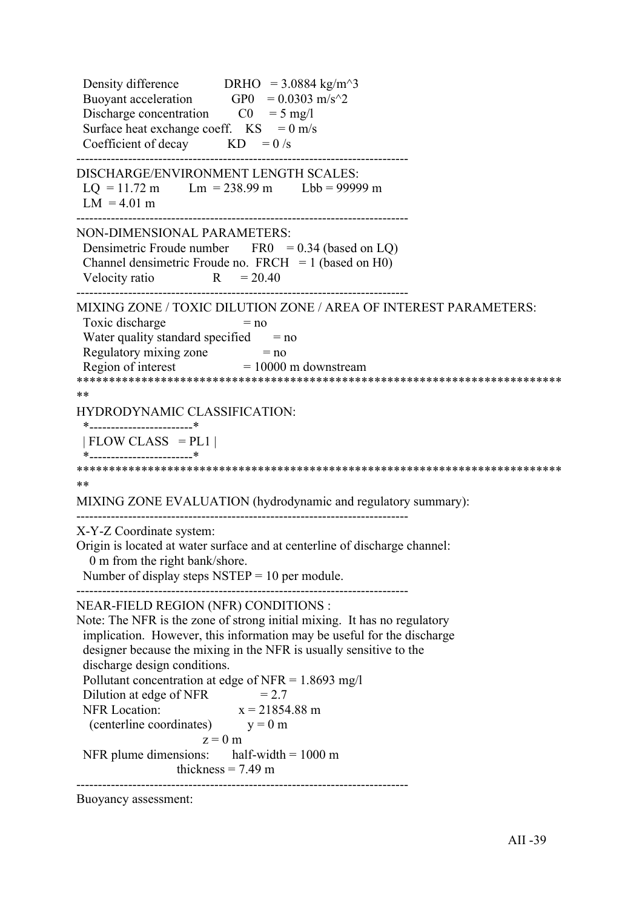```
  Density difference          DRHO  = 3.0884 kg/m^3
  Buoyant acceleration        GP0   = 0.0303 m/s^2
  Discharge concentration     C0    = 5 mg/l
  Surface heat exchange coeff.   KS    = 0 m/s
  Coefficient of decay        KD    = 0 /s
-----------------------------------------------------------------------------
DISCHARGE/ENVIRONMENT LENGTH SCALES:
  LQ  = 11.72 m       Lm  = 238.99 m       Lbb = 99999 m
  LM  = 4.01 m
-----------------------------------------------------------------------------
NON-DIMENSIONAL PARAMETERS:
  Densimetric Froude number       FR0   = 0.34 (based on LQ)
  Channel densimetric Froude no.  FRCH  = 1 (based on H0)
  Velocity ratio                  R     = 20.40
-----------------------------------------------------------------------------
MIXING ZONE / TOXIC DILUTION ZONE / AREA OF INTEREST PARAMETERS:
  Toxic discharge                  = no
  Water quality standard specified    = no
  Regulatory mixing zone             = no
  Region of interest               = 10000 m downstream
*****************************************************************************
**
HYDRODYNAMIC CLASSIFICATION:
  *------------------------*
  | FLOW CLASS   = PL1 |
  *------------------------*
*****************************************************************************
**
MIXING ZONE EVALUATION (hydrodynamic and regulatory summary):
-----------------------------------------------------------------------------
X-Y-Z Coordinate system:
Origin is located at water surface and at centerline of discharge channel:
   0 m from the right bank/shore.
  Number of display steps NSTEP = 10 per module.
-----------------------------------------------------------------------------
NEAR-FIELD REGION (NFR) CONDITIONS :
Note: The NFR is the zone of strong initial mixing.  It has no regulatory
  implication.  However, this information may be useful for the discharge
  designer because the mixing in the NFR is usually sensitive to the
  discharge design conditions.
  Pollutant concentration at edge of NFR = 1.8693 mg/l
  Dilution at edge of NFR             = 2.7
  NFR Location:                  x = 21854.88 m
    (centerline coordinates)         y = 0 m
                                 z = 0 m
  NFR plume dimensions:     half-width = 1000 m
                        thickness = 7.49 m
-----------------------------------------------------------------------------
Buoyancy assessment:
```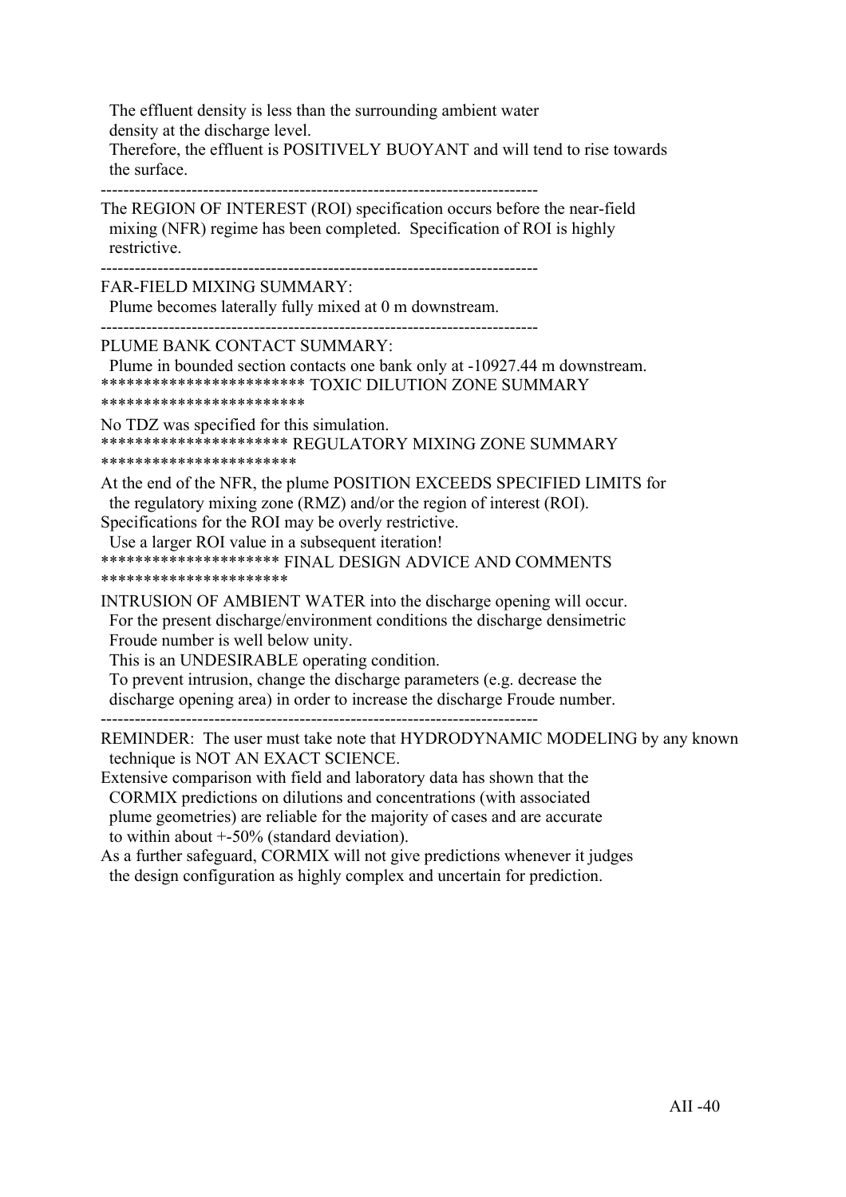The effluent density is less than the surrounding ambient water
density at the discharge level.
Therefore, the effluent is POSITIVELY BUOYANT and will tend to rise towards
the surface.

-----------------------------------------------------------------------------

The REGION OF INTEREST (ROI) specification occurs before the near-field
mixing (NFR) regime has been completed. Specification of ROI is highly
restrictive.

-----------------------------------------------------------------------------

FAR-FIELD MIXING SUMMARY:
Plume becomes laterally fully mixed at 0 m downstream.

-----------------------------------------------------------------------------

PLUME BANK CONTACT SUMMARY:
Plume in bounded section contacts one bank only at -10927.44 m downstream.

************************ TOXIC DILUTION ZONE SUMMARY ************************

No TDZ was specified for this simulation.

********************** REGULATORY MIXING ZONE SUMMARY ***********************

At the end of the NFR, the plume POSITION EXCEEDS SPECIFIED LIMITS for
the regulatory mixing zone (RMZ) and/or the region of interest (ROI).
Specifications for the ROI may be overly restrictive.
Use a larger ROI value in a subsequent iteration!

********************* FINAL DESIGN ADVICE AND COMMENTS **********************

INTRUSION OF AMBIENT WATER into the discharge opening will occur.
For the present discharge/environment conditions the discharge densimetric
Froude number is well below unity.
This is an UNDESIRABLE operating condition.
To prevent intrusion, change the discharge parameters (e.g. decrease the
discharge opening area) in order to increase the discharge Froude number.

-----------------------------------------------------------------------------

REMINDER: The user must take note that HYDRODYNAMIC MODELING by any known
technique is NOT AN EXACT SCIENCE.
Extensive comparison with field and laboratory data has shown that the
CORMIX predictions on dilutions and concentrations (with associated
plume geometries) are reliable for the majority of cases and are accurate
to within about +-50% (standard deviation).
As a further safeguard, CORMIX will not give predictions whenever it judges
the design configuration as highly complex and uncertain for prediction.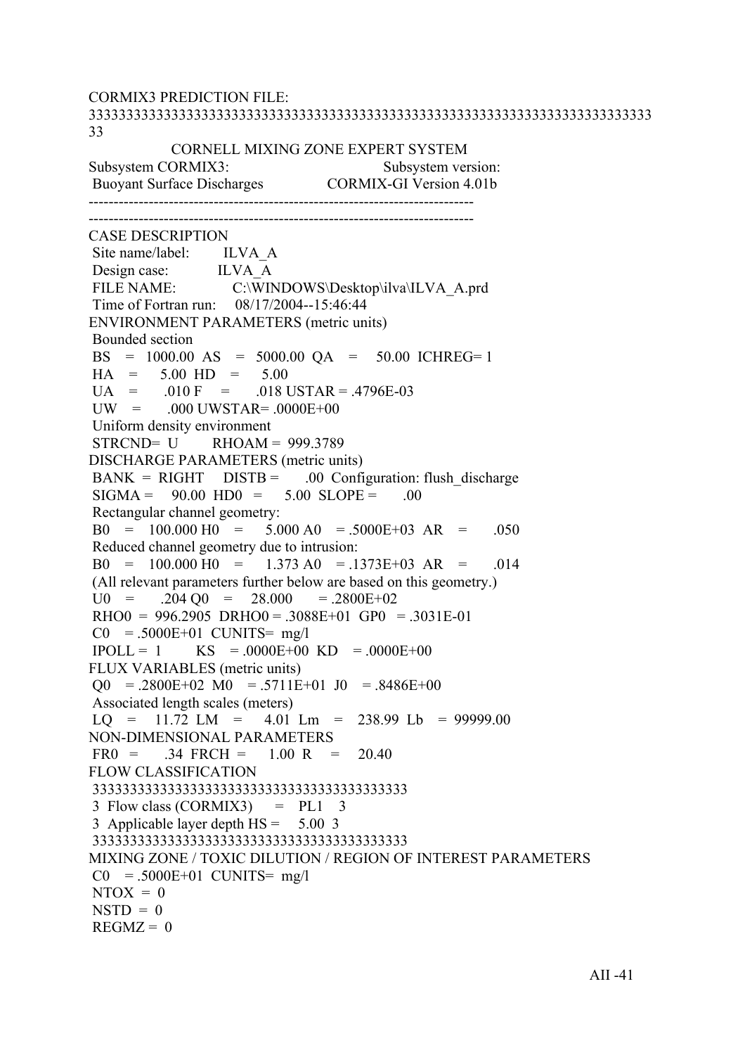```
CORMIX3 PREDICTION FILE:
333333333333333333333333333333333333333333333333333333333333333333333333
33
                CORNELL MIXING ZONE EXPERT SYSTEM
Subsystem CORMIX3:                         Subsystem version:
 Buoyant Surface Discharges            CORMIX-GI Version 4.01b
-----------------------------------------------------------------------------
-----------------------------------------------------------------------------
CASE DESCRIPTION
 Site name/label:       ILVA_A
 Design case:           ILVA_A
 FILE NAME:             C:\WINDOWS\Desktop\ilva\ILVA_A.prd
 Time of Fortran run:    08/17/2004--15:46:44
ENVIRONMENT PARAMETERS (metric units)
 Bounded section
 BS   =  1000.00  AS   =  5000.00  QA   =    50.00  ICHREG= 1
 HA   =     5.00  HD   =     5.00
 UA   =     .010 F    =     .018 USTAR = .4796E-03
 UW   =     .000 UWSTAR= .0000E+00
 Uniform density environment
 STRCND=  U       RHOAM =  999.3789
DISCHARGE PARAMETERS (metric units)
 BANK  =  RIGHT    DISTB =     .00  Configuration: flush_discharge
 SIGMA =    90.00  HD0  =     5.00  SLOPE =     .00
 Rectangular channel geometry:
 B0   =   100.000 H0   =     5.000 A0   = .5000E+03  AR   =     .050
 Reduced channel geometry due to intrusion:
 B0   =   100.000 H0   =     1.373 A0   = .1373E+03  AR   =     .014
 (All relevant parameters further below are based on this geometry.)
 U0   =     .204 Q0   =    28.000      = .2800E+02
 RHO0  =  996.2905  DRHO0 = .3088E+01  GP0   = .3031E-01
 C0   = .5000E+01  CUNITS=  mg/l
 IPOLL =  1       KS   = .0000E+00  KD   = .0000E+00
FLUX VARIABLES (metric units)
 Q0   = .2800E+02  M0   = .5711E+01  J0   = .8486E+00
 Associated length scales (meters)
 LQ   =    11.72  LM   =     4.01  Lm   =   238.99  Lb   =  99999.00
NON-DIMENSIONAL PARAMETERS
 FR0  =      .34  FRCH =     1.00  R    =    20.40
FLOW CLASSIFICATION
 3333333333333333333333333333333333333333
 3  Flow class (CORMIX3)      =   PL1    3
 3  Applicable layer depth HS =    5.00  3
 3333333333333333333333333333333333333333
MIXING ZONE / TOXIC DILUTION / REGION OF INTEREST PARAMETERS
 C0   = .5000E+01  CUNITS=  mg/l
 NTOX  =  0
 NSTD  =  0
 REGMZ =  0
```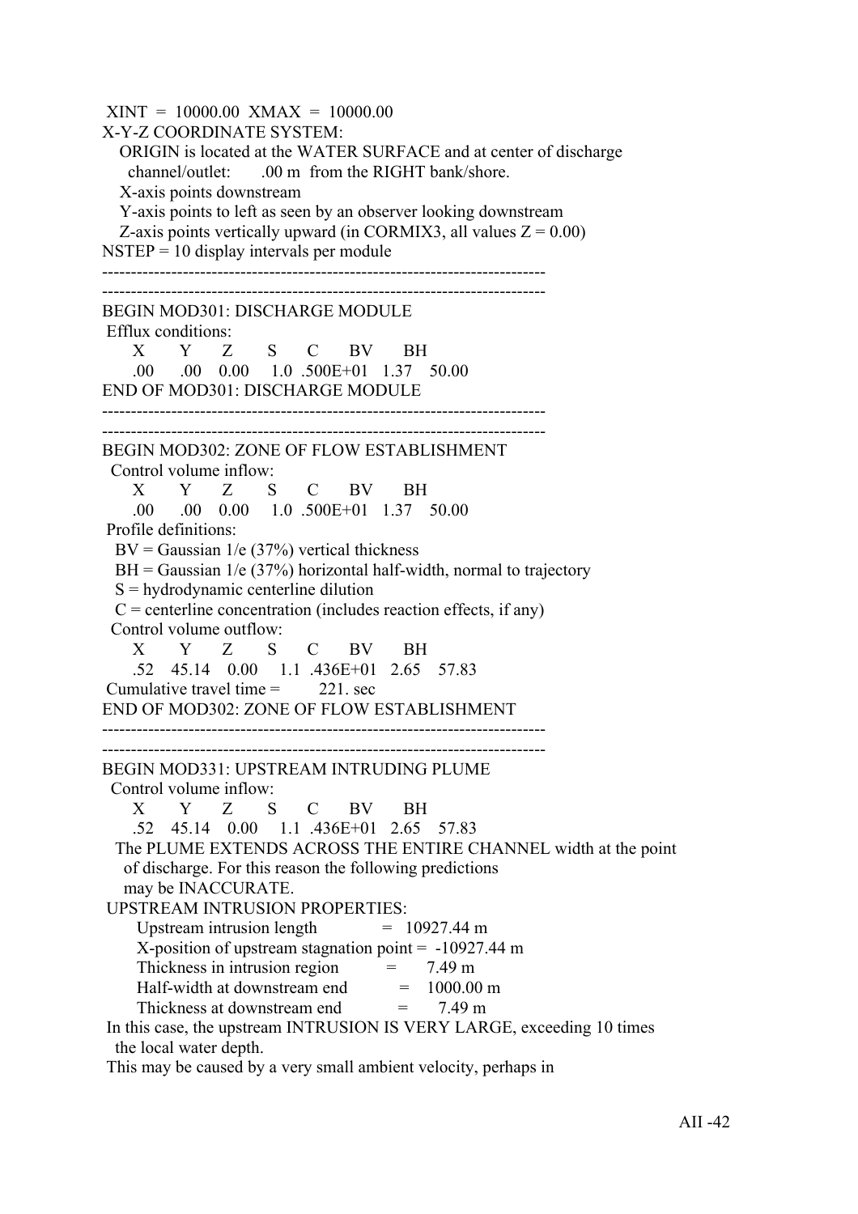```
 XINT  =  10000.00  XMAX  =  10000.00
X-Y-Z COORDINATE SYSTEM:
   ORIGIN is located at the WATER SURFACE and at center of discharge
     channel/outlet:       .00 m  from the RIGHT bank/shore.
   X-axis points downstream
   Y-axis points to left as seen by an observer looking downstream
   Z-axis points vertically upward (in CORMIX3, all values Z = 0.00)
NSTEP = 10 display intervals per module
-----------------------------------------------------------------------------
-----------------------------------------------------------------------------
BEGIN MOD301: DISCHARGE MODULE
 Efflux conditions:
      X       Y      Z       S      C      BV      BH
     .00     .00    0.00     1.0  .500E+01   1.37    50.00
END OF MOD301: DISCHARGE MODULE
-----------------------------------------------------------------------------
-----------------------------------------------------------------------------
BEGIN MOD302: ZONE OF FLOW ESTABLISHMENT
  Control volume inflow:
      X       Y      Z       S      C      BV      BH
     .00     .00    0.00     1.0  .500E+01   1.37    50.00
 Profile definitions:
   BV = Gaussian 1/e (37%) vertical thickness
   BH = Gaussian 1/e (37%) horizontal half-width, normal to trajectory
   S = hydrodynamic centerline dilution
   C = centerline concentration (includes reaction effects, if any)
  Control volume outflow:
      X       Y      Z       S      C      BV      BH
     .52    45.14    0.00    1.1  .436E+01   2.65    57.83
 Cumulative travel time =        221. sec
END OF MOD302: ZONE OF FLOW ESTABLISHMENT
-----------------------------------------------------------------------------
-----------------------------------------------------------------------------
BEGIN MOD331: UPSTREAM INTRUDING PLUME
  Control volume inflow:
      X       Y      Z       S      C      BV      BH
     .52    45.14    0.00    1.1  .436E+01   2.65    57.83
   The PLUME EXTENDS ACROSS THE ENTIRE CHANNEL width at the point
     of discharge. For this reason the following predictions
     may be INACCURATE.
 UPSTREAM INTRUSION PROPERTIES:
       Upstream intrusion length            =  10927.44 m
       X-position of upstream stagnation point =  -10927.44 m
       Thickness in intrusion region          =      7.49 m
       Half-width at downstream end           =   1000.00 m
       Thickness at downstream end            =      7.49 m
 In this case, the upstream INTRUSION IS VERY LARGE, exceeding 10 times
   the local water depth.
 This may be caused by a very small ambient velocity, perhaps in
```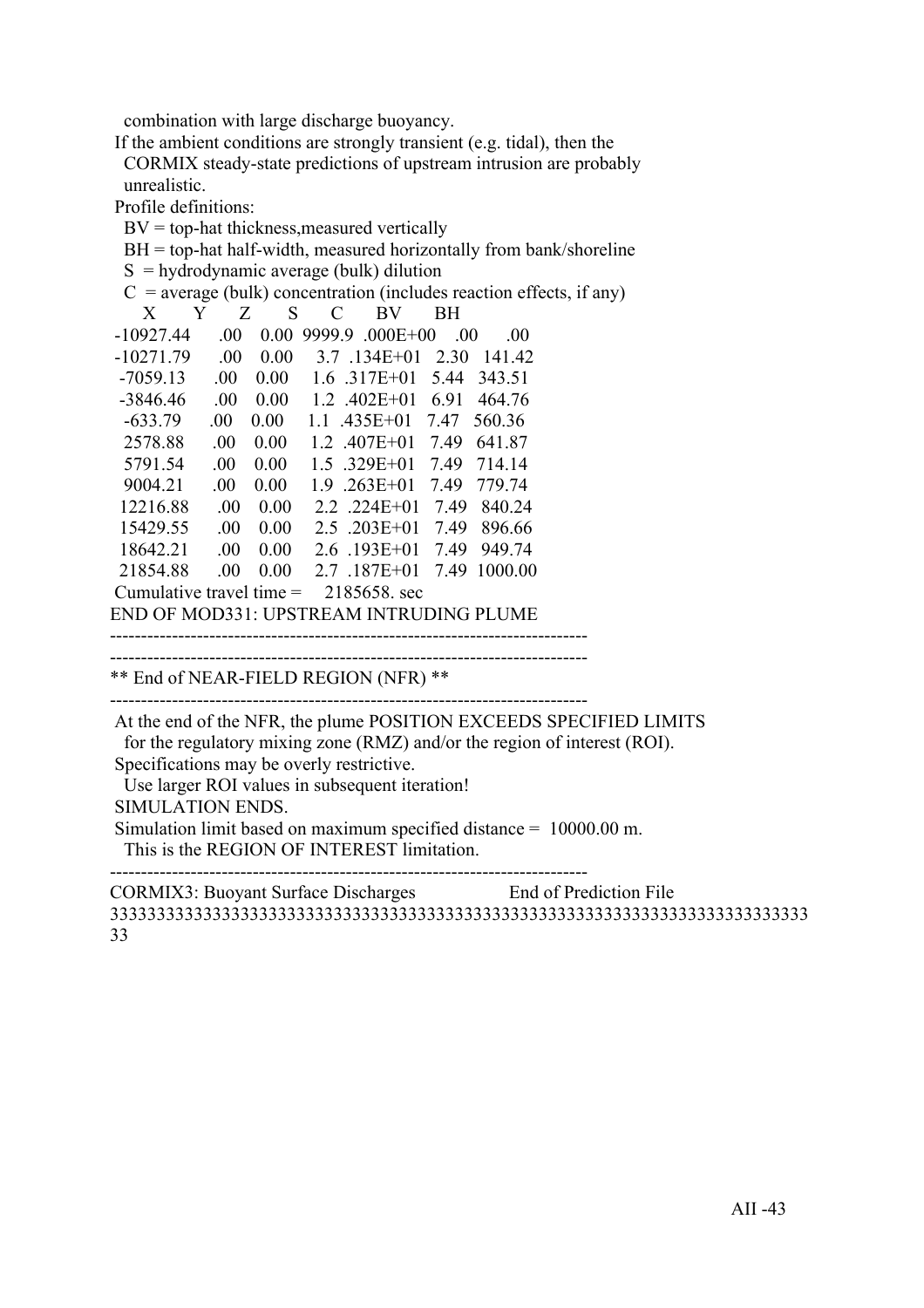combination with large discharge buoyancy.

If the ambient conditions are strongly transient (e.g. tidal), then the CORMIX steady-state predictions of upstream intrusion are probably unrealistic.

Profile definitions:

BV = top-hat thickness,measured vertically
BH = top-hat half-width, measured horizontally from bank/shoreline
S = hydrodynamic average (bulk) dilution
C = average (bulk) concentration (includes reaction effects, if any)

| X | Y | Z | S | C | BV | BH |
|---|---|---|---|---|---|---|
| -10927.44 | .00 | 0.00 | 9999.9 | .000E+00 | .00 | .00 |
| -10271.79 | .00 | 0.00 | 3.7 | .134E+01 | 2.30 | 141.42 |
| -7059.13 | .00 | 0.00 | 1.6 | .317E+01 | 5.44 | 343.51 |
| -3846.46 | .00 | 0.00 | 1.2 | .402E+01 | 6.91 | 464.76 |
| -633.79 | .00 | 0.00 | 1.1 | .435E+01 | 7.47 | 560.36 |
| 2578.88 | .00 | 0.00 | 1.2 | .407E+01 | 7.49 | 641.87 |
| 5791.54 | .00 | 0.00 | 1.5 | .329E+01 | 7.49 | 714.14 |
| 9004.21 | .00 | 0.00 | 1.9 | .263E+01 | 7.49 | 779.74 |
| 12216.88 | .00 | 0.00 | 2.2 | .224E+01 | 7.49 | 840.24 |
| 15429.55 | .00 | 0.00 | 2.5 | .203E+01 | 7.49 | 896.66 |
| 18642.21 | .00 | 0.00 | 2.6 | .193E+01 | 7.49 | 949.74 |
| 21854.88 | .00 | 0.00 | 2.7 | .187E+01 | 7.49 | 1000.00 |

Cumulative travel time = 2185658. sec

END OF MOD331: UPSTREAM INTRUDING PLUME

-----------------------------------------------------------------------------

-----------------------------------------------------------------------------

** End of NEAR-FIELD REGION (NFR) **

-----------------------------------------------------------------------------

At the end of the NFR, the plume POSITION EXCEEDS SPECIFIED LIMITS for the regulatory mixing zone (RMZ) and/or the region of interest (ROI).

Specifications may be overly restrictive.
Use larger ROI values in subsequent iteration!

SIMULATION ENDS.

Simulation limit based on maximum specified distance = 10000.00 m.
This is the REGION OF INTEREST limitation.

-----------------------------------------------------------------------------

CORMIX3: Buoyant Surface Discharges End of Prediction File

33333333333333333333333333333333333333333333333333333333333333333333333333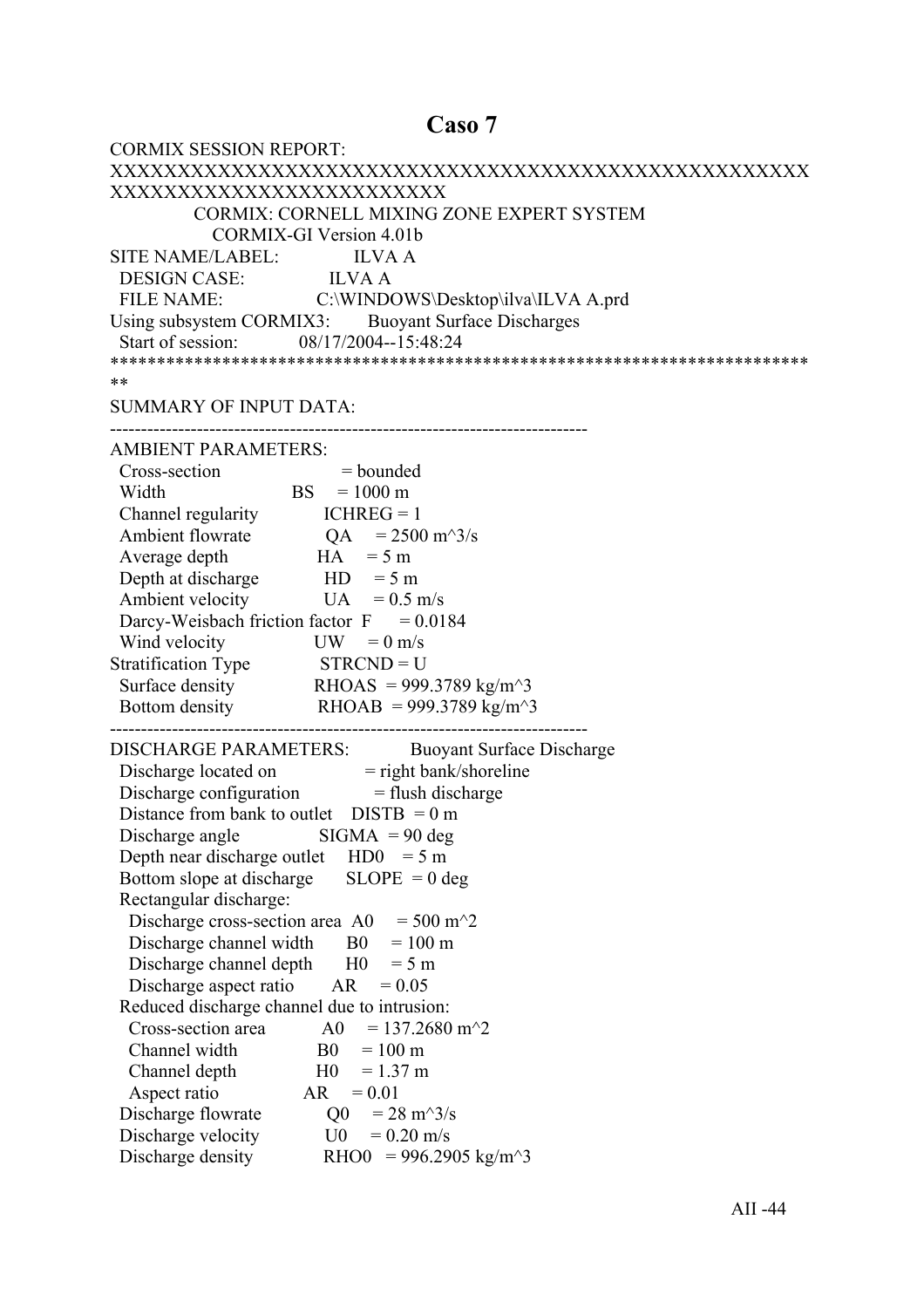# Caso 7

```
CORMIX SESSION REPORT:
XXXXXXXXXXXXXXXXXXXXXXXXXXXXXXXXXXXXXXXXXXXXXXXXXXXXXXXXXXXXXXXXXXXXXXXXXXXXXX
              CORMIX: CORNELL MIXING ZONE EXPERT SYSTEM
                 CORMIX-GI Version 4.01b
SITE NAME/LABEL:            ILVA A
  DESIGN CASE:              ILVA A
  FILE NAME:                C:\WINDOWS\Desktop\ilva\ILVA A.prd
Using subsystem CORMIX3:      Buoyant Surface Discharges
  Start of session:         08/17/2004--15:48:24
*****************************************************************************
SUMMARY OF INPUT DATA:
---------------------------------------------------------------------------
AMBIENT PARAMETERS:
  Cross-section                   = bounded
  Width                     BS     = 1000 m
  Channel regularity            ICHREG = 1
  Ambient flowrate              QA     = 2500 m^3/s
  Average depth                 HA     = 5 m
  Depth at discharge            HD     = 5 m
  Ambient velocity              UA     = 0.5 m/s
  Darcy-Weisbach friction factor  F    = 0.0184
  Wind velocity                 UW     = 0 m/s
Stratification Type             STRCND = U
  Surface density               RHOAS  = 999.3789 kg/m^3
  Bottom density                RHOAB  = 999.3789 kg/m^3
---------------------------------------------------------------------------
DISCHARGE PARAMETERS:           Buoyant Surface Discharge
  Discharge located on              = right bank/shoreline
  Discharge configuration           = flush discharge
  Distance from bank to outlet    DISTB  = 0 m
  Discharge angle               SIGMA  = 90 deg
  Depth near discharge outlet     HD0    = 5 m
  Bottom slope at discharge      SLOPE  = 0 deg
  Rectangular discharge:
    Discharge cross-section area  A0     = 500 m^2
    Discharge channel width       B0     = 100 m
    Discharge channel depth       H0     = 5 m
    Discharge aspect ratio        AR     = 0.05
  Reduced discharge channel due to intrusion:
    Cross-section area          A0     = 137.2680 m^2
    Channel width               B0     = 100 m
    Channel depth               H0     = 1.37 m
    Aspect ratio                AR     = 0.01
  Discharge flowrate            Q0     = 28 m^3/s
  Discharge velocity            U0     = 0.20 m/s
  Discharge density             RHO0   = 996.2905 kg/m^3
```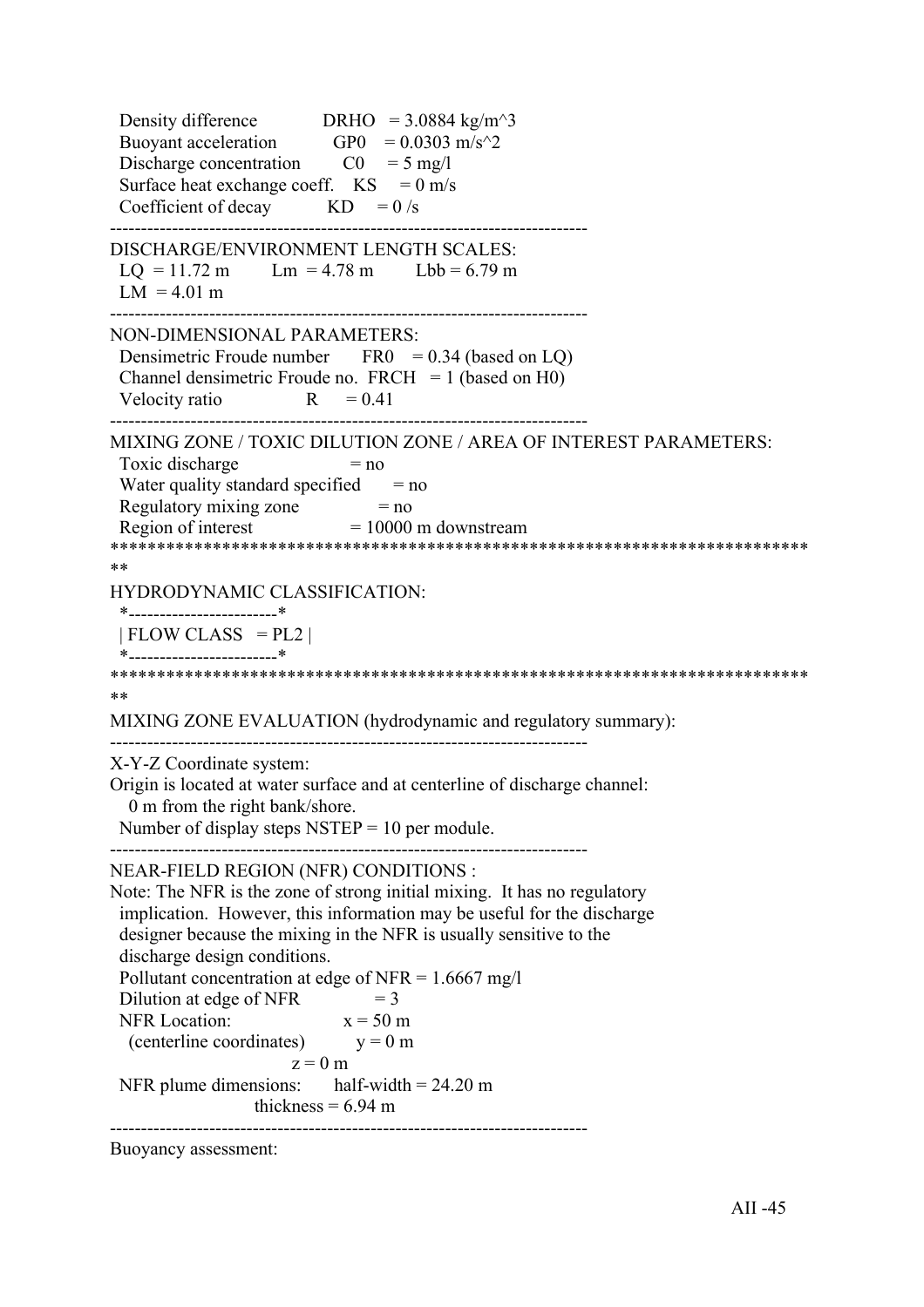Density difference DRHO = 3.0884 kg/m^3
Buoyant acceleration GP0 = 0.0303 m/s^2
Discharge concentration C0 = 5 mg/l
Surface heat exchange coeff. KS = 0 m/s
Coefficient of decay KD = 0 /s

-----------------------------------------------------------------------------

DISCHARGE/ENVIRONMENT LENGTH SCALES:
LQ = 11.72 m Lm = 4.78 m Lbb = 6.79 m
LM = 4.01 m

-----------------------------------------------------------------------------

NON-DIMENSIONAL PARAMETERS:
Densimetric Froude number FR0 = 0.34 (based on LQ)
Channel densimetric Froude no. FRCH = 1 (based on H0)
Velocity ratio R = 0.41

-----------------------------------------------------------------------------

MIXING ZONE / TOXIC DILUTION ZONE / AREA OF INTEREST PARAMETERS:
Toxic discharge = no
Water quality standard specified = no
Regulatory mixing zone = no
Region of interest = 10000 m downstream

\*\*\*\*\*\*\*\*\*\*\*\*\*\*\*\*\*\*\*\*\*\*\*\*\*\*\*\*\*\*\*\*\*\*\*\*\*\*\*\*\*\*\*\*\*\*\*\*\*\*\*\*\*\*\*\*\*\*\*\*\*\*\*\*\*\*\*\*\*\*\*\*\*\*\*\*\*\*\*

HYDRODYNAMIC CLASSIFICATION:

```
*------------------------*
| FLOW CLASS  = PL2 |
*------------------------*
```

\*\*\*\*\*\*\*\*\*\*\*\*\*\*\*\*\*\*\*\*\*\*\*\*\*\*\*\*\*\*\*\*\*\*\*\*\*\*\*\*\*\*\*\*\*\*\*\*\*\*\*\*\*\*\*\*\*\*\*\*\*\*\*\*\*\*\*\*\*\*\*\*\*\*\*\*\*\*\*

MIXING ZONE EVALUATION (hydrodynamic and regulatory summary):

-----------------------------------------------------------------------------

X-Y-Z Coordinate system:
Origin is located at water surface and at centerline of discharge channel:
0 m from the right bank/shore.
Number of display steps NSTEP = 10 per module.

-----------------------------------------------------------------------------

NEAR-FIELD REGION (NFR) CONDITIONS :
Note: The NFR is the zone of strong initial mixing. It has no regulatory implication. However, this information may be useful for the discharge designer because the mixing in the NFR is usually sensitive to the discharge design conditions.
Pollutant concentration at edge of NFR = 1.6667 mg/l
Dilution at edge of NFR = 3
NFR Location: x = 50 m
(centerline coordinates) y = 0 m
z = 0 m
NFR plume dimensions: half-width = 24.20 m
thickness = 6.94 m

-----------------------------------------------------------------------------

Buoyancy assessment: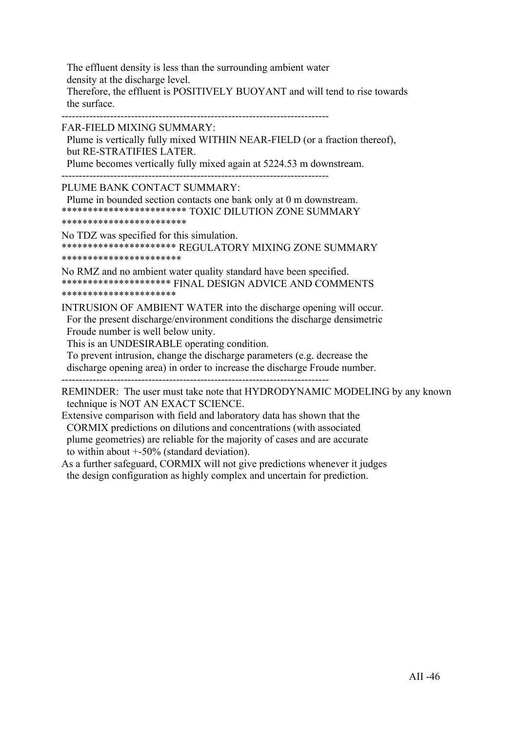The effluent density is less than the surrounding ambient water
density at the discharge level.
Therefore, the effluent is POSITIVELY BUOYANT and will tend to rise towards
the surface.

-----------------------------------------------------------------------------

FAR-FIELD MIXING SUMMARY:
Plume is vertically fully mixed WITHIN NEAR-FIELD (or a fraction thereof),
but RE-STRATIFIES LATER.
Plume becomes vertically fully mixed again at 5224.53 m downstream.

-----------------------------------------------------------------------------

PLUME BANK CONTACT SUMMARY:
Plume in bounded section contacts one bank only at 0 m downstream.

************************ TOXIC DILUTION ZONE SUMMARY ************************

No TDZ was specified for this simulation.

********************** REGULATORY MIXING ZONE SUMMARY ***********************

No RMZ and no ambient water quality standard have been specified.

********************* FINAL DESIGN ADVICE AND COMMENTS **********************

INTRUSION OF AMBIENT WATER into the discharge opening will occur.
For the present discharge/environment conditions the discharge densimetric
Froude number is well below unity.
This is an UNDESIRABLE operating condition.
To prevent intrusion, change the discharge parameters (e.g. decrease the
discharge opening area) in order to increase the discharge Froude number.

-----------------------------------------------------------------------------

REMINDER: The user must take note that HYDRODYNAMIC MODELING by any known
technique is NOT AN EXACT SCIENCE.
Extensive comparison with field and laboratory data has shown that the
CORMIX predictions on dilutions and concentrations (with associated
plume geometries) are reliable for the majority of cases and are accurate
to within about +-50% (standard deviation).
As a further safeguard, CORMIX will not give predictions whenever it judges
the design configuration as highly complex and uncertain for prediction.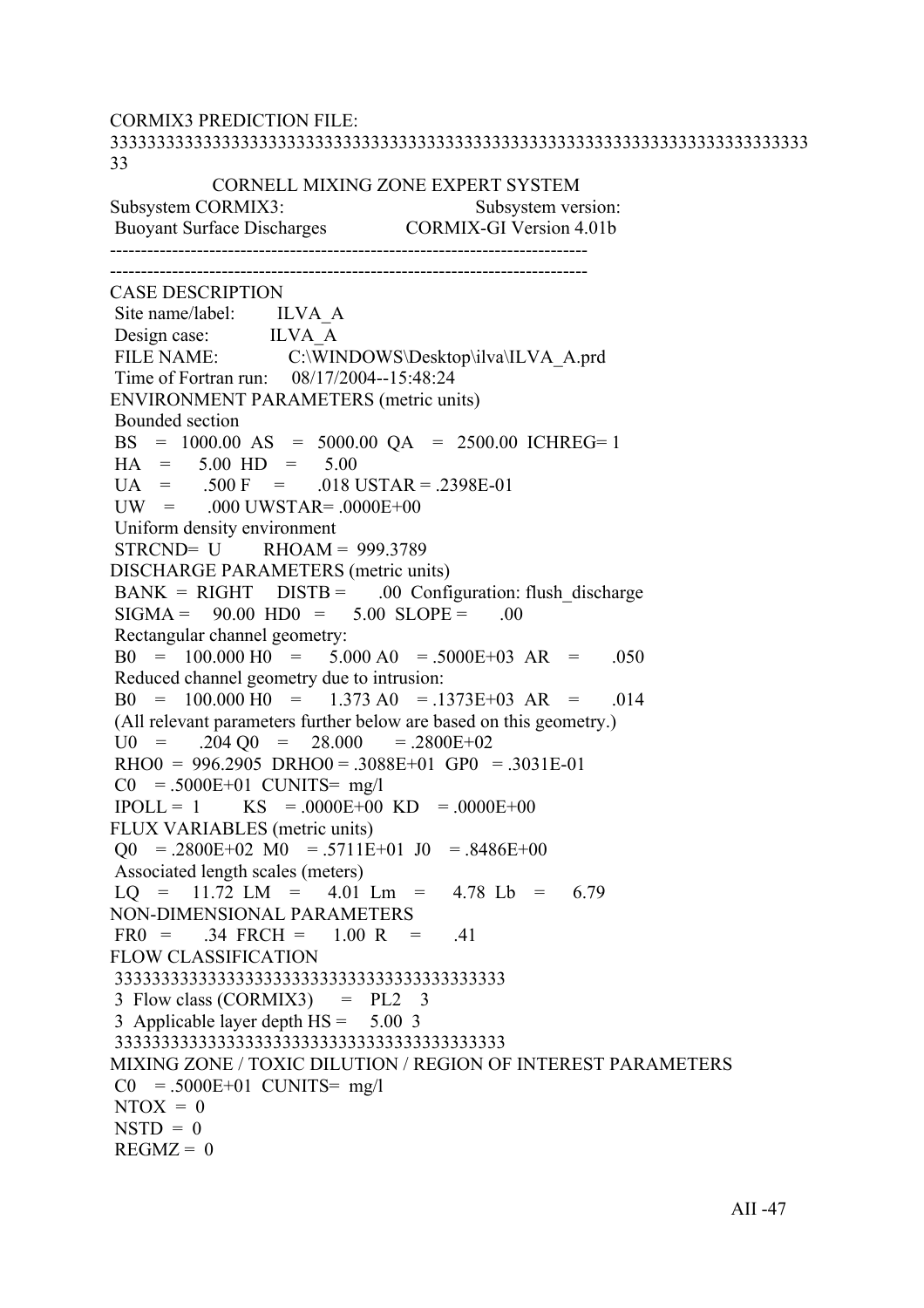CORMIX3 PREDICTION FILE:

```
333333333333333333333333333333333333333333333333333333333333333333333333
33
                CORNELL MIXING ZONE EXPERT SYSTEM
Subsystem CORMIX3:                         Subsystem version:
 Buoyant Surface Discharges              CORMIX-GI Version 4.01b
---------------------------------------------------------------------------
---------------------------------------------------------------------------
CASE DESCRIPTION
 Site name/label:        ILVA_A
 Design case:            ILVA_A
 FILE NAME:              C:\WINDOWS\Desktop\ilva\ILVA_A.prd
 Time of Fortran run:    08/17/2004--15:48:24
ENVIRONMENT PARAMETERS (metric units)
 Bounded section
 BS    =  1000.00  AS    =  5000.00  QA    =  2500.00  ICHREG= 1
 HA    =     5.00  HD    =     5.00
 UA    =     .500  F     =     .018  USTAR = .2398E-01
 UW    =     .000  UWSTAR= .0000E+00
 Uniform density environment
 STRCND=  U        RHOAM =  999.3789
DISCHARGE PARAMETERS (metric units)
 BANK  =  RIGHT    DISTB =      .00  Configuration: flush_discharge
 SIGMA =    90.00  HD0   =     5.00  SLOPE =      .00
 Rectangular channel geometry:
 B0    =  100.000  H0    =    5.000  A0    = .5000E+03  AR    =     .050
 Reduced channel geometry due to intrusion:
 B0    =  100.000  H0    =    1.373  A0    = .1373E+03  AR    =     .014
 (All relevant parameters further below are based on this geometry.)
 U0    =     .204  Q0    =   28.000      = .2800E+02
 RHO0  =  996.2905  DRHO0 = .3088E+01  GP0   = .3031E-01
 C0    = .5000E+01  CUNITS=  mg/l
 IPOLL =  1        KS    = .0000E+00  KD    = .0000E+00
FLUX VARIABLES (metric units)
 Q0    = .2800E+02  M0    = .5711E+01  J0    = .8486E+00
 Associated length scales (meters)
 LQ    =    11.72  LM    =     4.01  Lm    =     4.78  Lb    =     6.79
NON-DIMENSIONAL PARAMETERS
 FR0   =      .34  FRCH  =     1.00  R     =      .41
FLOW CLASSIFICATION
 333333333333333333333333333333333333333333
 3  Flow class (CORMIX3)      =  PL2    3
 3  Applicable layer depth HS =   5.00  3
 333333333333333333333333333333333333333333
MIXING ZONE / TOXIC DILUTION / REGION OF INTEREST PARAMETERS
 C0    = .5000E+01  CUNITS=  mg/l
 NTOX  =  0
 NSTD  =  0
 REGMZ =  0
```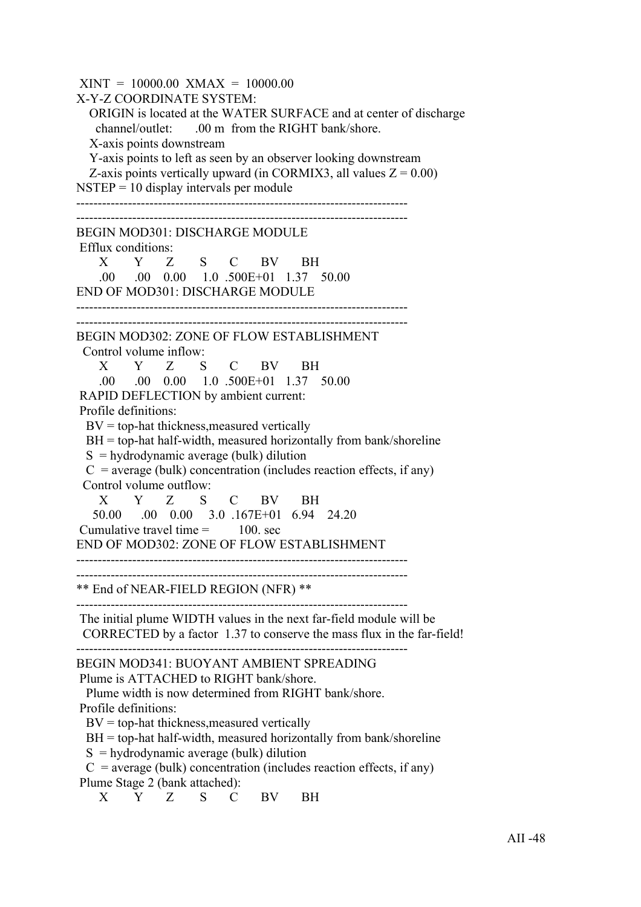```
 XINT  =  10000.00  XMAX  =  10000.00
X-Y-Z COORDINATE SYSTEM:
   ORIGIN is located at the WATER SURFACE and at center of discharge
     channel/outlet:      .00 m  from the RIGHT bank/shore.
   X-axis points downstream
   Y-axis points to left as seen by an observer looking downstream
   Z-axis points vertically upward (in CORMIX3, all values Z = 0.00)
NSTEP = 10 display intervals per module
-----------------------------------------------------------------------------
-----------------------------------------------------------------------------
BEGIN MOD301: DISCHARGE MODULE
 Efflux conditions:
      X       Y      Z       S      C      BV      BH
      .00      .00    0.00     1.0  .500E+01   1.37    50.00
END OF MOD301: DISCHARGE MODULE
-----------------------------------------------------------------------------
-----------------------------------------------------------------------------
BEGIN MOD302: ZONE OF FLOW ESTABLISHMENT
  Control volume inflow:
      X       Y      Z       S      C      BV      BH
      .00      .00    0.00     1.0  .500E+01   1.37    50.00
 RAPID DEFLECTION by ambient current:
 Profile definitions:
   BV = top-hat thickness,measured vertically
   BH = top-hat half-width, measured horizontally from bank/shoreline
   S  = hydrodynamic average (bulk) dilution
   C  = average (bulk) concentration (includes reaction effects, if any)
  Control volume outflow:
      X       Y      Z       S      C      BV      BH
    50.00      .00    0.00     3.0  .167E+01   6.94    24.20
 Cumulative travel time =         100. sec
END OF MOD302: ZONE OF FLOW ESTABLISHMENT
-----------------------------------------------------------------------------
-----------------------------------------------------------------------------
** End of NEAR-FIELD REGION (NFR) **
-----------------------------------------------------------------------------
 The initial plume WIDTH values in the next far-field module will be
  CORRECTED by a factor  1.37 to conserve the mass flux in the far-field!
-----------------------------------------------------------------------------
BEGIN MOD341: BUOYANT AMBIENT SPREADING
 Plume is ATTACHED to RIGHT bank/shore.
   Plume width is now determined from RIGHT bank/shore.
 Profile definitions:
   BV = top-hat thickness,measured vertically
   BH = top-hat half-width, measured horizontally from bank/shoreline
   S  = hydrodynamic average (bulk) dilution
   C  = average (bulk) concentration (includes reaction effects, if any)
 Plume Stage 2 (bank attached):
      X       Y      Z       S      C      BV      BH
```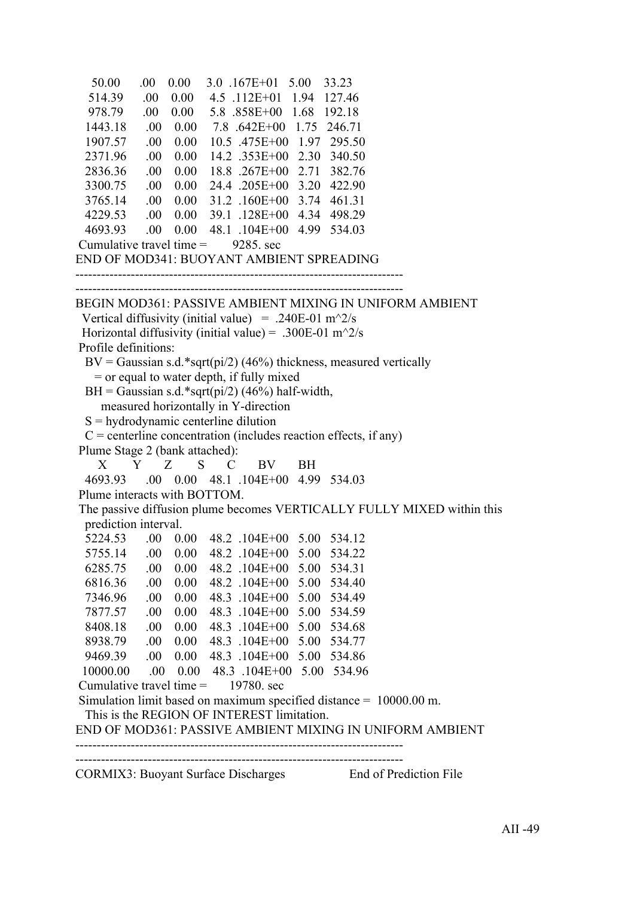```
   50.00      .00    0.00     3.0  .167E+01   5.00    33.23
  514.39      .00    0.00     4.5  .112E+01   1.94   127.46
  978.79      .00    0.00     5.8  .858E+00   1.68   192.18
 1443.18      .00    0.00     7.8  .642E+00   1.75   246.71
 1907.57      .00    0.00    10.5  .475E+00   1.97   295.50
 2371.96      .00    0.00    14.2  .353E+00   2.30   340.50
 2836.36      .00    0.00    18.8  .267E+00   2.71   382.76
 3300.75      .00    0.00    24.4  .205E+00   3.20   422.90
 3765.14      .00    0.00    31.2  .160E+00   3.74   461.31
 4229.53      .00    0.00    39.1  .128E+00   4.34   498.29
 4693.93      .00    0.00    48.1  .104E+00   4.99   534.03
 Cumulative travel time =        9285. sec
END OF MOD341: BUOYANT AMBIENT SPREADING
-----------------------------------------------------------------------------
-----------------------------------------------------------------------------
BEGIN MOD361: PASSIVE AMBIENT MIXING IN UNIFORM AMBIENT
  Vertical diffusivity (initial value)   =  .240E-01 m^2/s
  Horizontal diffusivity (initial value) =  .300E-01 m^2/s
 Profile definitions:
   BV = Gaussian s.d.*sqrt(pi/2) (46%) thickness, measured vertically
      = or equal to water depth, if fully mixed
   BH = Gaussian s.d.*sqrt(pi/2) (46%) half-width,
        measured horizontally in Y-direction
   S = hydrodynamic centerline dilution
   C = centerline concentration (includes reaction effects, if any)
 Plume Stage 2 (bank attached):
      X        Y       Z       S       C        BV       BH
  4693.93      .00    0.00    48.1  .104E+00   4.99   534.03
 Plume interacts with BOTTOM.
 The passive diffusion plume becomes VERTICALLY FULLY MIXED within this
   prediction interval.
  5224.53      .00    0.00    48.2  .104E+00   5.00   534.12
  5755.14      .00    0.00    48.2  .104E+00   5.00   534.22
  6285.75      .00    0.00    48.2  .104E+00   5.00   534.31
  6816.36      .00    0.00    48.2  .104E+00   5.00   534.40
  7346.96      .00    0.00    48.3  .104E+00   5.00   534.49
  7877.57      .00    0.00    48.3  .104E+00   5.00   534.59
  8408.18      .00    0.00    48.3  .104E+00   5.00   534.68
  8938.79      .00    0.00    48.3  .104E+00   5.00   534.77
  9469.39      .00    0.00    48.3  .104E+00   5.00   534.86
 10000.00      .00    0.00    48.3  .104E+00   5.00   534.96
 Cumulative travel time =       19780. sec
 Simulation limit based on maximum specified distance =  10000.00 m.
   This is the REGION OF INTEREST limitation.
END OF MOD361: PASSIVE AMBIENT MIXING IN UNIFORM AMBIENT
-----------------------------------------------------------------------------
-----------------------------------------------------------------------------
CORMIX3: Buoyant Surface Discharges                 End of Prediction File
```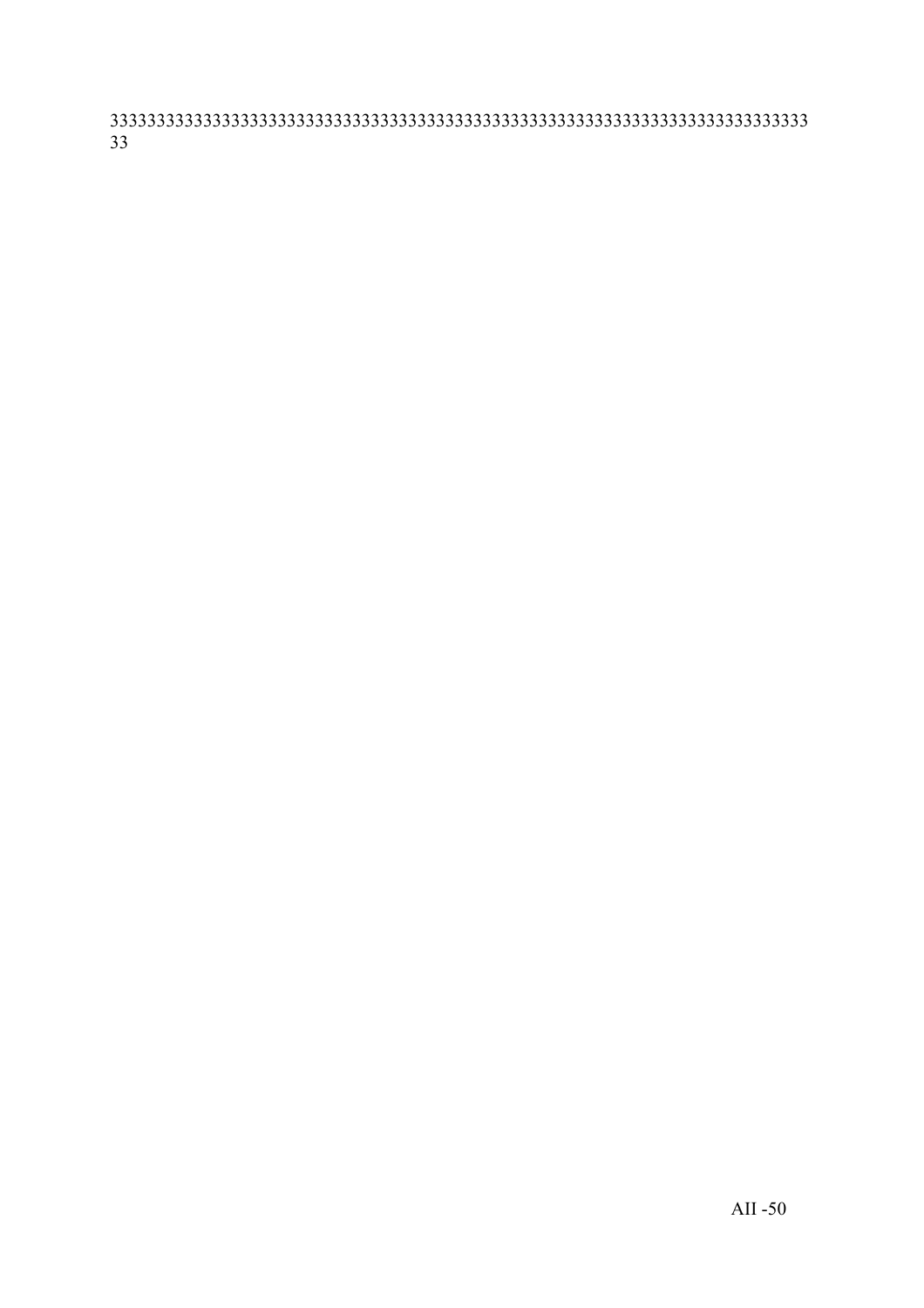3333333333333333333333333333333333333333333333333333333333333333333333333333333333333333333333333333333333
33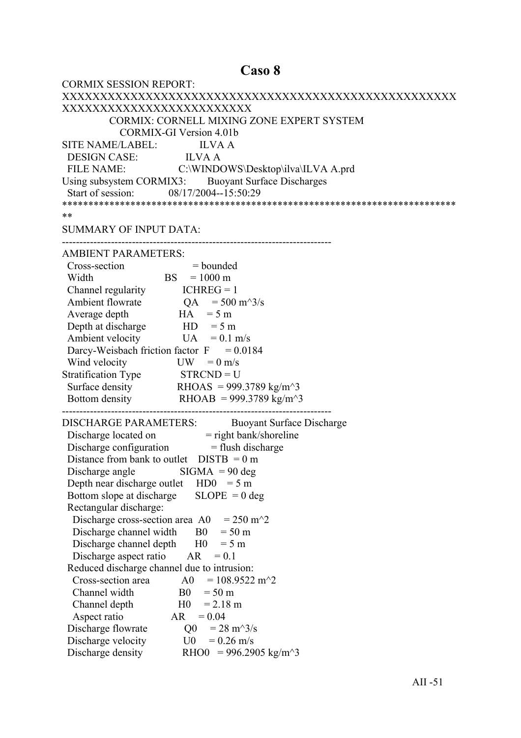# Caso 8

```
CORMIX SESSION REPORT:
XXXXXXXXXXXXXXXXXXXXXXXXXXXXXXXXXXXXXXXXXXXXXXXXXXXXXXXXXXXXXXXXXXXXXXXXXXXXXXX
              CORMIX: CORNELL MIXING ZONE EXPERT SYSTEM
                CORMIX-GI Version 4.01b
SITE NAME/LABEL:           ILVA A
  DESIGN CASE:             ILVA A
  FILE NAME:               C:\WINDOWS\Desktop\ilva\ILVA A.prd
Using subsystem CORMIX3:   Buoyant Surface Discharges
  Start of session:        08/17/2004--15:50:29
***************************************************************************
**
SUMMARY OF INPUT DATA:
---------------------------------------------------------------------------
AMBIENT PARAMETERS:
  Cross-section                  = bounded
  Width                   BS     = 1000 m
  Channel regularity      ICHREG = 1
  Ambient flowrate        QA     = 500 m^3/s
  Average depth           HA     = 5 m
  Depth at discharge      HD     = 5 m
  Ambient velocity        UA     = 0.1 m/s
  Darcy-Weisbach friction factor F = 0.0184
  Wind velocity           UW     = 0 m/s
Stratification Type       STRCND = U
  Surface density         RHOAS  = 999.3789 kg/m^3
  Bottom density          RHOAB  = 999.3789 kg/m^3
---------------------------------------------------------------------------
DISCHARGE PARAMETERS:          Buoyant Surface Discharge
  Discharge located on           = right bank/shoreline
  Discharge configuration        = flush discharge
  Distance from bank to outlet   DISTB = 0 m
  Discharge angle         SIGMA  = 90 deg
  Depth near discharge outlet    HD0 = 5 m
  Bottom slope at discharge      SLOPE = 0 deg
  Rectangular discharge:
    Discharge cross-section area A0 = 250 m^2
    Discharge channel width      B0 = 50 m
    Discharge channel depth      H0 = 5 m
    Discharge aspect ratio       AR = 0.1
  Reduced discharge channel due to intrusion:
    Cross-section area    A0     = 108.9522 m^2
    Channel width         B0     = 50 m
    Channel depth         H0     = 2.18 m
    Aspect ratio          AR     = 0.04
  Discharge flowrate      Q0     = 28 m^3/s
  Discharge velocity      U0     = 0.26 m/s
  Discharge density       RHO0   = 996.2905 kg/m^3
```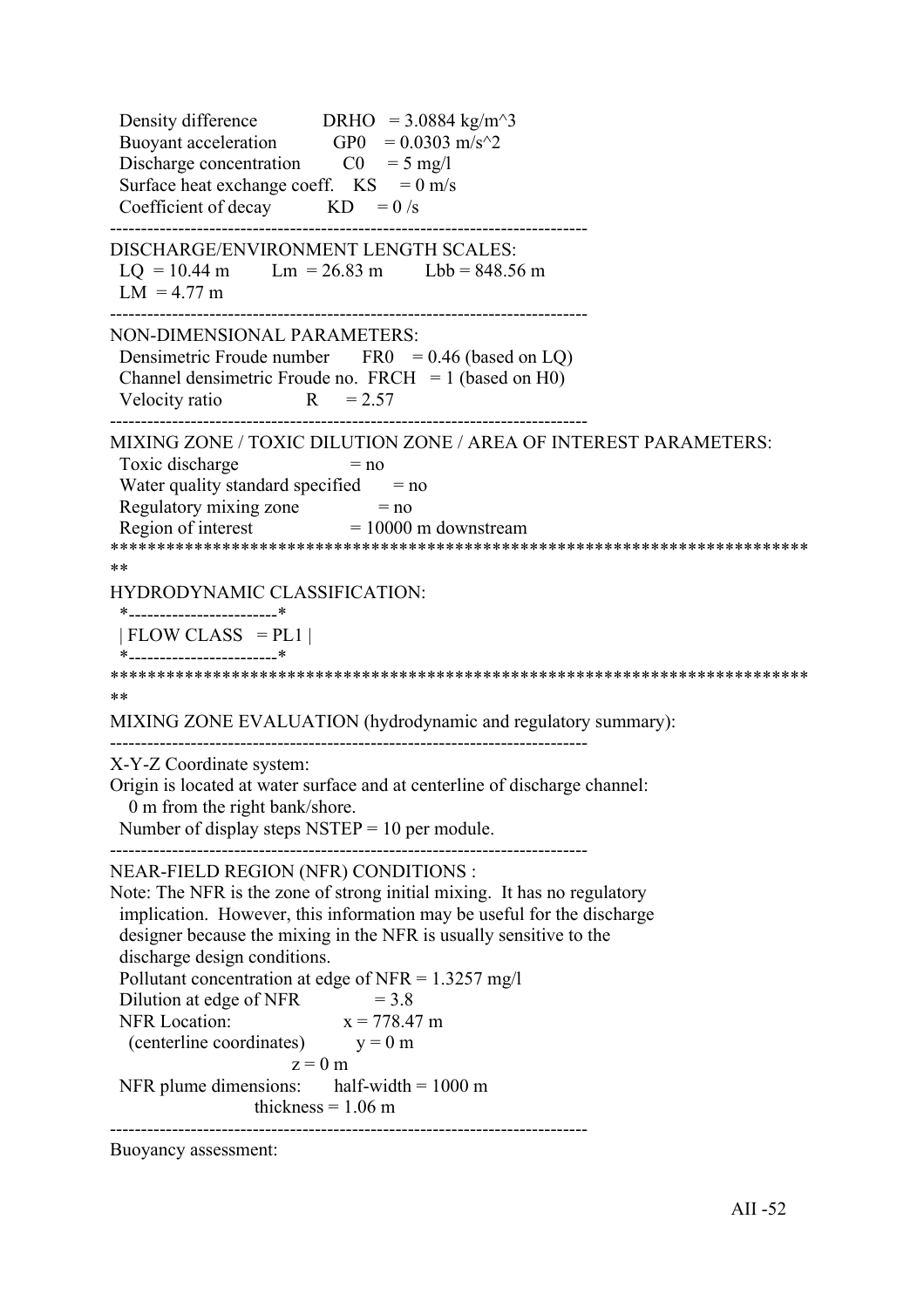Density difference DRHO = 3.0884 kg/m^3
Buoyant acceleration GP0 = 0.0303 m/s^2
Discharge concentration C0 = 5 mg/l
Surface heat exchange coeff. KS = 0 m/s
Coefficient of decay KD = 0 /s

---

DISCHARGE/ENVIRONMENT LENGTH SCALES:
LQ = 10.44 m Lm = 26.83 m Lbb = 848.56 m
LM = 4.77 m

---

NON-DIMENSIONAL PARAMETERS:
Densimetric Froude number FR0 = 0.46 (based on LQ)
Channel densimetric Froude no. FRCH = 1 (based on H0)
Velocity ratio R = 2.57

---

MIXING ZONE / TOXIC DILUTION ZONE / AREA OF INTEREST PARAMETERS:
Toxic discharge = no
Water quality standard specified = no
Regulatory mixing zone = no
Region of interest = 10000 m downstream

```
****************************************************************************
**
HYDRODYNAMIC CLASSIFICATION:
  *------------------------*
  | FLOW CLASS  = PL1 |
  *------------------------*
****************************************************************************
**
```

MIXING ZONE EVALUATION (hydrodynamic and regulatory summary):

---

X-Y-Z Coordinate system:
Origin is located at water surface and at centerline of discharge channel:
0 m from the right bank/shore.
Number of display steps NSTEP = 10 per module.

---

NEAR-FIELD REGION (NFR) CONDITIONS :
Note: The NFR is the zone of strong initial mixing. It has no regulatory implication. However, this information may be useful for the discharge designer because the mixing in the NFR is usually sensitive to the discharge design conditions.
Pollutant concentration at edge of NFR = 1.3257 mg/l
Dilution at edge of NFR = 3.8
NFR Location: x = 778.47 m
(centerline coordinates) y = 0 m
z = 0 m
NFR plume dimensions: half-width = 1000 m
thickness = 1.06 m

---

Buoyancy assessment: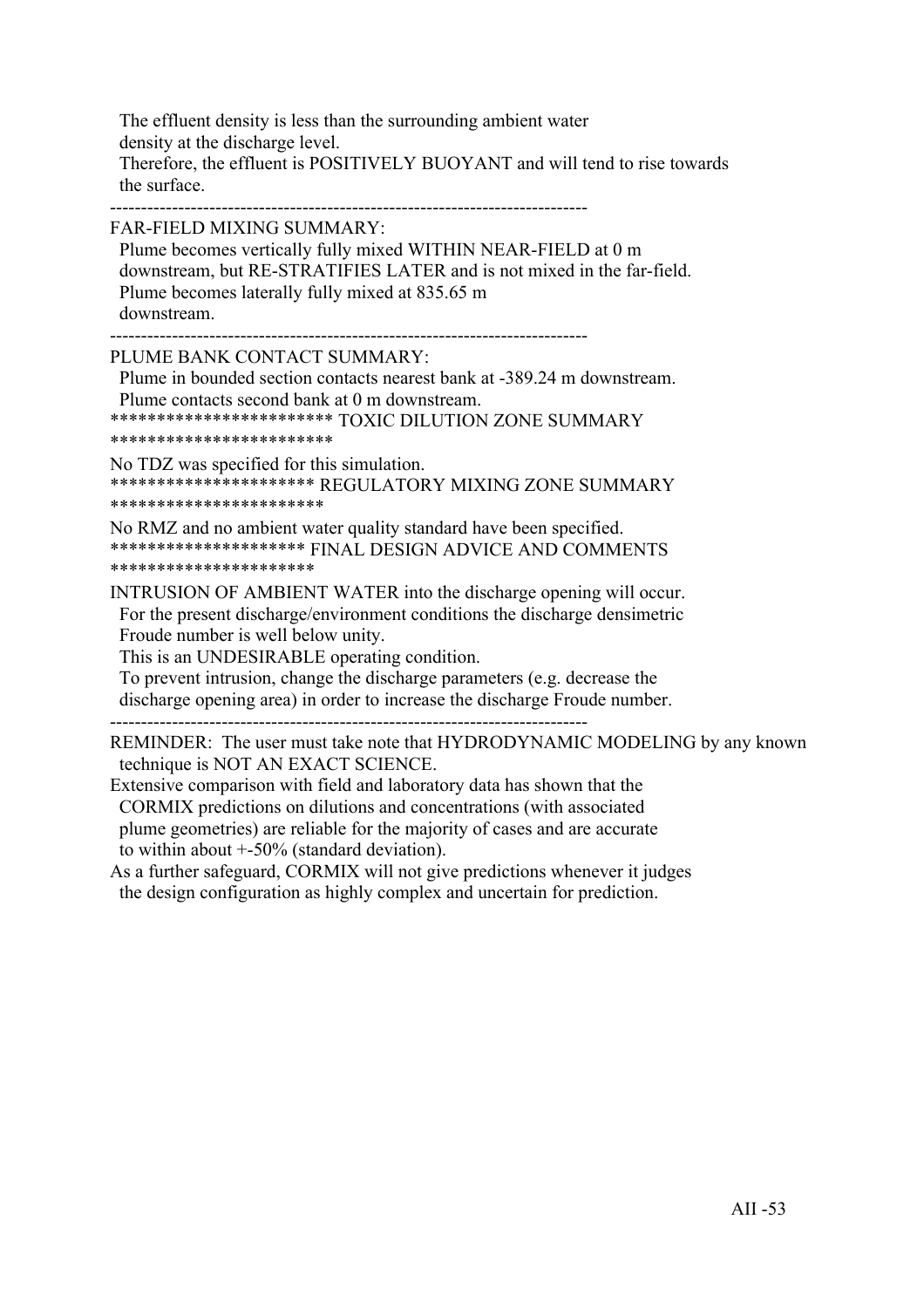The effluent density is less than the surrounding ambient water density at the discharge level.
Therefore, the effluent is POSITIVELY BUOYANT and will tend to rise towards the surface.

-----------------------------------------------------------------------------

FAR-FIELD MIXING SUMMARY:
Plume becomes vertically fully mixed WITHIN NEAR-FIELD at 0 m downstream, but RE-STRATIFIES LATER and is not mixed in the far-field.
Plume becomes laterally fully mixed at 835.65 m downstream.

-----------------------------------------------------------------------------

PLUME BANK CONTACT SUMMARY:
Plume in bounded section contacts nearest bank at -389.24 m downstream.
Plume contacts second bank at 0 m downstream.

************************ TOXIC DILUTION ZONE SUMMARY ************************

No TDZ was specified for this simulation.

********************** REGULATORY MIXING ZONE SUMMARY ***********************

No RMZ and no ambient water quality standard have been specified.

********************* FINAL DESIGN ADVICE AND COMMENTS **********************

INTRUSION OF AMBIENT WATER into the discharge opening will occur.
For the present discharge/environment conditions the discharge densimetric Froude number is well below unity.
This is an UNDESIRABLE operating condition.
To prevent intrusion, change the discharge parameters (e.g. decrease the discharge opening area) in order to increase the discharge Froude number.

-----------------------------------------------------------------------------

REMINDER: The user must take note that HYDRODYNAMIC MODELING by any known technique is NOT AN EXACT SCIENCE.
Extensive comparison with field and laboratory data has shown that the CORMIX predictions on dilutions and concentrations (with associated plume geometries) are reliable for the majority of cases and are accurate to within about +-50% (standard deviation).
As a further safeguard, CORMIX will not give predictions whenever it judges the design configuration as highly complex and uncertain for prediction.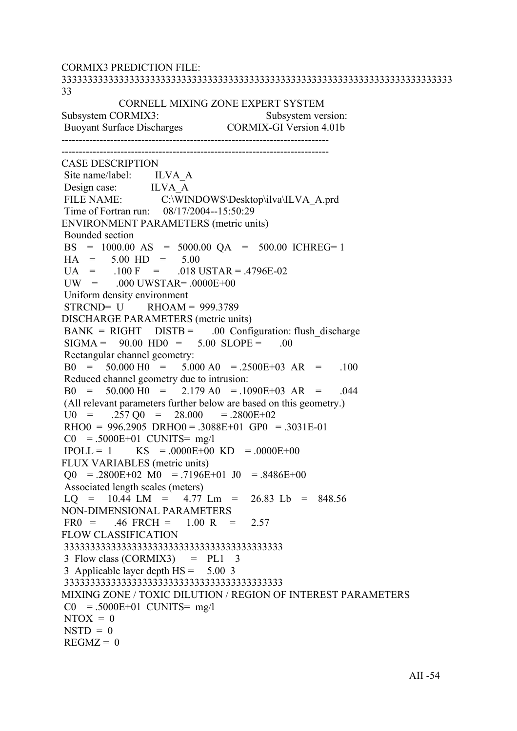```
CORMIX3 PREDICTION FILE:
3333333333333333333333333333333333333333333333333333333333333333333333
33
              CORNELL MIXING ZONE EXPERT SYSTEM
Subsystem CORMIX3:                        Subsystem version:
 Buoyant Surface Discharges             CORMIX-GI Version 4.01b
---------------------------------------------------------------------------
---------------------------------------------------------------------------
CASE DESCRIPTION
 Site name/label:        ILVA_A
 Design case:            ILVA_A
 FILE NAME:              C:\WINDOWS\Desktop\ilva\ILVA_A.prd
 Time of Fortran run:    08/17/2004--15:50:29
ENVIRONMENT PARAMETERS (metric units)
 Bounded section
 BS    =  1000.00  AS    =  5000.00  QA    =   500.00  ICHREG= 1
 HA    =     5.00  HD    =     5.00
 UA    =     .100  F     =     .018  USTAR = .4796E-02
 UW    =     .000  UWSTAR= .0000E+00
 Uniform density environment
 STRCND=  U        RHOAM =  999.3789
DISCHARGE PARAMETERS (metric units)
 BANK  =  RIGHT     DISTB =      .00  Configuration: flush_discharge
 SIGMA =    90.00  HD0   =     5.00  SLOPE =      .00
 Rectangular channel geometry:
 B0    =   50.000 H0    =    5.000 A0    = .2500E+03  AR    =     .100
 Reduced channel geometry due to intrusion:
 B0    =   50.000 H0    =    2.179 A0    = .1090E+03  AR    =     .044
 (All relevant parameters further below are based on this geometry.)
 U0    =     .257 Q0    =   28.000       = .2800E+02
 RHO0  =  996.2905  DRHO0 = .3088E+01  GP0   = .3031E-01
 C0    = .5000E+01  CUNITS=  mg/l
 IPOLL =  1         KS    = .0000E+00  KD    = .0000E+00
FLUX VARIABLES (metric units)
 Q0    = .2800E+02  M0    = .7196E+01  J0    = .8486E+00
 Associated length scales (meters)
 LQ    =    10.44  LM    =     4.77  Lm    =    26.83  Lb    =   848.56
NON-DIMENSIONAL PARAMETERS
 FR0   =      .46  FRCH  =     1.00  R     =     2.57
FLOW CLASSIFICATION
 3333333333333333333333333333333333333333
 3  Flow class (CORMIX3)      =   PL1    3
 3  Applicable layer depth HS =    5.00  3
 3333333333333333333333333333333333333333
MIXING ZONE / TOXIC DILUTION / REGION OF INTEREST PARAMETERS
 C0    = .5000E+01  CUNITS=  mg/l
 NTOX  =  0
 NSTD  =  0
 REGMZ =  0
```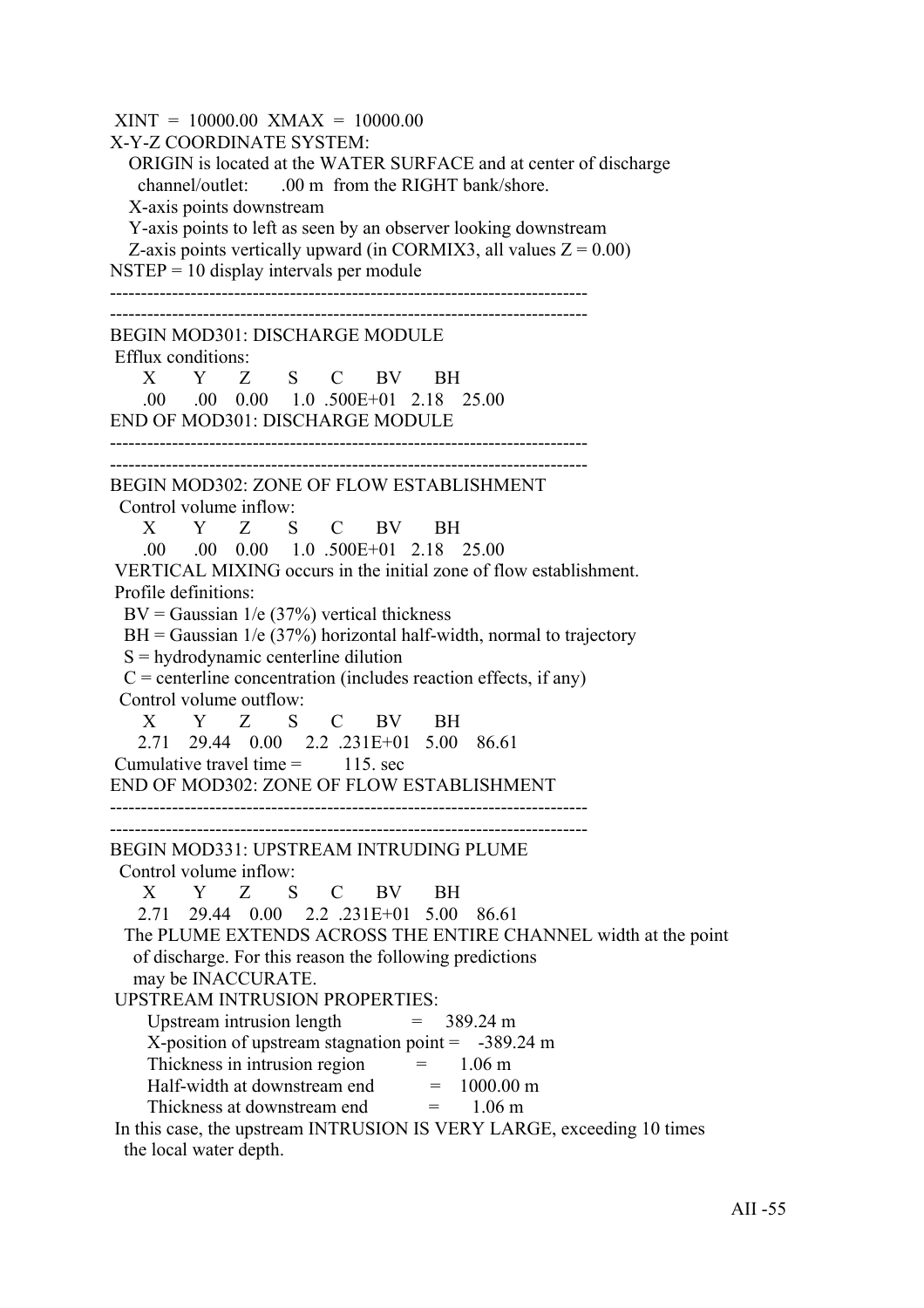```
 XINT  =  10000.00  XMAX  =  10000.00
X-Y-Z COORDINATE SYSTEM:
   ORIGIN is located at the WATER SURFACE and at center of discharge
     channel/outlet:       .00 m  from the RIGHT bank/shore.
   X-axis points downstream
   Y-axis points to left as seen by an observer looking downstream
   Z-axis points vertically upward (in CORMIX3, all values Z = 0.00)
NSTEP = 10 display intervals per module
-----------------------------------------------------------------------------
-----------------------------------------------------------------------------
BEGIN MOD301: DISCHARGE MODULE
 Efflux conditions:
      X       Y      Z       S      C      BV      BH
      .00      .00    0.00     1.0  .500E+01   2.18    25.00
END OF MOD301: DISCHARGE MODULE
-----------------------------------------------------------------------------
-----------------------------------------------------------------------------
BEGIN MOD302: ZONE OF FLOW ESTABLISHMENT
  Control volume inflow:
      X       Y      Z       S      C      BV      BH
      .00      .00    0.00     1.0  .500E+01   2.18    25.00
 VERTICAL MIXING occurs in the initial zone of flow establishment.
 Profile definitions:
   BV = Gaussian 1/e (37%) vertical thickness
   BH = Gaussian 1/e (37%) horizontal half-width, normal to trajectory
   S = hydrodynamic centerline dilution
   C = centerline concentration (includes reaction effects, if any)
  Control volume outflow:
      X       Y      Z       S      C      BV      BH
     2.71    29.44    0.00     2.2  .231E+01   5.00    86.61
 Cumulative travel time =         115. sec
END OF MOD302: ZONE OF FLOW ESTABLISHMENT
-----------------------------------------------------------------------------
-----------------------------------------------------------------------------
BEGIN MOD331: UPSTREAM INTRUDING PLUME
  Control volume inflow:
      X       Y      Z       S      C      BV      BH
     2.71    29.44    0.00     2.2  .231E+01   5.00    86.61
   The PLUME EXTENDS ACROSS THE ENTIRE CHANNEL width at the point
     of discharge. For this reason the following predictions
     may be INACCURATE.
 UPSTREAM INTRUSION PROPERTIES:
       Upstream intrusion length              =     389.24 m
       X-position of upstream stagnation point =    -389.24 m
       Thickness in intrusion region           =       1.06 m
       Half-width at downstream end            =    1000.00 m
       Thickness at downstream end             =       1.06 m
 In this case, the upstream INTRUSION IS VERY LARGE, exceeding 10 times
   the local water depth.
```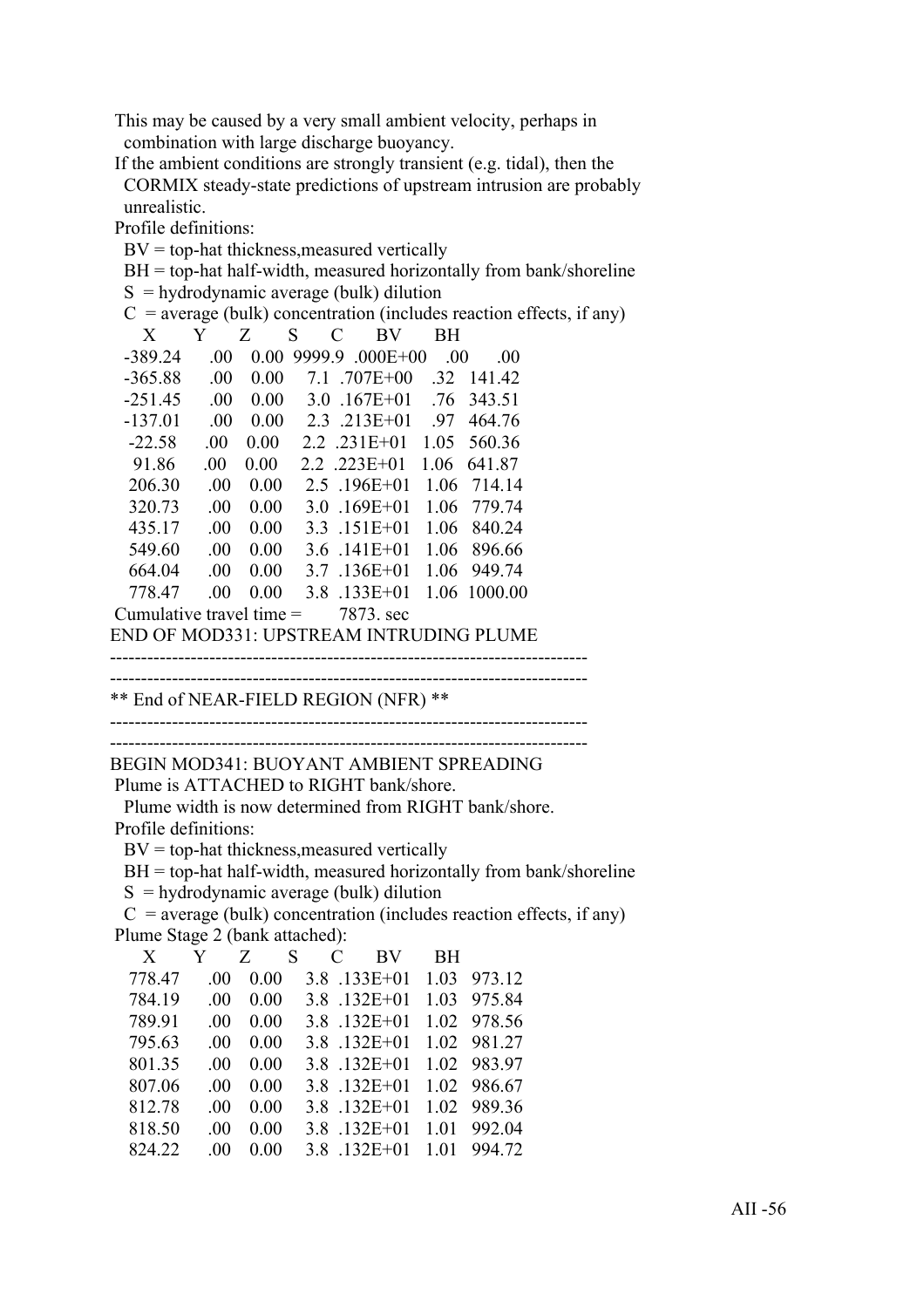This may be caused by a very small ambient velocity, perhaps in combination with large discharge buoyancy.

If the ambient conditions are strongly transient (e.g. tidal), then the CORMIX steady-state predictions of upstream intrusion are probably unrealistic.

Profile definitions:

- BV = top-hat thickness,measured vertically
- BH = top-hat half-width, measured horizontally from bank/shoreline
- S = hydrodynamic average (bulk) dilution
- C = average (bulk) concentration (includes reaction effects, if any)

| X | Y | Z | S | C | BV | BH |
|---|---|---|---|---|---|---|
| -389.24 | .00 | 0.00 | 9999.9 | .000E+00 | .00 | .00 |
| -365.88 | .00 | 0.00 | 7.1 | .707E+00 | .32 | 141.42 |
| -251.45 | .00 | 0.00 | 3.0 | .167E+01 | .76 | 343.51 |
| -137.01 | .00 | 0.00 | 2.3 | .213E+01 | .97 | 464.76 |
| -22.58 | .00 | 0.00 | 2.2 | .231E+01 | 1.05 | 560.36 |
| 91.86 | .00 | 0.00 | 2.2 | .223E+01 | 1.06 | 641.87 |
| 206.30 | .00 | 0.00 | 2.5 | .196E+01 | 1.06 | 714.14 |
| 320.73 | .00 | 0.00 | 3.0 | .169E+01 | 1.06 | 779.74 |
| 435.17 | .00 | 0.00 | 3.3 | .151E+01 | 1.06 | 840.24 |
| 549.60 | .00 | 0.00 | 3.6 | .141E+01 | 1.06 | 896.66 |
| 664.04 | .00 | 0.00 | 3.7 | .136E+01 | 1.06 | 949.74 |
| 778.47 | .00 | 0.00 | 3.8 | .133E+01 | 1.06 | 1000.00 |

Cumulative travel time = 7873. sec

END OF MOD331: UPSTREAM INTRUDING PLUME

---

---

** End of NEAR-FIELD REGION (NFR) **

---

---

BEGIN MOD341: BUOYANT AMBIENT SPREADING

Plume is ATTACHED to RIGHT bank/shore.

Plume width is now determined from RIGHT bank/shore.

Profile definitions:

- BV = top-hat thickness,measured vertically
- BH = top-hat half-width, measured horizontally from bank/shoreline
- S = hydrodynamic average (bulk) dilution
- C = average (bulk) concentration (includes reaction effects, if any)

Plume Stage 2 (bank attached):

| X | Y | Z | S | C | BV | BH |
|---|---|---|---|---|---|---|
| 778.47 | .00 | 0.00 | 3.8 | .133E+01 | 1.03 | 973.12 |
| 784.19 | .00 | 0.00 | 3.8 | .132E+01 | 1.03 | 975.84 |
| 789.91 | .00 | 0.00 | 3.8 | .132E+01 | 1.02 | 978.56 |
| 795.63 | .00 | 0.00 | 3.8 | .132E+01 | 1.02 | 981.27 |
| 801.35 | .00 | 0.00 | 3.8 | .132E+01 | 1.02 | 983.97 |
| 807.06 | .00 | 0.00 | 3.8 | .132E+01 | 1.02 | 986.67 |
| 812.78 | .00 | 0.00 | 3.8 | .132E+01 | 1.02 | 989.36 |
| 818.50 | .00 | 0.00 | 3.8 | .132E+01 | 1.01 | 992.04 |
| 824.22 | .00 | 0.00 | 3.8 | .132E+01 | 1.01 | 994.72 |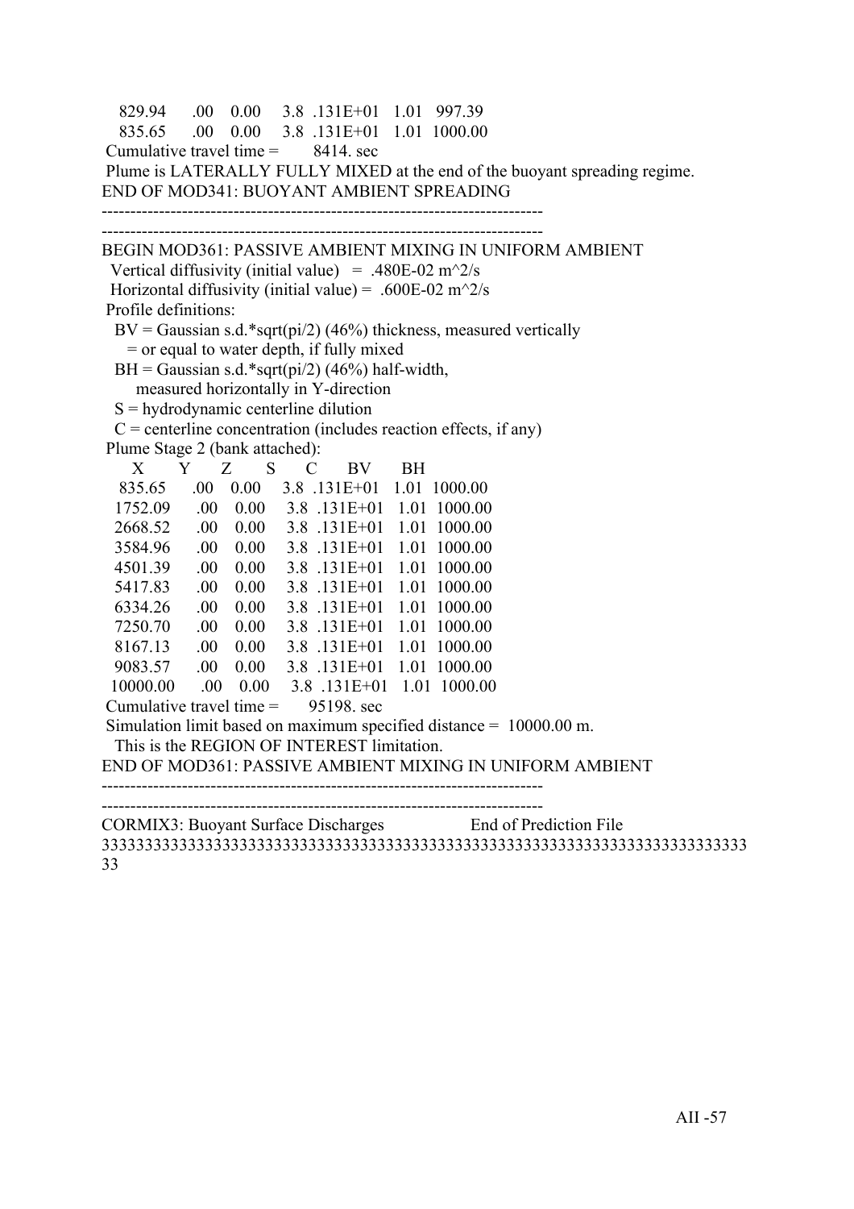```
   829.94      .00    0.00     3.8  .131E+01   1.01   997.39
   835.65      .00    0.00     3.8  .131E+01   1.01  1000.00
 Cumulative travel time =        8414. sec
 Plume is LATERALLY FULLY MIXED at the end of the buoyant spreading regime.
END OF MOD341: BUOYANT AMBIENT SPREADING
-----------------------------------------------------------------------------
-----------------------------------------------------------------------------
BEGIN MOD361: PASSIVE AMBIENT MIXING IN UNIFORM AMBIENT
  Vertical diffusivity (initial value)   =  .480E-02 m^2/s
  Horizontal diffusivity (initial value) =  .600E-02 m^2/s
 Profile definitions:
   BV = Gaussian s.d.*sqrt(pi/2) (46%) thickness, measured vertically
      = or equal to water depth, if fully mixed
   BH = Gaussian s.d.*sqrt(pi/2) (46%) half-width,
        measured horizontally in Y-direction
   S = hydrodynamic centerline dilution
   C = centerline concentration (includes reaction effects, if any)
 Plume Stage 2 (bank attached):
      X        Y       Z       S       C        BV       BH
   835.65      .00    0.00     3.8  .131E+01   1.01  1000.00
   1752.09     .00    0.00     3.8  .131E+01   1.01  1000.00
   2668.52     .00    0.00     3.8  .131E+01   1.01  1000.00
   3584.96     .00    0.00     3.8  .131E+01   1.01  1000.00
   4501.39     .00    0.00     3.8  .131E+01   1.01  1000.00
   5417.83     .00    0.00     3.8  .131E+01   1.01  1000.00
   6334.26     .00    0.00     3.8  .131E+01   1.01  1000.00
   7250.70     .00    0.00     3.8  .131E+01   1.01  1000.00
   8167.13     .00    0.00     3.8  .131E+01   1.01  1000.00
   9083.57     .00    0.00     3.8  .131E+01   1.01  1000.00
  10000.00     .00    0.00     3.8  .131E+01   1.01  1000.00
 Cumulative travel time =       95198. sec
 Simulation limit based on maximum specified distance =  10000.00 m.
   This is the REGION OF INTEREST limitation.
END OF MOD361: PASSIVE AMBIENT MIXING IN UNIFORM AMBIENT
-----------------------------------------------------------------------------
-----------------------------------------------------------------------------
CORMIX3: Buoyant Surface Discharges                  End of Prediction File
333333333333333333333333333333333333333333333333333333333333333333333333333
33
```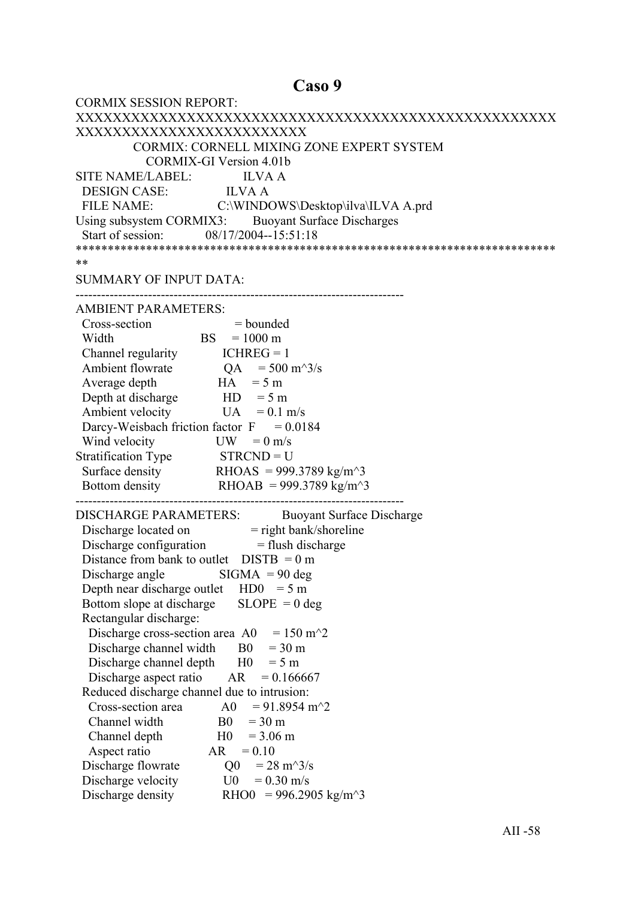# Caso 9

```
CORMIX SESSION REPORT:
XXXXXXXXXXXXXXXXXXXXXXXXXXXXXXXXXXXXXXXXXXXXXXXXXXXXXXXX
XXXXXXXXXXXXXXXXXXXXXXXXX
        CORMIX: CORNELL MIXING ZONE EXPERT SYSTEM
          CORMIX-GI Version 4.01b
SITE NAME/LABEL:            ILVA A
  DESIGN CASE:              ILVA A
  FILE NAME:                C:\WINDOWS\Desktop\ilva\ILVA A.prd
Using subsystem CORMIX3:     Buoyant Surface Discharges
  Start of session:         08/17/2004--15:51:18
***************************************************************************
**
SUMMARY OF INPUT DATA:
---------------------------------------------------------------------------
AMBIENT PARAMETERS:
  Cross-section                   = bounded
  Width                      BS    = 1000 m
  Channel regularity          ICHREG = 1
  Ambient flowrate             QA    = 500 m^3/s
  Average depth               HA    = 5 m
  Depth at discharge           HD    = 5 m
  Ambient velocity             UA    = 0.1 m/s
  Darcy-Weisbach friction factor  F    = 0.0184
  Wind velocity               UW    = 0 m/s
Stratification Type            STRCND = U
  Surface density              RHOAS  = 999.3789 kg/m^3
  Bottom density               RHOAB  = 999.3789 kg/m^3
---------------------------------------------------------------------------
DISCHARGE PARAMETERS:          Buoyant Surface Discharge
  Discharge located on              = right bank/shoreline
  Discharge configuration            = flush discharge
  Distance from bank to outlet   DISTB  = 0 m
  Discharge angle               SIGMA  = 90 deg
  Depth near discharge outlet    HD0    = 5 m
  Bottom slope at discharge      SLOPE  = 0 deg
  Rectangular discharge:
    Discharge cross-section area  A0    = 150 m^2
    Discharge channel width      B0    = 30 m
    Discharge channel depth      H0    = 5 m
    Discharge aspect ratio       AR    = 0.166667
  Reduced discharge channel due to intrusion:
    Cross-section area          A0    = 91.8954 m^2
    Channel width               B0    = 30 m
    Channel depth               H0    = 3.06 m
    Aspect ratio              AR    = 0.10
  Discharge flowrate             Q0    = 28 m^3/s
  Discharge velocity             U0    = 0.30 m/s
  Discharge density             RHO0   = 996.2905 kg/m^3
```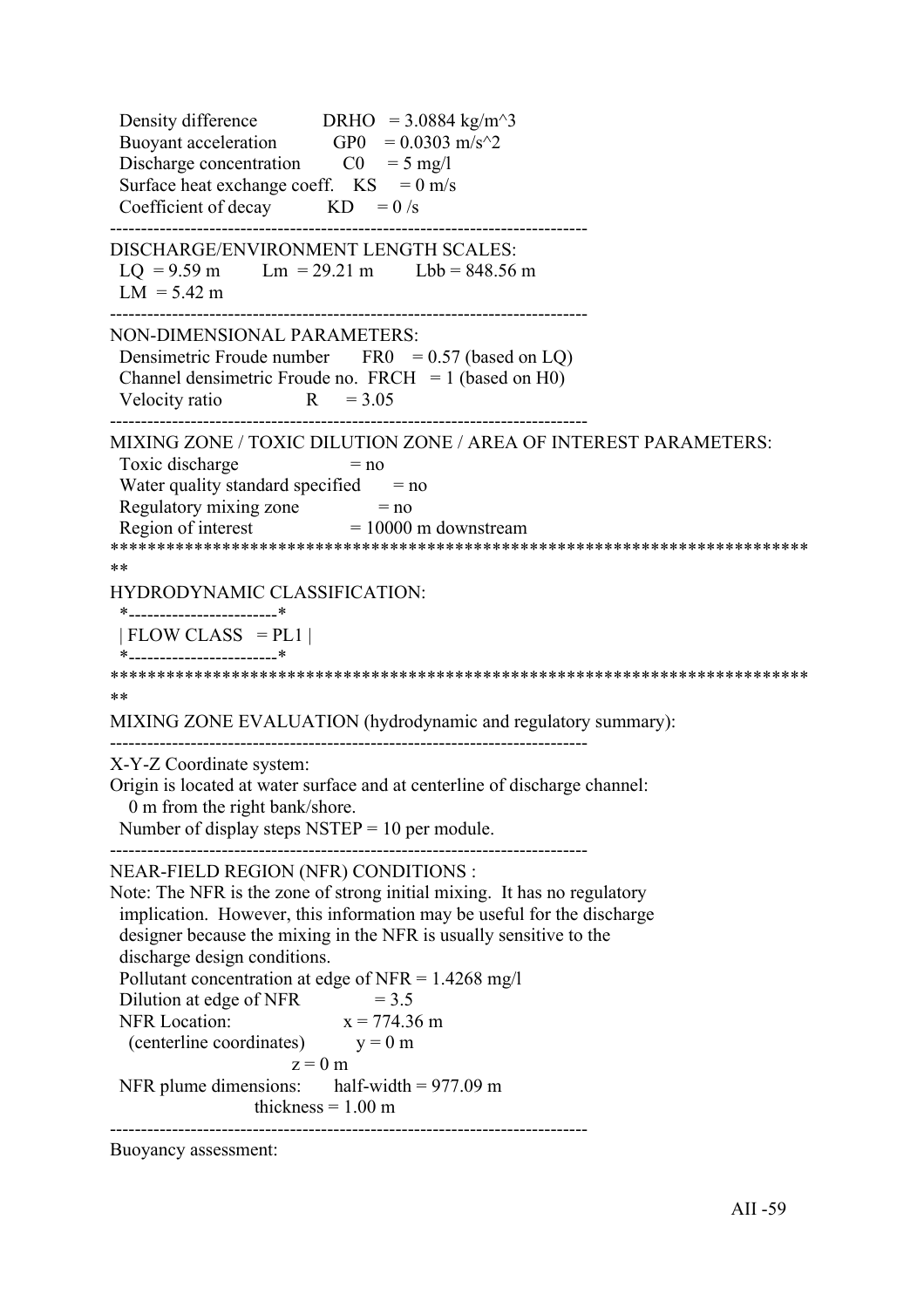```
  Density difference          DRHO   = 3.0884 kg/m^3
  Buoyant acceleration        GP0    = 0.0303 m/s^2
  Discharge concentration     C0     = 5 mg/l
  Surface heat exchange coeff.   KS     = 0 m/s
  Coefficient of decay        KD     = 0 /s
-----------------------------------------------------------------------------
DISCHARGE/ENVIRONMENT LENGTH SCALES:
  LQ  = 9.59 m      Lm  = 29.21 m      Lbb = 848.56 m
  LM  = 5.42 m
-----------------------------------------------------------------------------
NON-DIMENSIONAL PARAMETERS:
  Densimetric Froude number      FR0    = 0.57 (based on LQ)
  Channel densimetric Froude no.  FRCH   = 1 (based on H0)
  Velocity ratio              R      = 3.05
-----------------------------------------------------------------------------
MIXING ZONE / TOXIC DILUTION ZONE / AREA OF INTEREST PARAMETERS:
  Toxic discharge              = no
  Water quality standard specified     = no
  Regulatory mixing zone            = no
  Region of interest             = 10000 m downstream
*****************************************************************************
**
HYDRODYNAMIC CLASSIFICATION:
  *------------------------*
  | FLOW CLASS  = PL1 |
  *------------------------*
*****************************************************************************
**
MIXING ZONE EVALUATION (hydrodynamic and regulatory summary):
-----------------------------------------------------------------------------
X-Y-Z Coordinate system:
Origin is located at water surface and at centerline of discharge channel:
   0 m from the right bank/shore.
  Number of display steps NSTEP = 10 per module.
-----------------------------------------------------------------------------
NEAR-FIELD REGION (NFR) CONDITIONS :
Note: The NFR is the zone of strong initial mixing.  It has no regulatory
  implication.  However, this information may be useful for the discharge
  designer because the mixing in the NFR is usually sensitive to the
  discharge design conditions.
  Pollutant concentration at edge of NFR = 1.4268 mg/l
  Dilution at edge of NFR          = 3.5
  NFR Location:               x = 774.36 m
    (centerline coordinates)        y = 0 m
                          z = 0 m
  NFR plume dimensions:     half-width = 977.09 m
                    thickness = 1.00 m
-----------------------------------------------------------------------------
Buoyancy assessment:
```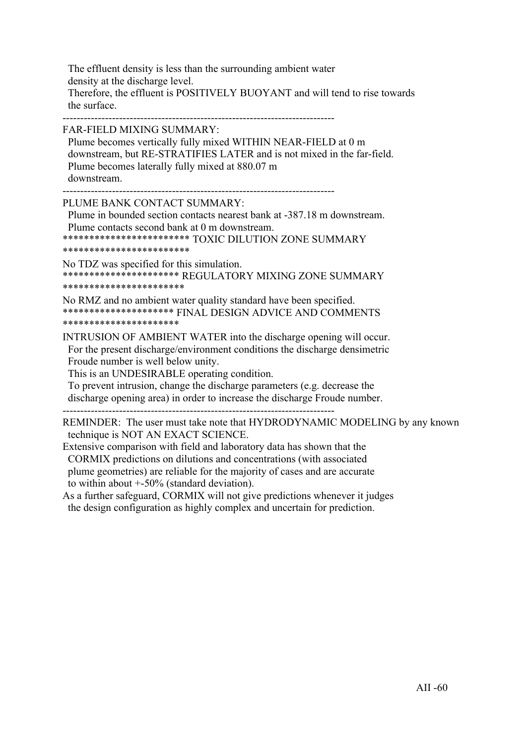The effluent density is less than the surrounding ambient water
density at the discharge level.
Therefore, the effluent is POSITIVELY BUOYANT and will tend to rise towards
the surface.

-----------------------------------------------------------------------------

FAR-FIELD MIXING SUMMARY:
Plume becomes vertically fully mixed WITHIN NEAR-FIELD at 0 m
downstream, but RE-STRATIFIES LATER and is not mixed in the far-field.
Plume becomes laterally fully mixed at 880.07 m
downstream.

-----------------------------------------------------------------------------

PLUME BANK CONTACT SUMMARY:
Plume in bounded section contacts nearest bank at -387.18 m downstream.
Plume contacts second bank at 0 m downstream.

************************ TOXIC DILUTION ZONE SUMMARY ************************

No TDZ was specified for this simulation.

********************** REGULATORY MIXING ZONE SUMMARY ***********************

No RMZ and no ambient water quality standard have been specified.

********************* FINAL DESIGN ADVICE AND COMMENTS **********************

INTRUSION OF AMBIENT WATER into the discharge opening will occur.
For the present discharge/environment conditions the discharge densimetric
Froude number is well below unity.
This is an UNDESIRABLE operating condition.
To prevent intrusion, change the discharge parameters (e.g. decrease the
discharge opening area) in order to increase the discharge Froude number.

-----------------------------------------------------------------------------

REMINDER: The user must take note that HYDRODYNAMIC MODELING by any known
technique is NOT AN EXACT SCIENCE.
Extensive comparison with field and laboratory data has shown that the
CORMIX predictions on dilutions and concentrations (with associated
plume geometries) are reliable for the majority of cases and are accurate
to within about +-50% (standard deviation).
As a further safeguard, CORMIX will not give predictions whenever it judges
the design configuration as highly complex and uncertain for prediction.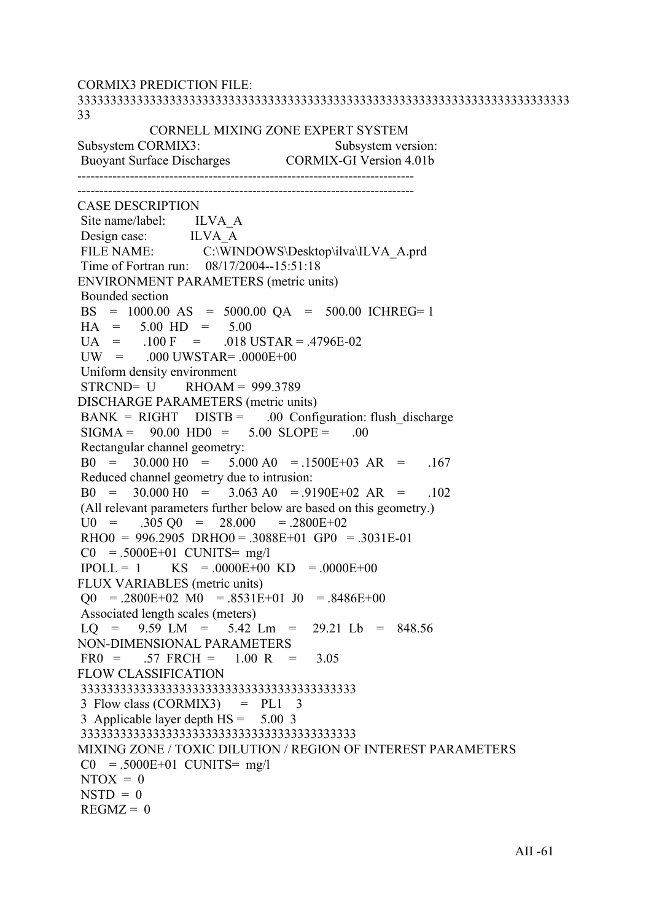CORMIX3 PREDICTION FILE:
33333333333333333333333333333333333333333333333333333333333333333333333333
33

```
                CORNELL MIXING ZONE EXPERT SYSTEM
Subsystem CORMIX3:                         Subsystem version:
 Buoyant Surface Discharges              CORMIX-GI Version 4.01b
---------------------------------------------------------------------------
---------------------------------------------------------------------------
CASE DESCRIPTION
 Site name/label:        ILVA_A
 Design case:            ILVA_A
 FILE NAME:              C:\WINDOWS\Desktop\ilva\ILVA_A.prd
 Time of Fortran run:    08/17/2004--15:51:18
ENVIRONMENT PARAMETERS (metric units)
 Bounded section
 BS   =  1000.00  AS   =  5000.00  QA   =   500.00  ICHREG= 1
 HA   =     5.00  HD   =     5.00
 UA   =     .100  F    =     .018  USTAR = .4796E-02
 UW   =     .000  UWSTAR= .0000E+00
 Uniform density environment
 STRCND=  U        RHOAM =  999.3789
DISCHARGE PARAMETERS (metric units)
 BANK  =  RIGHT     DISTB =      .00  Configuration: flush_discharge
 SIGMA =    90.00  HD0   =     5.00  SLOPE =      .00
 Rectangular channel geometry:
 B0   =    30.000 H0   =    5.000 A0   = .1500E+03  AR   =     .167
 Reduced channel geometry due to intrusion:
 B0   =    30.000 H0   =    3.063 A0   = .9190E+02  AR   =     .102
 (All relevant parameters further below are based on this geometry.)
 U0   =     .305 Q0   =    28.000      = .2800E+02
 RHO0  =  996.2905  DRHO0 = .3088E+01  GP0   = .3031E-01
 C0   = .5000E+01  CUNITS=  mg/l
 IPOLL =  1        KS   = .0000E+00  KD   = .0000E+00
FLUX VARIABLES (metric units)
 Q0   = .2800E+02  M0   = .8531E+01  J0   = .8486E+00
 Associated length scales (meters)
 LQ   =     9.59  LM   =     5.42  Lm   =    29.21  Lb   =   848.56
NON-DIMENSIONAL PARAMETERS
 FR0  =      .57  FRCH =     1.00  R    =     3.05
FLOW CLASSIFICATION
 333333333333333333333333333333333333333333
 3  Flow class (CORMIX3)      =  PL1    3
 3  Applicable layer depth HS =    5.00  3
 333333333333333333333333333333333333333333
MIXING ZONE / TOXIC DILUTION / REGION OF INTEREST PARAMETERS
 C0   = .5000E+01  CUNITS=  mg/l
 NTOX  =  0
 NSTD  =  0
 REGMZ =  0
```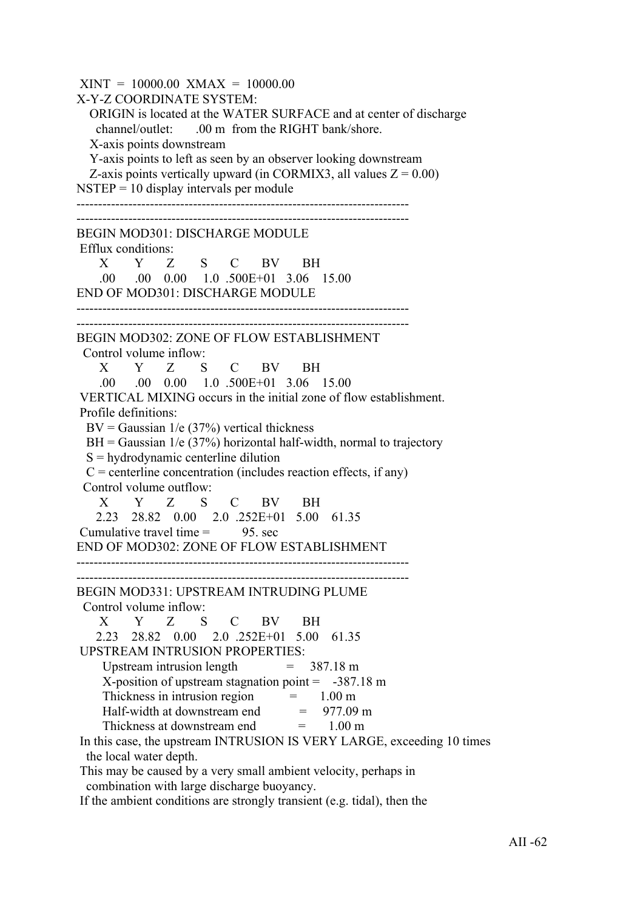```
 XINT  =  10000.00  XMAX  =  10000.00
X-Y-Z COORDINATE SYSTEM:
   ORIGIN is located at the WATER SURFACE and at center of discharge
     channel/outlet:       .00 m  from the RIGHT bank/shore.
   X-axis points downstream
   Y-axis points to left as seen by an observer looking downstream
   Z-axis points vertically upward (in CORMIX3, all values Z = 0.00)
NSTEP = 10 display intervals per module
-----------------------------------------------------------------------------
-----------------------------------------------------------------------------
BEGIN MOD301: DISCHARGE MODULE
 Efflux conditions:
      X       Y      Z       S      C      BV      BH
     .00     .00    0.00     1.0  .500E+01   3.06    15.00
END OF MOD301: DISCHARGE MODULE
-----------------------------------------------------------------------------
-----------------------------------------------------------------------------
BEGIN MOD302: ZONE OF FLOW ESTABLISHMENT
  Control volume inflow:
      X       Y      Z       S      C      BV      BH
     .00     .00    0.00     1.0  .500E+01   3.06    15.00
 VERTICAL MIXING occurs in the initial zone of flow establishment.
 Profile definitions:
   BV = Gaussian 1/e (37%) vertical thickness
   BH = Gaussian 1/e (37%) horizontal half-width, normal to trajectory
   S = hydrodynamic centerline dilution
   C = centerline concentration (includes reaction effects, if any)
  Control volume outflow:
      X       Y      Z       S      C      BV      BH
    2.23    28.82    0.00     2.0  .252E+01   5.00    61.35
 Cumulative travel time =          95. sec
END OF MOD302: ZONE OF FLOW ESTABLISHMENT
-----------------------------------------------------------------------------
-----------------------------------------------------------------------------
BEGIN MOD331: UPSTREAM INTRUDING PLUME
  Control volume inflow:
      X       Y      Z       S      C      BV      BH
    2.23    28.82    0.00     2.0  .252E+01   5.00    61.35
 UPSTREAM INTRUSION PROPERTIES:
       Upstream intrusion length              =    387.18 m
       X-position of upstream stagnation point =    -387.18 m
       Thickness in intrusion region          =      1.00 m
       Half-width at downstream end           =    977.09 m
       Thickness at downstream end            =      1.00 m
 In this case, the upstream INTRUSION IS VERY LARGE, exceeding 10 times
   the local water depth.
 This may be caused by a very small ambient velocity, perhaps in
   combination with large discharge buoyancy.
 If the ambient conditions are strongly transient (e.g. tidal), then the
```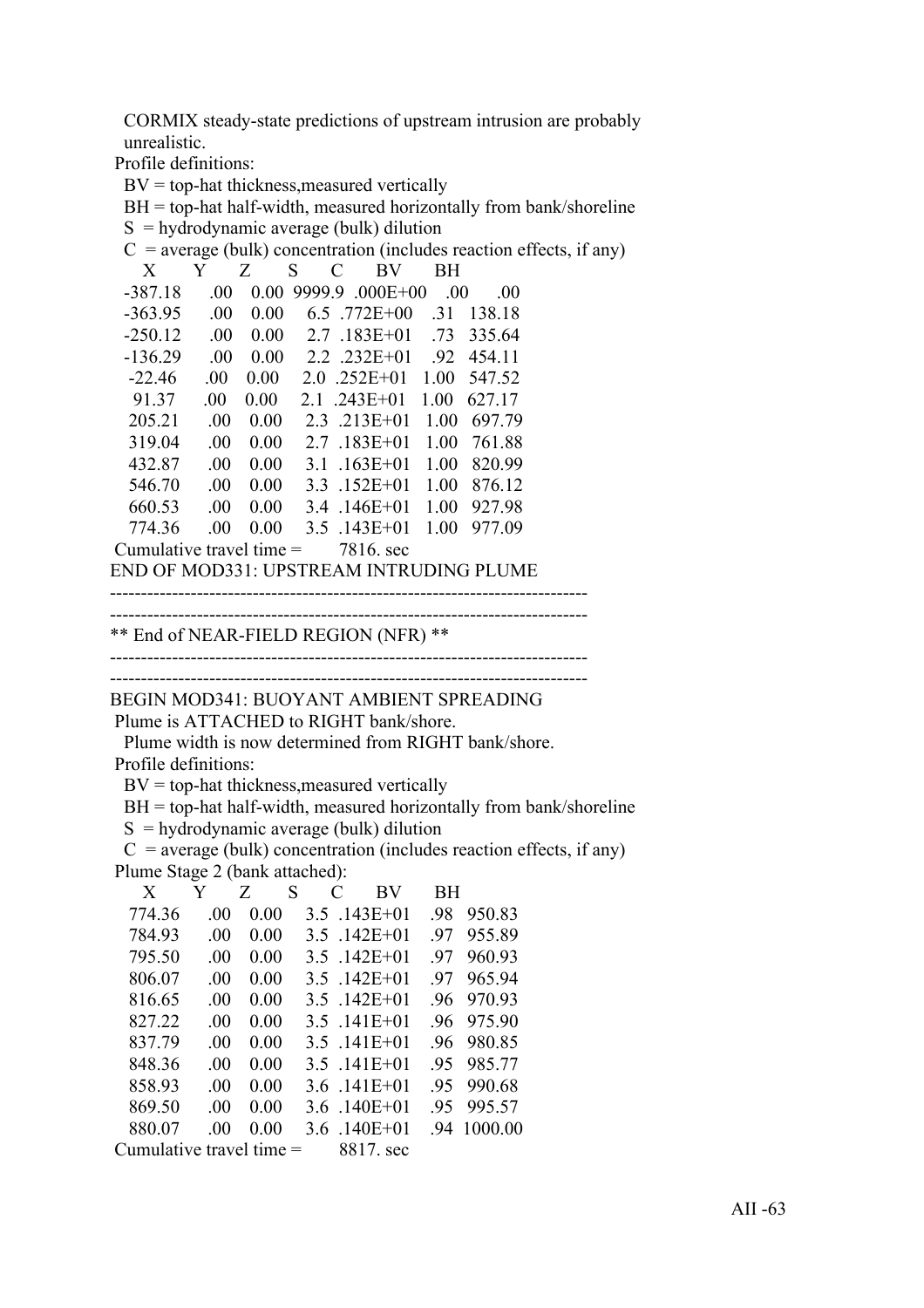CORMIX steady-state predictions of upstream intrusion are probably unrealistic.

Profile definitions:

BV = top-hat thickness,measured vertically
BH = top-hat half-width, measured horizontally from bank/shoreline
S = hydrodynamic average (bulk) dilution
C = average (bulk) concentration (includes reaction effects, if any)

| X | Y | Z | S | C | BV | BH |
|---|---|---|---|---|---|---|
| -387.18 | .00 | 0.00 | 9999.9 | .000E+00 | .00 | .00 |
| -363.95 | .00 | 0.00 | 6.5 | .772E+00 | .31 | 138.18 |
| -250.12 | .00 | 0.00 | 2.7 | .183E+01 | .73 | 335.64 |
| -136.29 | .00 | 0.00 | 2.2 | .232E+01 | .92 | 454.11 |
| -22.46 | .00 | 0.00 | 2.0 | .252E+01 | 1.00 | 547.52 |
| 91.37 | .00 | 0.00 | 2.1 | .243E+01 | 1.00 | 627.17 |
| 205.21 | .00 | 0.00 | 2.3 | .213E+01 | 1.00 | 697.79 |
| 319.04 | .00 | 0.00 | 2.7 | .183E+01 | 1.00 | 761.88 |
| 432.87 | .00 | 0.00 | 3.1 | .163E+01 | 1.00 | 820.99 |
| 546.70 | .00 | 0.00 | 3.3 | .152E+01 | 1.00 | 876.12 |
| 660.53 | .00 | 0.00 | 3.4 | .146E+01 | 1.00 | 927.98 |
| 774.36 | .00 | 0.00 | 3.5 | .143E+01 | 1.00 | 977.09 |

Cumulative travel time = 7816. sec

END OF MOD331: UPSTREAM INTRUDING PLUME

-----------------------------------------------------------------------------

-----------------------------------------------------------------------------

** End of NEAR-FIELD REGION (NFR) **

-----------------------------------------------------------------------------

-----------------------------------------------------------------------------

BEGIN MOD341: BUOYANT AMBIENT SPREADING

Plume is ATTACHED to RIGHT bank/shore.
Plume width is now determined from RIGHT bank/shore.

Profile definitions:

BV = top-hat thickness,measured vertically
BH = top-hat half-width, measured horizontally from bank/shoreline
S = hydrodynamic average (bulk) dilution
C = average (bulk) concentration (includes reaction effects, if any)

Plume Stage 2 (bank attached):

| X | Y | Z | S | C | BV | BH |
|---|---|---|---|---|---|---|
| 774.36 | .00 | 0.00 | 3.5 | .143E+01 | .98 | 950.83 |
| 784.93 | .00 | 0.00 | 3.5 | .142E+01 | .97 | 955.89 |
| 795.50 | .00 | 0.00 | 3.5 | .142E+01 | .97 | 960.93 |
| 806.07 | .00 | 0.00 | 3.5 | .142E+01 | .97 | 965.94 |
| 816.65 | .00 | 0.00 | 3.5 | .142E+01 | .96 | 970.93 |
| 827.22 | .00 | 0.00 | 3.5 | .141E+01 | .96 | 975.90 |
| 837.79 | .00 | 0.00 | 3.5 | .141E+01 | .96 | 980.85 |
| 848.36 | .00 | 0.00 | 3.5 | .141E+01 | .95 | 985.77 |
| 858.93 | .00 | 0.00 | 3.6 | .141E+01 | .95 | 990.68 |
| 869.50 | .00 | 0.00 | 3.6 | .140E+01 | .95 | 995.57 |
| 880.07 | .00 | 0.00 | 3.6 | .140E+01 | .94 | 1000.00 |

Cumulative travel time = 8817. sec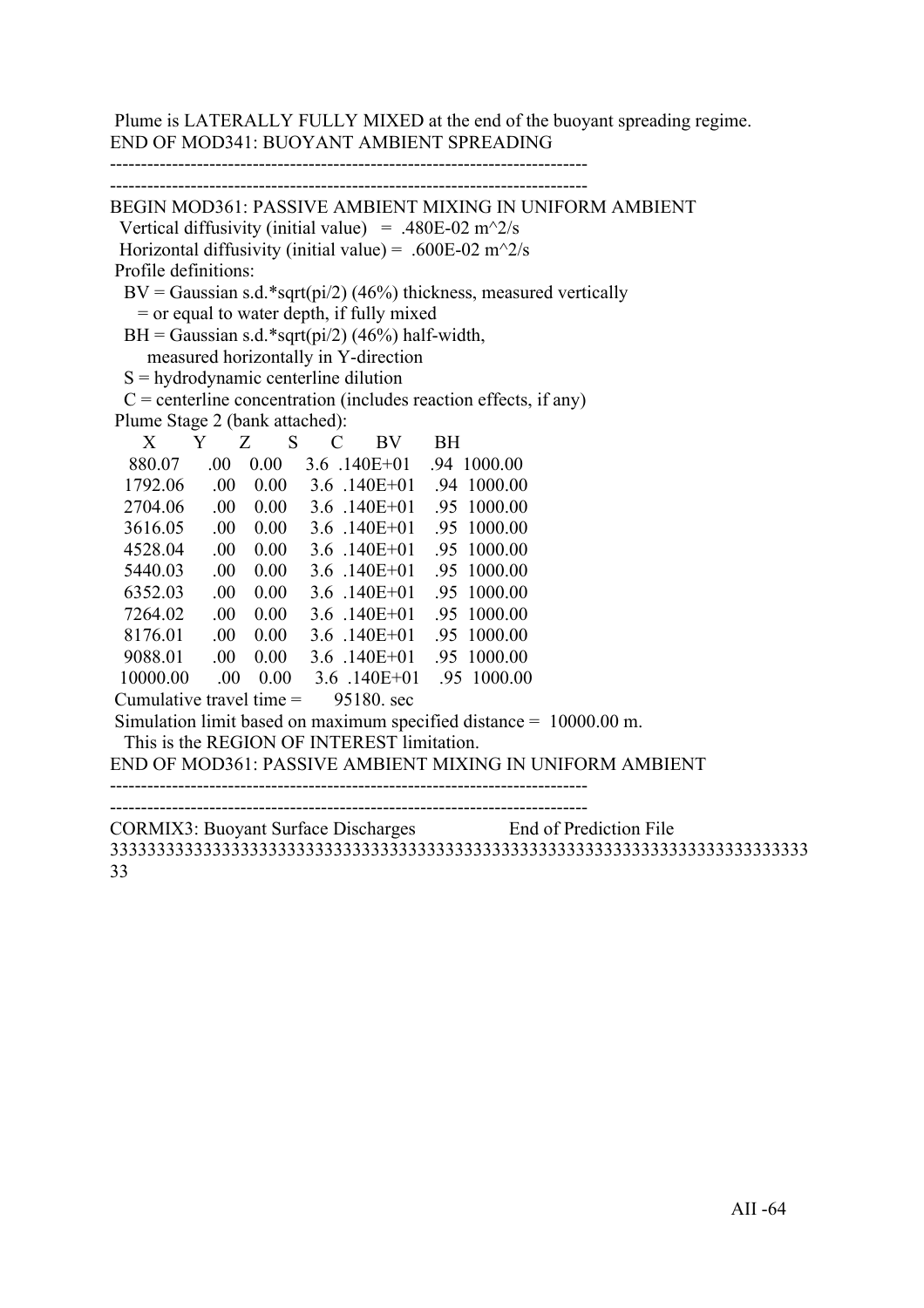Plume is LATERALLY FULLY MIXED at the end of the buoyant spreading regime.
END OF MOD341: BUOYANT AMBIENT SPREADING

-----------------------------------------------------------------------------

-----------------------------------------------------------------------------

BEGIN MOD361: PASSIVE AMBIENT MIXING IN UNIFORM AMBIENT
  Vertical diffusivity (initial value)   =  .480E-02 m^2/s
  Horizontal diffusivity (initial value) =  .600E-02 m^2/s
 Profile definitions:
   BV = Gaussian s.d.*sqrt(pi/2) (46%) thickness, measured vertically
     = or equal to water depth, if fully mixed
   BH = Gaussian s.d.*sqrt(pi/2) (46%) half-width,
       measured horizontally in Y-direction
   S = hydrodynamic centerline dilution
   C = centerline concentration (includes reaction effects, if any)
 Plume Stage 2 (bank attached):

| X | Y | Z | S | C | BV | BH |
|---|---|---|---|---|---|---|
| 880.07 | .00 | 0.00 | 3.6 | .140E+01 | .94 | 1000.00 |
| 1792.06 | .00 | 0.00 | 3.6 | .140E+01 | .94 | 1000.00 |
| 2704.06 | .00 | 0.00 | 3.6 | .140E+01 | .95 | 1000.00 |
| 3616.05 | .00 | 0.00 | 3.6 | .140E+01 | .95 | 1000.00 |
| 4528.04 | .00 | 0.00 | 3.6 | .140E+01 | .95 | 1000.00 |
| 5440.03 | .00 | 0.00 | 3.6 | .140E+01 | .95 | 1000.00 |
| 6352.03 | .00 | 0.00 | 3.6 | .140E+01 | .95 | 1000.00 |
| 7264.02 | .00 | 0.00 | 3.6 | .140E+01 | .95 | 1000.00 |
| 8176.01 | .00 | 0.00 | 3.6 | .140E+01 | .95 | 1000.00 |
| 9088.01 | .00 | 0.00 | 3.6 | .140E+01 | .95 | 1000.00 |
| 10000.00 | .00 | 0.00 | 3.6 | .140E+01 | .95 | 1000.00 |

 Cumulative travel time =       95180. sec
 Simulation limit based on maximum specified distance =  10000.00 m.
   This is the REGION OF INTEREST limitation.
END OF MOD361: PASSIVE AMBIENT MIXING IN UNIFORM AMBIENT

-----------------------------------------------------------------------------

-----------------------------------------------------------------------------

CORMIX3: Buoyant Surface Discharges                End of Prediction File
333333333333333333333333333333333333333333333333333333333333333333333333333
33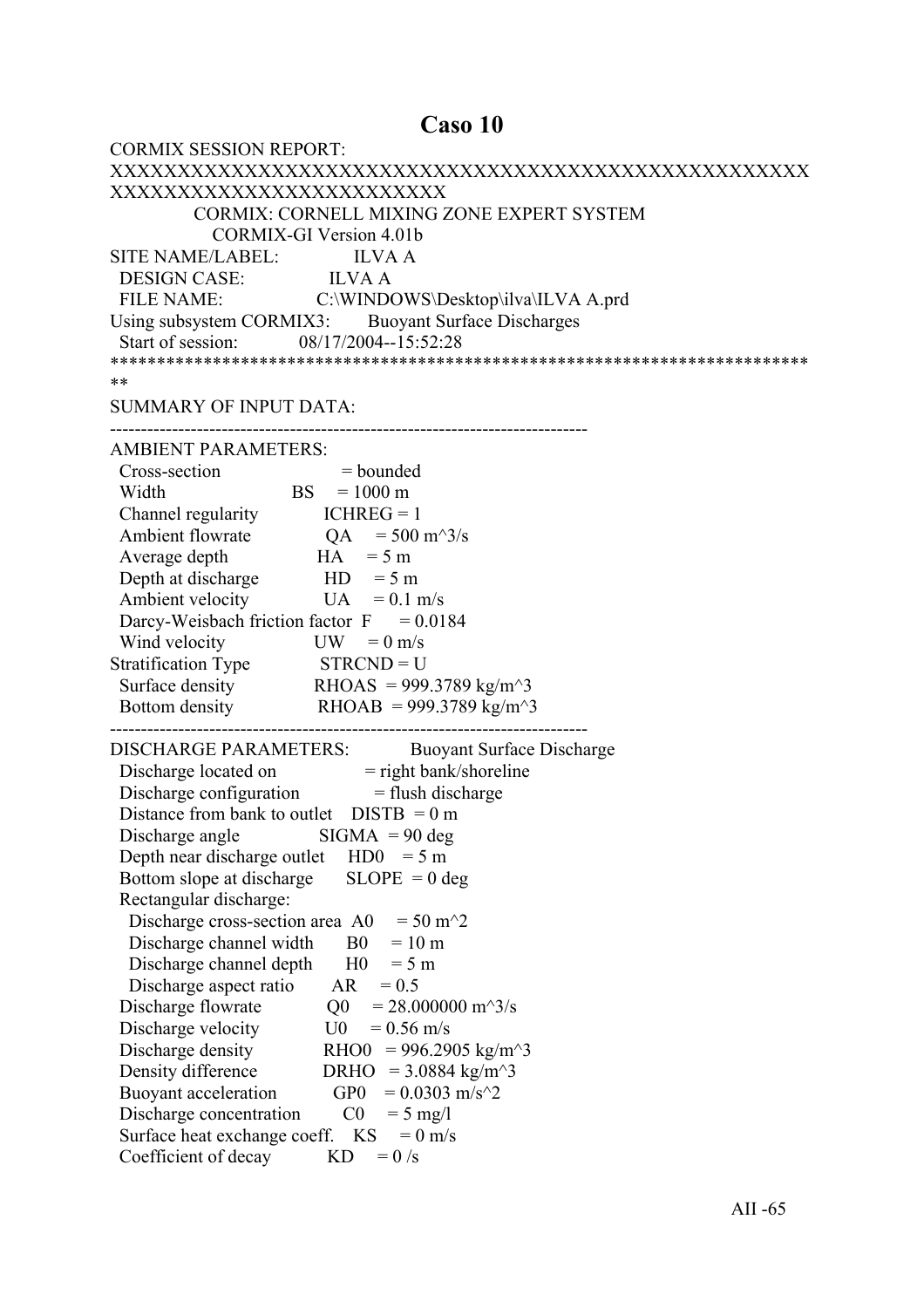# Caso 10

```
CORMIX SESSION REPORT:
XXXXXXXXXXXXXXXXXXXXXXXXXXXXXXXXXXXXXXXXXXXXXXXXXXXXXXXXXXXXXXXXXXXXXXXXXXXXXXXXXXX
          CORMIX: CORNELL MIXING ZONE EXPERT SYSTEM
             CORMIX-GI Version 4.01b
SITE NAME/LABEL:            ILVA A
  DESIGN CASE:              ILVA A
  FILE NAME:                C:\WINDOWS\Desktop\ilva\ILVA A.prd
Using subsystem CORMIX3:    Buoyant Surface Discharges
  Start of session:         08/17/2004--15:52:28
****************************************************************************
**
SUMMARY OF INPUT DATA:
---------------------------------------------------------------------------
AMBIENT PARAMETERS:
  Cross-section                  = bounded
  Width                   BS     = 1000 m
  Channel regularity      ICHREG = 1
  Ambient flowrate        QA     = 500 m^3/s
  Average depth           HA     = 5 m
  Depth at discharge      HD     = 5 m
  Ambient velocity        UA     = 0.1 m/s
  Darcy-Weisbach friction factor F = 0.0184
  Wind velocity           UW     = 0 m/s
Stratification Type       STRCND = U
  Surface density         RHOAS  = 999.3789 kg/m^3
  Bottom density          RHOAB  = 999.3789 kg/m^3
---------------------------------------------------------------------------
DISCHARGE PARAMETERS:         Buoyant Surface Discharge
  Discharge located on           = right bank/shoreline
  Discharge configuration        = flush discharge
  Distance from bank to outlet   DISTB  = 0 m
  Discharge angle                SIGMA  = 90 deg
  Depth near discharge outlet    HD0    = 5 m
  Bottom slope at discharge      SLOPE  = 0 deg
  Rectangular discharge:
    Discharge cross-section area  A0    = 50 m^2
    Discharge channel width       B0    = 10 m
    Discharge channel depth       H0    = 5 m
    Discharge aspect ratio        AR    = 0.5
  Discharge flowrate              Q0    = 28.000000 m^3/s
  Discharge velocity              U0    = 0.56 m/s
  Discharge density               RHO0  = 996.2905 kg/m^3
  Density difference              DRHO  = 3.0884 kg/m^3
  Buoyant acceleration            GP0   = 0.0303 m/s^2
  Discharge concentration         C0    = 5 mg/l
  Surface heat exchange coeff.    KS    = 0 m/s
  Coefficient of decay            KD    = 0 /s
```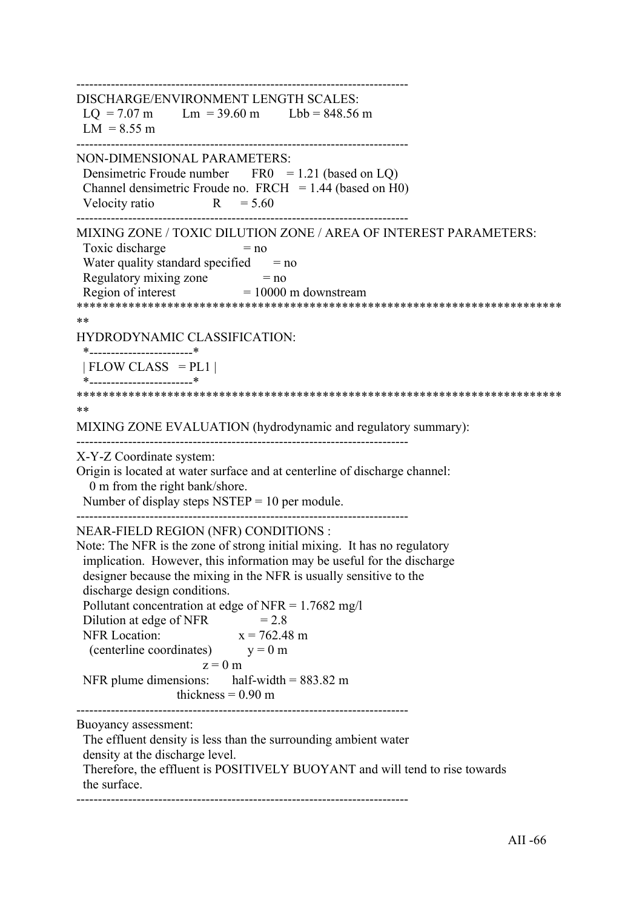```
-----------------------------------------------------------------------------
DISCHARGE/ENVIRONMENT LENGTH SCALES:
  LQ  = 7.07 m        Lm  = 39.60 m        Lbb = 848.56 m
  LM  = 8.55 m
-----------------------------------------------------------------------------
NON-DIMENSIONAL PARAMETERS:
  Densimetric Froude number      FR0   = 1.21 (based on LQ)
  Channel densimetric Froude no.  FRCH   = 1.44 (based on H0)
  Velocity ratio              R     = 5.60
-----------------------------------------------------------------------------
MIXING ZONE / TOXIC DILUTION ZONE / AREA OF INTEREST PARAMETERS:
  Toxic discharge                  = no
  Water quality standard specified      = no
  Regulatory mixing zone              = no
  Region of interest                 = 10000 m downstream
*****************************************************************************
**
HYDRODYNAMIC CLASSIFICATION:
  *------------------------*
  | FLOW CLASS   = PL1 |
  *------------------------*
*****************************************************************************
**
MIXING ZONE EVALUATION (hydrodynamic and regulatory summary):
-----------------------------------------------------------------------------
X-Y-Z Coordinate system:
Origin is located at water surface and at centerline of discharge channel:
    0 m from the right bank/shore.
  Number of display steps NSTEP = 10 per module.
-----------------------------------------------------------------------------
NEAR-FIELD REGION (NFR) CONDITIONS :
Note: The NFR is the zone of strong initial mixing.  It has no regulatory
  implication.  However, this information may be useful for the discharge
  designer because the mixing in the NFR is usually sensitive to the
  discharge design conditions.
  Pollutant concentration at edge of NFR = 1.7682 mg/l
  Dilution at edge of NFR              = 2.8
  NFR Location:                    x = 762.48 m
    (centerline coordinates)          y = 0 m
                               z = 0 m
  NFR plume dimensions:      half-width = 883.82 m
                       thickness = 0.90 m
-----------------------------------------------------------------------------
Buoyancy assessment:
  The effluent density is less than the surrounding ambient water
  density at the discharge level.
  Therefore, the effluent is POSITIVELY BUOYANT and will tend to rise towards
  the surface.
-----------------------------------------------------------------------------
```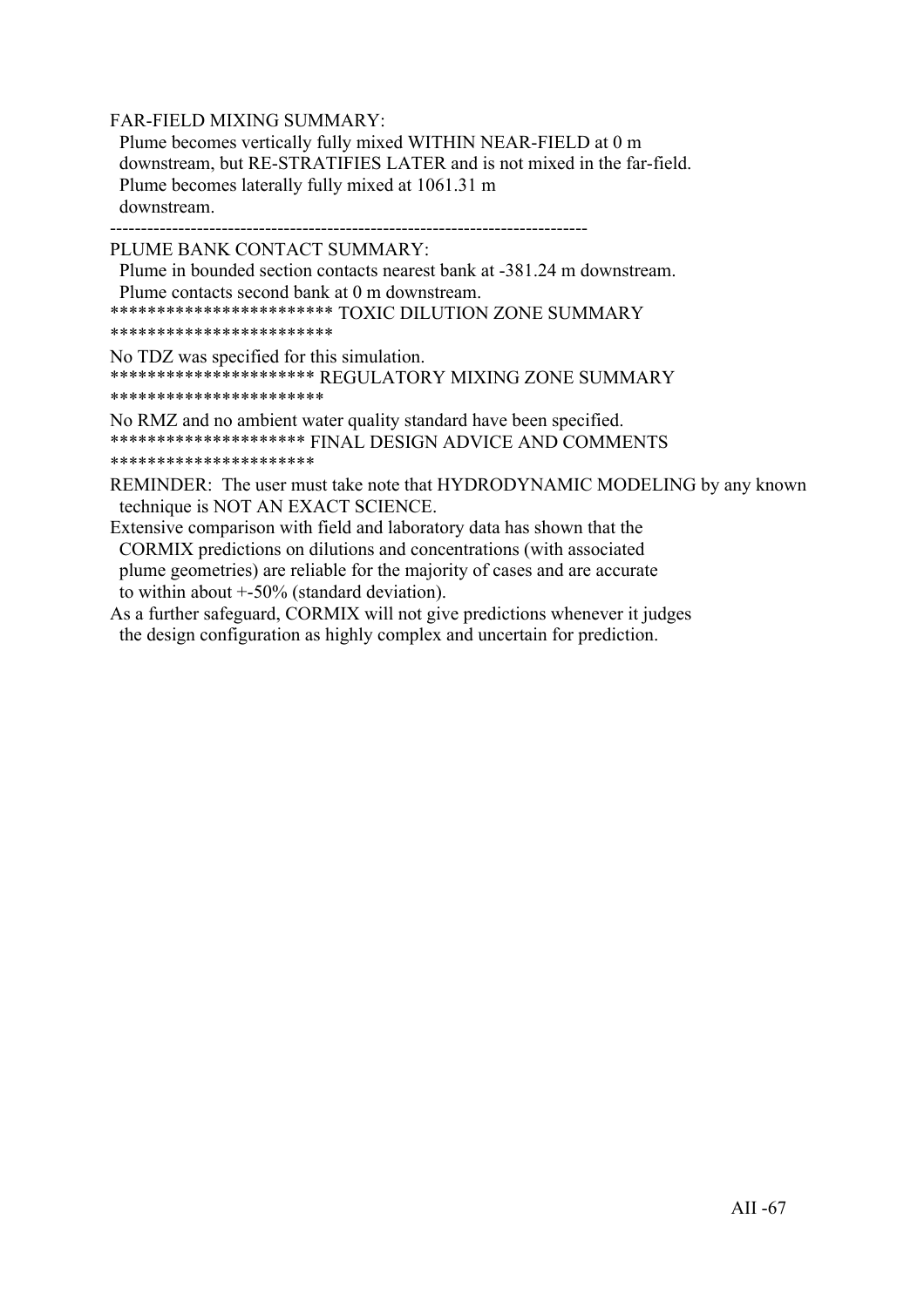FAR-FIELD MIXING SUMMARY:
 Plume becomes vertically fully mixed WITHIN NEAR-FIELD at 0 m
 downstream, but RE-STRATIFIES LATER and is not mixed in the far-field.
 Plume becomes laterally fully mixed at 1061.31 m
 downstream.

-----------------------------------------------------------------------------

PLUME BANK CONTACT SUMMARY:
 Plume in bounded section contacts nearest bank at -381.24 m downstream.
 Plume contacts second bank at 0 m downstream.

************************ TOXIC DILUTION ZONE SUMMARY ************************

No TDZ was specified for this simulation.

********************** REGULATORY MIXING ZONE SUMMARY ***********************

No RMZ and no ambient water quality standard have been specified.

********************* FINAL DESIGN ADVICE AND COMMENTS **********************

REMINDER: The user must take note that HYDRODYNAMIC MODELING by any known
 technique is NOT AN EXACT SCIENCE.

Extensive comparison with field and laboratory data has shown that the
 CORMIX predictions on dilutions and concentrations (with associated
 plume geometries) are reliable for the majority of cases and are accurate
 to within about +-50% (standard deviation).

As a further safeguard, CORMIX will not give predictions whenever it judges
 the design configuration as highly complex and uncertain for prediction.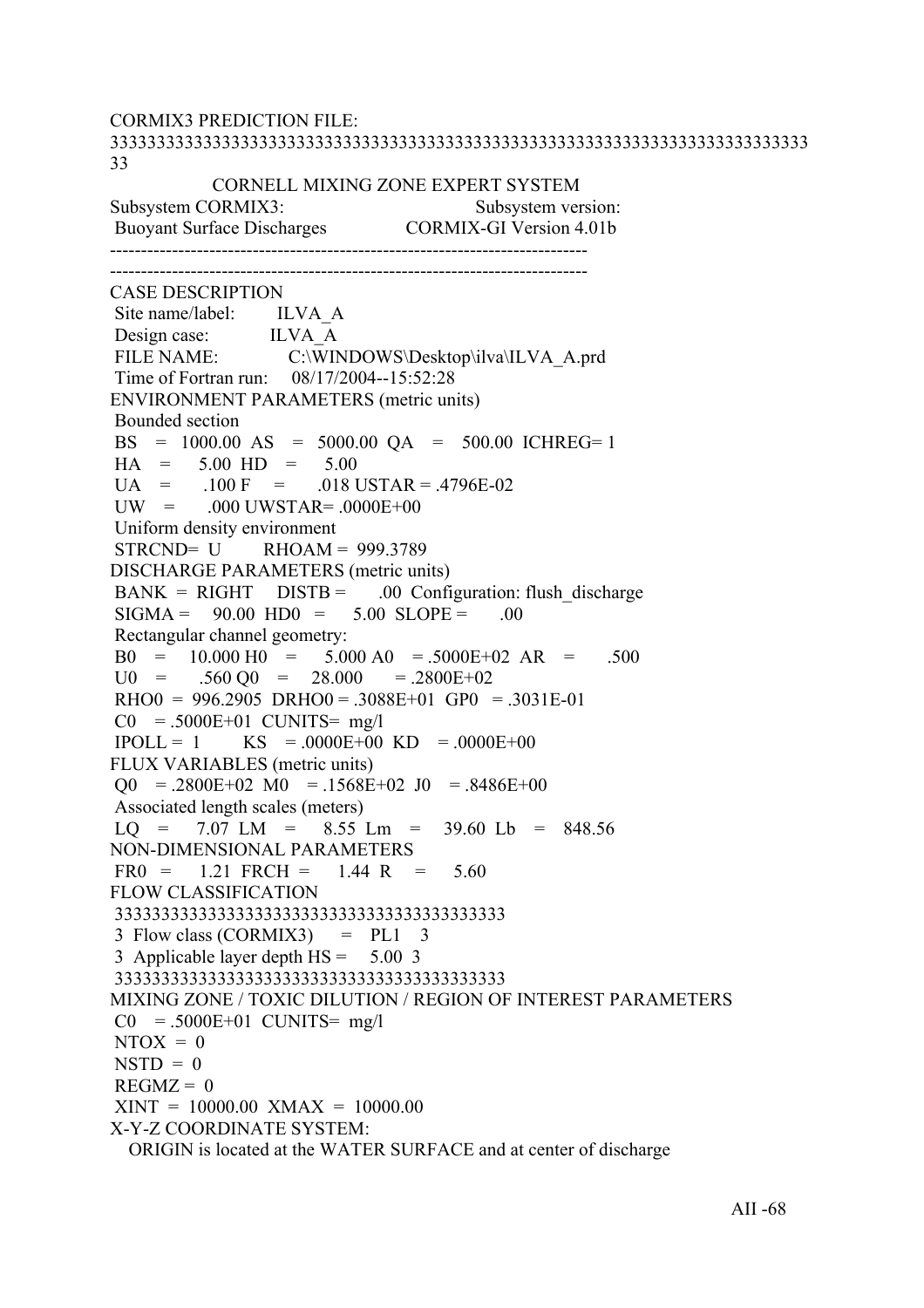CORMIX3 PREDICTION FILE:

```
333333333333333333333333333333333333333333333333333333333333333333333333
33
              CORNELL MIXING ZONE EXPERT SYSTEM
Subsystem CORMIX3:                      Subsystem version:
 Buoyant Surface Discharges             CORMIX-GI Version 4.01b
---------------------------------------------------------------------------
---------------------------------------------------------------------------
CASE DESCRIPTION
 Site name/label:        ILVA_A
 Design case:            ILVA_A
 FILE NAME:              C:\WINDOWS\Desktop\ilva\ILVA_A.prd
 Time of Fortran run:    08/17/2004--15:52:28
ENVIRONMENT PARAMETERS (metric units)
 Bounded section
 BS   =  1000.00  AS   =  5000.00  QA   =   500.00  ICHREG= 1
 HA   =     5.00  HD   =     5.00
 UA   =     .100  F    =     .018  USTAR = .4796E-02
 UW   =     .000  UWSTAR= .0000E+00
 Uniform density environment
 STRCND=  U       RHOAM =  999.3789
DISCHARGE PARAMETERS (metric units)
 BANK  =  RIGHT    DISTB =     .00  Configuration: flush_discharge
 SIGMA =    90.00  HD0  =     5.00  SLOPE =     .00
 Rectangular channel geometry:
 B0   =   10.000  H0   =    5.000  A0   = .5000E+02  AR   =    .500
 U0   =     .560  Q0   =   28.000       = .2800E+02
 RHO0  =  996.2905  DRHO0 = .3088E+01  GP0  = .3031E-01
 C0   = .5000E+01  CUNITS=  mg/l
 IPOLL =  1       KS   = .0000E+00  KD   = .0000E+00
FLUX VARIABLES (metric units)
 Q0   = .2800E+02  M0   = .1568E+02  J0   = .8486E+00
 Associated length scales (meters)
 LQ   =     7.07  LM   =     8.55  Lm   =    39.60  Lb   =   848.56
NON-DIMENSIONAL PARAMETERS
 FR0  =     1.21  FRCH =     1.44  R    =     5.60
FLOW CLASSIFICATION
 3333333333333333333333333333333333333333
 3  Flow class (CORMIX3)    =    PL1    3
 3  Applicable layer depth HS =    5.00  3
 3333333333333333333333333333333333333333
MIXING ZONE / TOXIC DILUTION / REGION OF INTEREST PARAMETERS
 C0   = .5000E+01  CUNITS=  mg/l
 NTOX  =  0
 NSTD  =  0
 REGMZ =  0
 XINT  =  10000.00  XMAX  =  10000.00
X-Y-Z COORDINATE SYSTEM:
   ORIGIN is located at the WATER SURFACE and at center of discharge
```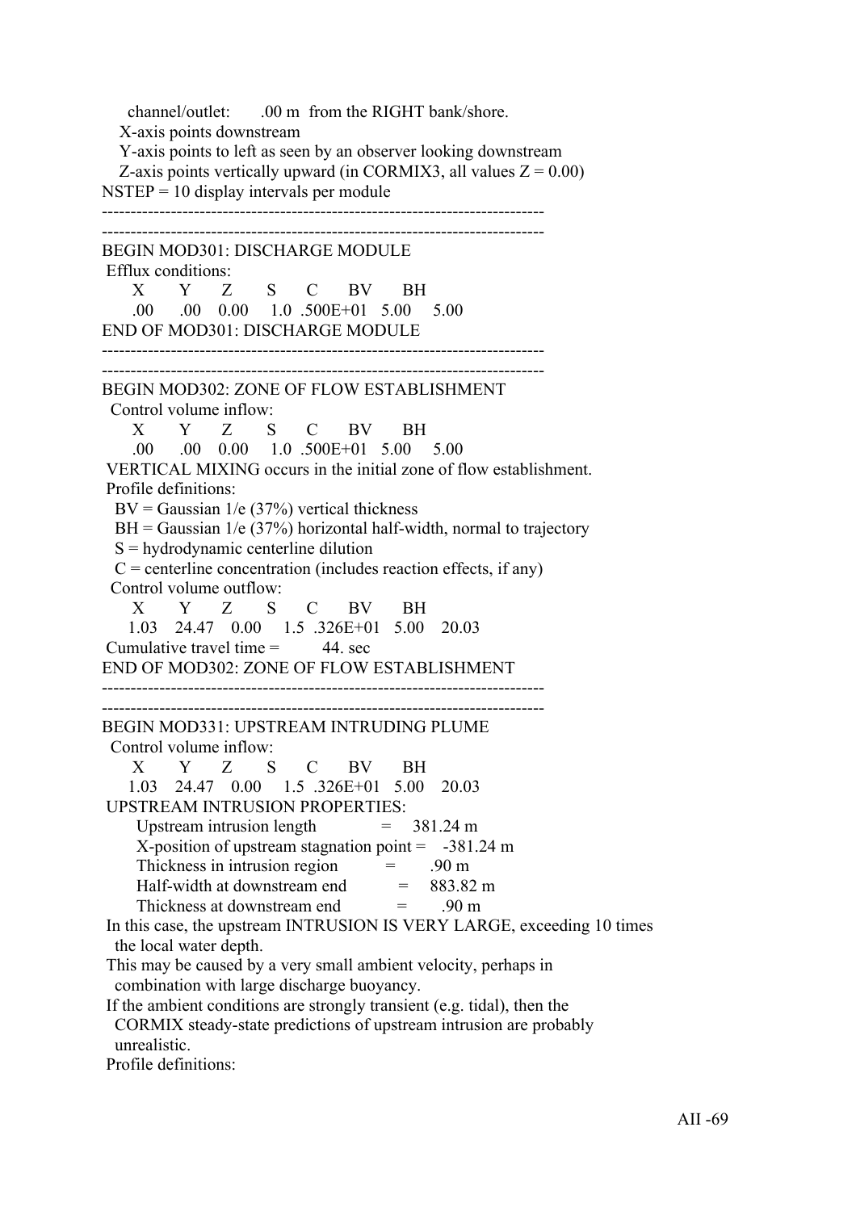channel/outlet: .00 m from the RIGHT bank/shore.
X-axis points downstream
Y-axis points to left as seen by an observer looking downstream
Z-axis points vertically upward (in CORMIX3, all values Z = 0.00)
NSTEP = 10 display intervals per module

```
-----------------------------------------------------------------------------
-----------------------------------------------------------------------------
BEGIN MOD301: DISCHARGE MODULE
 Efflux conditions:
      X       Y       Z       S       C       BV      BH
     .00     .00    0.00     1.0  .500E+01   5.00    5.00
END OF MOD301: DISCHARGE MODULE
-----------------------------------------------------------------------------
-----------------------------------------------------------------------------
BEGIN MOD302: ZONE OF FLOW ESTABLISHMENT
  Control volume inflow:
      X       Y       Z       S       C       BV      BH
     .00     .00    0.00     1.0  .500E+01   5.00    5.00
 VERTICAL MIXING occurs in the initial zone of flow establishment.
 Profile definitions:
   BV = Gaussian 1/e (37%) vertical thickness
   BH = Gaussian 1/e (37%) horizontal half-width, normal to trajectory
   S = hydrodynamic centerline dilution
   C = centerline concentration (includes reaction effects, if any)
  Control volume outflow:
      X       Y       Z       S       C       BV      BH
    1.03   24.47    0.00     1.5  .326E+01   5.00   20.03
 Cumulative travel time =        44. sec
END OF MOD302: ZONE OF FLOW ESTABLISHMENT
-----------------------------------------------------------------------------
-----------------------------------------------------------------------------
BEGIN MOD331: UPSTREAM INTRUDING PLUME
  Control volume inflow:
      X       Y       Z       S       C       BV      BH
    1.03   24.47    0.00     1.5  .326E+01   5.00   20.03
 UPSTREAM INTRUSION PROPERTIES:
      Upstream intrusion length            =    381.24 m
      X-position of upstream stagnation point =   -381.24 m
      Thickness in intrusion region         =       .90 m
      Half-width at downstream end          =    883.82 m
      Thickness at downstream end           =       .90 m
 In this case, the upstream INTRUSION IS VERY LARGE, exceeding 10 times
   the local water depth.
 This may be caused by a very small ambient velocity, perhaps in
   combination with large discharge buoyancy.
 If the ambient conditions are strongly transient (e.g. tidal), then the
   CORMIX steady-state predictions of upstream intrusion are probably
   unrealistic.
 Profile definitions:
```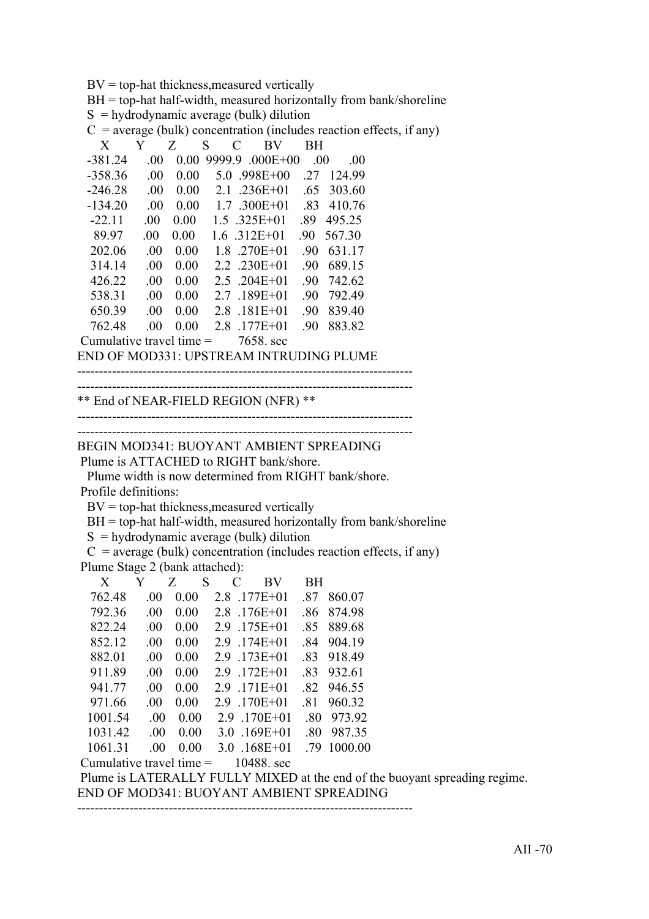BV = top-hat thickness,measured vertically
BH = top-hat half-width, measured horizontally from bank/shoreline
S = hydrodynamic average (bulk) dilution
C = average (bulk) concentration (includes reaction effects, if any)

| X | Y | Z | S | C | BV | BH |
|---|---|---|---|---|---|---|
| -381.24 | .00 | 0.00 | 9999.9 | .000E+00 | .00 | .00 |
| -358.36 | .00 | 0.00 | 5.0 | .998E+00 | .27 | 124.99 |
| -246.28 | .00 | 0.00 | 2.1 | .236E+01 | .65 | 303.60 |
| -134.20 | .00 | 0.00 | 1.7 | .300E+01 | .83 | 410.76 |
| -22.11 | .00 | 0.00 | 1.5 | .325E+01 | .89 | 495.25 |
| 89.97 | .00 | 0.00 | 1.6 | .312E+01 | .90 | 567.30 |
| 202.06 | .00 | 0.00 | 1.8 | .270E+01 | .90 | 631.17 |
| 314.14 | .00 | 0.00 | 2.2 | .230E+01 | .90 | 689.15 |
| 426.22 | .00 | 0.00 | 2.5 | .204E+01 | .90 | 742.62 |
| 538.31 | .00 | 0.00 | 2.7 | .189E+01 | .90 | 792.49 |
| 650.39 | .00 | 0.00 | 2.8 | .181E+01 | .90 | 839.40 |
| 762.48 | .00 | 0.00 | 2.8 | .177E+01 | .90 | 883.82 |

Cumulative travel time = 7658. sec

END OF MOD331: UPSTREAM INTRUDING PLUME

-----------------------------------------------------------------------------

-----------------------------------------------------------------------------

** End of NEAR-FIELD REGION (NFR) **

-----------------------------------------------------------------------------

-----------------------------------------------------------------------------

BEGIN MOD341: BUOYANT AMBIENT SPREADING

Plume is ATTACHED to RIGHT bank/shore.

Plume width is now determined from RIGHT bank/shore.

Profile definitions:

BV = top-hat thickness,measured vertically
BH = top-hat half-width, measured horizontally from bank/shoreline
S = hydrodynamic average (bulk) dilution
C = average (bulk) concentration (includes reaction effects, if any)

Plume Stage 2 (bank attached):

| X | Y | Z | S | C | BV | BH |
|---|---|---|---|---|---|---|
| 762.48 | .00 | 0.00 | 2.8 | .177E+01 | .87 | 860.07 |
| 792.36 | .00 | 0.00 | 2.8 | .176E+01 | .86 | 874.98 |
| 822.24 | .00 | 0.00 | 2.9 | .175E+01 | .85 | 889.68 |
| 852.12 | .00 | 0.00 | 2.9 | .174E+01 | .84 | 904.19 |
| 882.01 | .00 | 0.00 | 2.9 | .173E+01 | .83 | 918.49 |
| 911.89 | .00 | 0.00 | 2.9 | .172E+01 | .83 | 932.61 |
| 941.77 | .00 | 0.00 | 2.9 | .171E+01 | .82 | 946.55 |
| 971.66 | .00 | 0.00 | 2.9 | .170E+01 | .81 | 960.32 |
| 1001.54 | .00 | 0.00 | 2.9 | .170E+01 | .80 | 973.92 |
| 1031.42 | .00 | 0.00 | 3.0 | .169E+01 | .80 | 987.35 |
| 1061.31 | .00 | 0.00 | 3.0 | .168E+01 | .79 | 1000.00 |

Cumulative travel time = 10488. sec

Plume is LATERALLY FULLY MIXED at the end of the buoyant spreading regime.

END OF MOD341: BUOYANT AMBIENT SPREADING

-----------------------------------------------------------------------------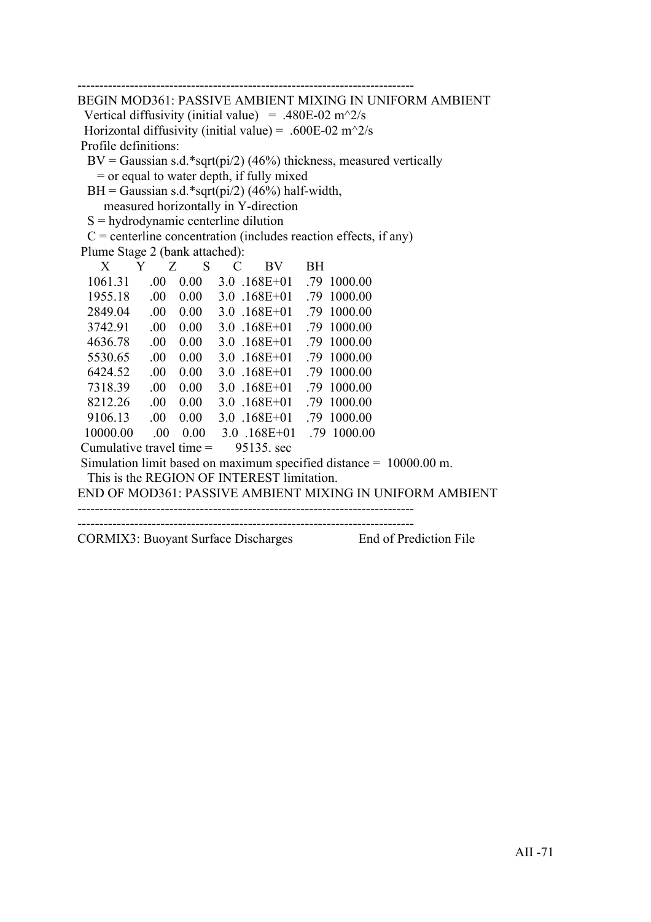-----------------------------------------------------------------------------
BEGIN MOD361: PASSIVE AMBIENT MIXING IN UNIFORM AMBIENT

Vertical diffusivity (initial value) = .480E-02 m^2/s

Horizontal diffusivity (initial value) = .600E-02 m^2/s

Profile definitions:

BV = Gaussian s.d.*sqrt(pi/2) (46%) thickness, measured vertically
= or equal to water depth, if fully mixed

BH = Gaussian s.d.*sqrt(pi/2) (46%) half-width,
measured horizontally in Y-direction

S = hydrodynamic centerline dilution

C = centerline concentration (includes reaction effects, if any)

Plume Stage 2 (bank attached):

| X | Y | Z | S | C | BV | BH |
|---|---|---|---|---|---|---|
| 1061.31 | .00 | 0.00 | 3.0 | .168E+01 | .79 | 1000.00 |
| 1955.18 | .00 | 0.00 | 3.0 | .168E+01 | .79 | 1000.00 |
| 2849.04 | .00 | 0.00 | 3.0 | .168E+01 | .79 | 1000.00 |
| 3742.91 | .00 | 0.00 | 3.0 | .168E+01 | .79 | 1000.00 |
| 4636.78 | .00 | 0.00 | 3.0 | .168E+01 | .79 | 1000.00 |
| 5530.65 | .00 | 0.00 | 3.0 | .168E+01 | .79 | 1000.00 |
| 6424.52 | .00 | 0.00 | 3.0 | .168E+01 | .79 | 1000.00 |
| 7318.39 | .00 | 0.00 | 3.0 | .168E+01 | .79 | 1000.00 |
| 8212.26 | .00 | 0.00 | 3.0 | .168E+01 | .79 | 1000.00 |
| 9106.13 | .00 | 0.00 | 3.0 | .168E+01 | .79 | 1000.00 |
| 10000.00 | .00 | 0.00 | 3.0 | .168E+01 | .79 | 1000.00 |

Cumulative travel time = 95135. sec

Simulation limit based on maximum specified distance = 10000.00 m.
This is the REGION OF INTEREST limitation.

END OF MOD361: PASSIVE AMBIENT MIXING IN UNIFORM AMBIENT

-----------------------------------------------------------------------------

-----------------------------------------------------------------------------

CORMIX3: Buoyant Surface Discharges End of Prediction File